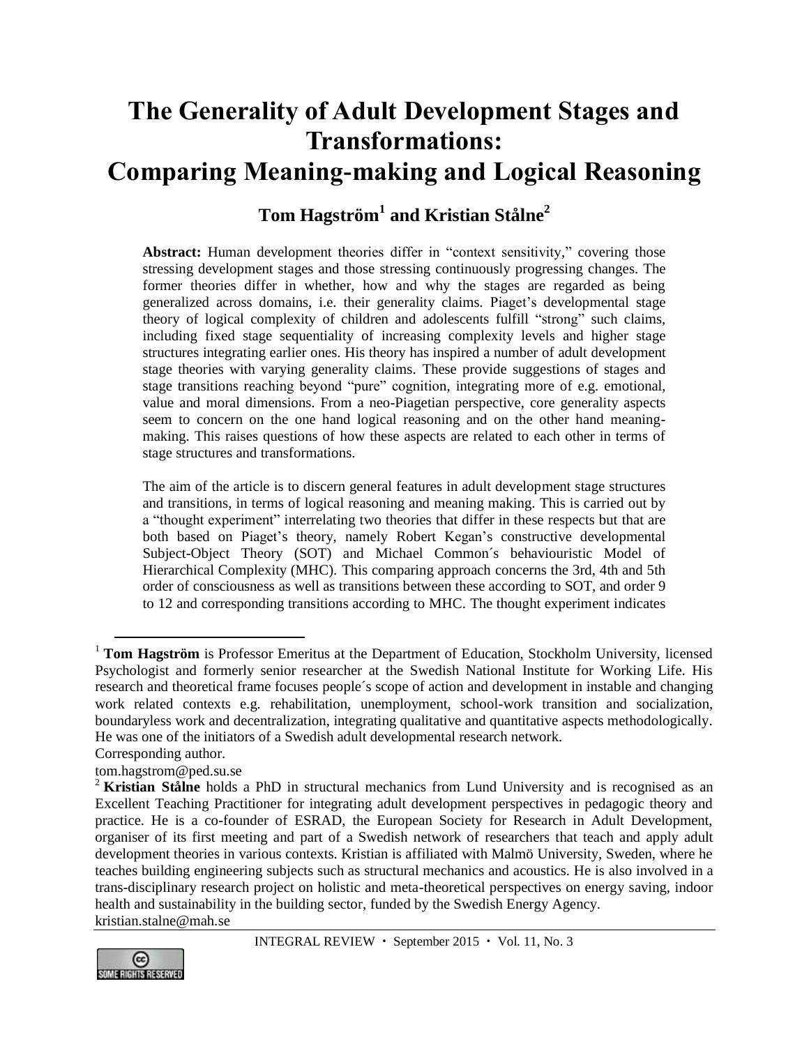# The Generality of Adult Development Stages and Transformations: Comparing Meaning-making and Logical Reasoning

## Tom Hagström[1] and Kristian Stålne[2]

**Abstract:** Human development theories differ in "context sensitivity," covering those stressing development stages and those stressing continuously progressing changes. The former theories differ in whether, how and why the stages are regarded as being generalized across domains, i.e. their generality claims. Piaget's developmental stage theory of logical complexity of children and adolescents fulfill "strong" such claims, including fixed stage sequentiality of increasing complexity levels and higher stage structures integrating earlier ones. His theory has inspired a number of adult development stage theories with varying generality claims. These provide suggestions of stages and stage transitions reaching beyond "pure" cognition, integrating more of e.g. emotional, value and moral dimensions. From a neo-Piagetian perspective, core generality aspects seem to concern on the one hand logical reasoning and on the other hand meaning-making. This raises questions of how these aspects are related to each other in terms of stage structures and transformations.

The aim of the article is to discern general features in adult development stage structures and transitions, in terms of logical reasoning and meaning making. This is carried out by a "thought experiment" interrelating two theories that differ in these respects but that are both based on Piaget's theory, namely Robert Kegan's constructive developmental Subject-Object Theory (SOT) and Michael Common´s behaviouristic Model of Hierarchical Complexity (MHC). This comparing approach concerns the 3rd, 4th and 5th order of consciousness as well as transitions between these according to SOT, and order 9 to 12 and corresponding transitions according to MHC. The thought experiment indicates

---

[1] **Tom Hagström** is Professor Emeritus at the Department of Education, Stockholm University, licensed Psychologist and formerly senior researcher at the Swedish National Institute for Working Life. His research and theoretical frame focuses people´s scope of action and development in instable and changing work related contexts e.g. rehabilitation, unemployment, school-work transition and socialization, boundaryless work and decentralization, integrating qualitative and quantitative aspects methodologically. He was one of the initiators of a Swedish adult developmental research network.
Corresponding author.
tom.hagstrom@ped.su.se

[2] **Kristian Stålne** holds a PhD in structural mechanics from Lund University and is recognised as an Excellent Teaching Practitioner for integrating adult development perspectives in pedagogic theory and practice. He is a co-founder of ESRAD, the European Society for Research in Adult Development, organiser of its first meeting and part of a Swedish network of researchers that teach and apply adult development theories in various contexts. Kristian is affiliated with Malmö University, Sweden, where he teaches building engineering subjects such as structural mechanics and acoustics. He is also involved in a trans-disciplinary research project on holistic and meta-theoretical perspectives on energy saving, indoor health and sustainability in the building sector, funded by the Swedish Energy Agency.
kristian.stalne@mah.se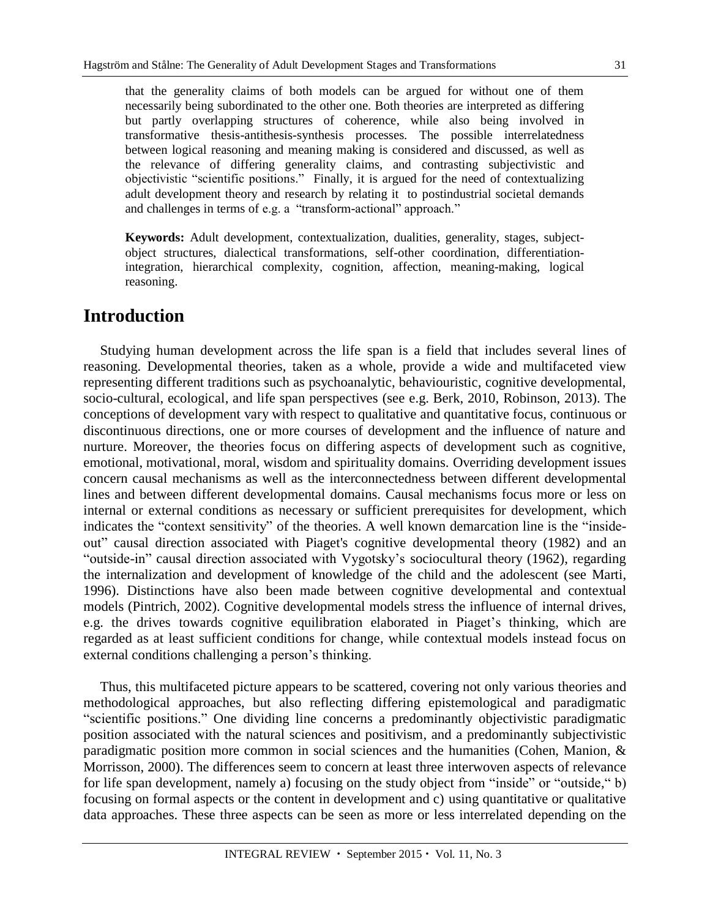that the generality claims of both models can be argued for without one of them necessarily being subordinated to the other one. Both theories are interpreted as differing but partly overlapping structures of coherence, while also being involved in transformative thesis-antithesis-synthesis processes. The possible interrelatedness between logical reasoning and meaning making is considered and discussed, as well as the relevance of differing generality claims, and contrasting subjectivistic and objectivistic "scientific positions." Finally, it is argued for the need of contextualizing adult development theory and research by relating it to postindustrial societal demands and challenges in terms of e.g. a "transform-actional" approach."

**Keywords:** Adult development, contextualization, dualities, generality, stages, subject-object structures, dialectical transformations, self-other coordination, differentiation-integration, hierarchical complexity, cognition, affection, meaning-making, logical reasoning.

# Introduction

Studying human development across the life span is a field that includes several lines of reasoning. Developmental theories, taken as a whole, provide a wide and multifaceted view representing different traditions such as psychoanalytic, behaviouristic, cognitive developmental, socio-cultural, ecological, and life span perspectives (see e.g. Berk, 2010, Robinson, 2013). The conceptions of development vary with respect to qualitative and quantitative focus, continuous or discontinuous directions, one or more courses of development and the influence of nature and nurture. Moreover, the theories focus on differing aspects of development such as cognitive, emotional, motivational, moral, wisdom and spirituality domains. Overriding development issues concern causal mechanisms as well as the interconnectedness between different developmental lines and between different developmental domains. Causal mechanisms focus more or less on internal or external conditions as necessary or sufficient prerequisites for development, which indicates the "context sensitivity" of the theories. A well known demarcation line is the "inside-out" causal direction associated with Piaget's cognitive developmental theory (1982) and an "outside-in" causal direction associated with Vygotsky's sociocultural theory (1962), regarding the internalization and development of knowledge of the child and the adolescent (see Marti, 1996). Distinctions have also been made between cognitive developmental and contextual models (Pintrich, 2002). Cognitive developmental models stress the influence of internal drives, e.g. the drives towards cognitive equilibration elaborated in Piaget's thinking, which are regarded as at least sufficient conditions for change, while contextual models instead focus on external conditions challenging a person's thinking.

Thus, this multifaceted picture appears to be scattered, covering not only various theories and methodological approaches, but also reflecting differing epistemological and paradigmatic "scientific positions." One dividing line concerns a predominantly objectivistic paradigmatic position associated with the natural sciences and positivism, and a predominantly subjectivistic paradigmatic position more common in social sciences and the humanities (Cohen, Manion, & Morrisson, 2000). The differences seem to concern at least three interwoven aspects of relevance for life span development, namely a) focusing on the study object from "inside" or "outside," b) focusing on formal aspects or the content in development and c) using quantitative or qualitative data approaches. These three aspects can be seen as more or less interrelated depending on the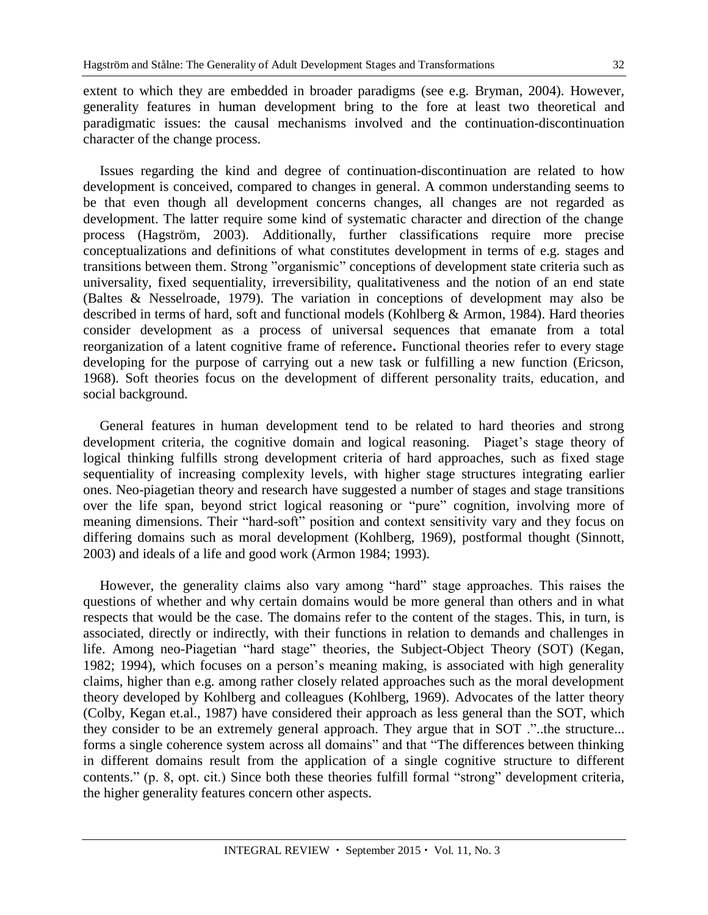extent to which they are embedded in broader paradigms (see e.g. Bryman, 2004). However, generality features in human development bring to the fore at least two theoretical and paradigmatic issues: the causal mechanisms involved and the continuation-discontinuation character of the change process.

Issues regarding the kind and degree of continuation-discontinuation are related to how development is conceived, compared to changes in general. A common understanding seems to be that even though all development concerns changes, all changes are not regarded as development. The latter require some kind of systematic character and direction of the change process (Hagström, 2003). Additionally, further classifications require more precise conceptualizations and definitions of what constitutes development in terms of e.g. stages and transitions between them. Strong "organismic" conceptions of development state criteria such as universality, fixed sequentiality, irreversibility, qualitativeness and the notion of an end state (Baltes & Nesselroade, 1979). The variation in conceptions of development may also be described in terms of hard, soft and functional models (Kohlberg & Armon, 1984). Hard theories consider development as a process of universal sequences that emanate from a total reorganization of a latent cognitive frame of reference**.** Functional theories refer to every stage developing for the purpose of carrying out a new task or fulfilling a new function (Ericson, 1968). Soft theories focus on the development of different personality traits, education, and social background.

General features in human development tend to be related to hard theories and strong development criteria, the cognitive domain and logical reasoning. Piaget's stage theory of logical thinking fulfills strong development criteria of hard approaches, such as fixed stage sequentiality of increasing complexity levels, with higher stage structures integrating earlier ones. Neo-piagetian theory and research have suggested a number of stages and stage transitions over the life span, beyond strict logical reasoning or "pure" cognition, involving more of meaning dimensions. Their "hard-soft" position and context sensitivity vary and they focus on differing domains such as moral development (Kohlberg, 1969), postformal thought (Sinnott, 2003) and ideals of a life and good work (Armon 1984; 1993).

However, the generality claims also vary among "hard" stage approaches. This raises the questions of whether and why certain domains would be more general than others and in what respects that would be the case. The domains refer to the content of the stages. This, in turn, is associated, directly or indirectly, with their functions in relation to demands and challenges in life. Among neo-Piagetian "hard stage" theories, the Subject-Object Theory (SOT) (Kegan, 1982; 1994), which focuses on a person's meaning making, is associated with high generality claims, higher than e.g. among rather closely related approaches such as the moral development theory developed by Kohlberg and colleagues (Kohlberg, 1969). Advocates of the latter theory (Colby, Kegan et.al., 1987) have considered their approach as less general than the SOT, which they consider to be an extremely general approach. They argue that in SOT ."..the structure... forms a single coherence system across all domains" and that "The differences between thinking in different domains result from the application of a single cognitive structure to different contents." (p. 8, opt. cit.) Since both these theories fulfill formal "strong" development criteria, the higher generality features concern other aspects.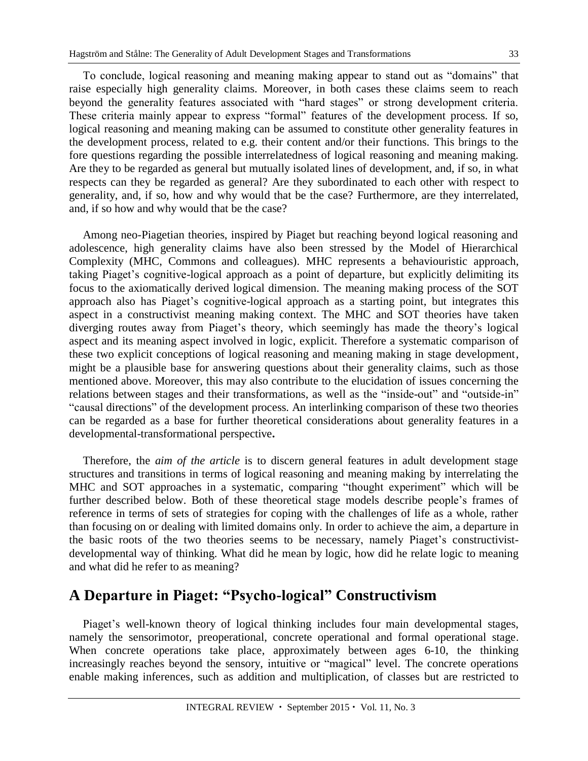To conclude, logical reasoning and meaning making appear to stand out as "domains" that raise especially high generality claims. Moreover, in both cases these claims seem to reach beyond the generality features associated with "hard stages" or strong development criteria. These criteria mainly appear to express "formal" features of the development process. If so, logical reasoning and meaning making can be assumed to constitute other generality features in the development process, related to e.g. their content and/or their functions. This brings to the fore questions regarding the possible interrelatedness of logical reasoning and meaning making. Are they to be regarded as general but mutually isolated lines of development, and, if so, in what respects can they be regarded as general? Are they subordinated to each other with respect to generality, and, if so, how and why would that be the case? Furthermore, are they interrelated, and, if so how and why would that be the case?

Among neo-Piagetian theories, inspired by Piaget but reaching beyond logical reasoning and adolescence, high generality claims have also been stressed by the Model of Hierarchical Complexity (MHC, Commons and colleagues). MHC represents a behaviouristic approach, taking Piaget's cognitive-logical approach as a point of departure, but explicitly delimiting its focus to the axiomatically derived logical dimension. The meaning making process of the SOT approach also has Piaget's cognitive-logical approach as a starting point, but integrates this aspect in a constructivist meaning making context. The MHC and SOT theories have taken diverging routes away from Piaget's theory, which seemingly has made the theory's logical aspect and its meaning aspect involved in logic, explicit. Therefore a systematic comparison of these two explicit conceptions of logical reasoning and meaning making in stage development, might be a plausible base for answering questions about their generality claims, such as those mentioned above. Moreover, this may also contribute to the elucidation of issues concerning the relations between stages and their transformations, as well as the "inside-out" and "outside-in" "causal directions" of the development process. An interlinking comparison of these two theories can be regarded as a base for further theoretical considerations about generality features in a developmental-transformational perspective**.**

Therefore, the *aim of the article* is to discern general features in adult development stage structures and transitions in terms of logical reasoning and meaning making by interrelating the MHC and SOT approaches in a systematic, comparing "thought experiment" which will be further described below. Both of these theoretical stage models describe people's frames of reference in terms of sets of strategies for coping with the challenges of life as a whole, rather than focusing on or dealing with limited domains only. In order to achieve the aim, a departure in the basic roots of the two theories seems to be necessary, namely Piaget's constructivist-developmental way of thinking. What did he mean by logic, how did he relate logic to meaning and what did he refer to as meaning?

## A Departure in Piaget: "Psycho-logical" Constructivism

Piaget's well-known theory of logical thinking includes four main developmental stages, namely the sensorimotor, preoperational, concrete operational and formal operational stage. When concrete operations take place, approximately between ages 6-10, the thinking increasingly reaches beyond the sensory, intuitive or "magical" level. The concrete operations enable making inferences, such as addition and multiplication, of classes but are restricted to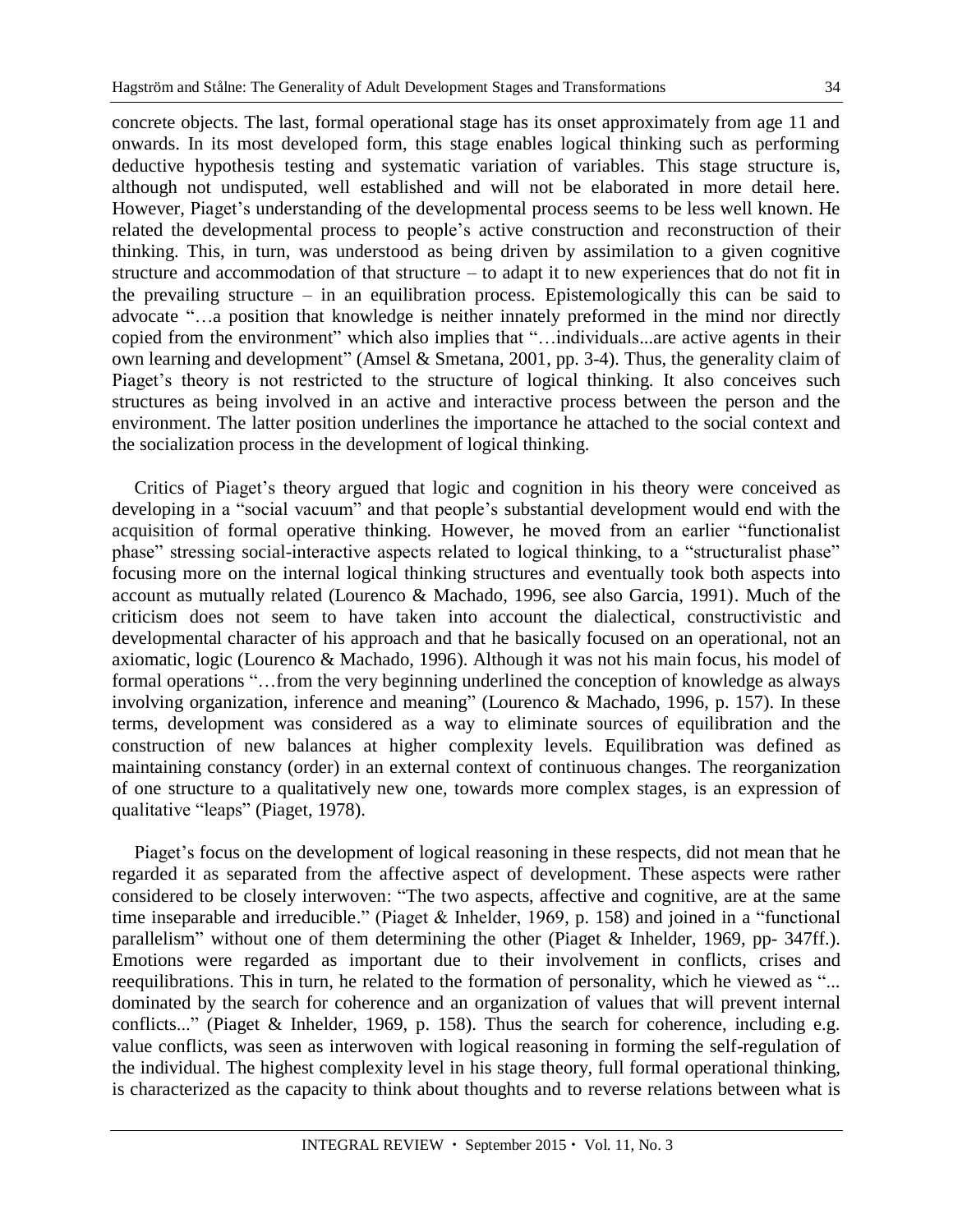concrete objects. The last, formal operational stage has its onset approximately from age 11 and onwards. In its most developed form, this stage enables logical thinking such as performing deductive hypothesis testing and systematic variation of variables. This stage structure is, although not undisputed, well established and will not be elaborated in more detail here. However, Piaget's understanding of the developmental process seems to be less well known. He related the developmental process to people's active construction and reconstruction of their thinking. This, in turn, was understood as being driven by assimilation to a given cognitive structure and accommodation of that structure – to adapt it to new experiences that do not fit in the prevailing structure – in an equilibration process. Epistemologically this can be said to advocate "…a position that knowledge is neither innately preformed in the mind nor directly copied from the environment" which also implies that "…individuals...are active agents in their own learning and development" (Amsel & Smetana, 2001, pp. 3-4). Thus, the generality claim of Piaget's theory is not restricted to the structure of logical thinking. It also conceives such structures as being involved in an active and interactive process between the person and the environment. The latter position underlines the importance he attached to the social context and the socialization process in the development of logical thinking.

Critics of Piaget's theory argued that logic and cognition in his theory were conceived as developing in a "social vacuum" and that people's substantial development would end with the acquisition of formal operative thinking. However, he moved from an earlier "functionalist phase" stressing social-interactive aspects related to logical thinking, to a "structuralist phase" focusing more on the internal logical thinking structures and eventually took both aspects into account as mutually related (Lourenco & Machado, 1996, see also Garcia, 1991). Much of the criticism does not seem to have taken into account the dialectical, constructivistic and developmental character of his approach and that he basically focused on an operational, not an axiomatic, logic (Lourenco & Machado, 1996). Although it was not his main focus, his model of formal operations "…from the very beginning underlined the conception of knowledge as always involving organization, inference and meaning" (Lourenco & Machado, 1996, p. 157). In these terms, development was considered as a way to eliminate sources of equilibration and the construction of new balances at higher complexity levels. Equilibration was defined as maintaining constancy (order) in an external context of continuous changes. The reorganization of one structure to a qualitatively new one, towards more complex stages, is an expression of qualitative "leaps" (Piaget, 1978).

Piaget's focus on the development of logical reasoning in these respects, did not mean that he regarded it as separated from the affective aspect of development. These aspects were rather considered to be closely interwoven: "The two aspects, affective and cognitive, are at the same time inseparable and irreducible." (Piaget & Inhelder, 1969, p. 158) and joined in a "functional parallelism" without one of them determining the other (Piaget & Inhelder, 1969, pp- 347ff.). Emotions were regarded as important due to their involvement in conflicts, crises and reequilibrations. This in turn, he related to the formation of personality, which he viewed as "... dominated by the search for coherence and an organization of values that will prevent internal conflicts..." (Piaget & Inhelder, 1969, p. 158). Thus the search for coherence, including e.g. value conflicts, was seen as interwoven with logical reasoning in forming the self-regulation of the individual. The highest complexity level in his stage theory, full formal operational thinking, is characterized as the capacity to think about thoughts and to reverse relations between what is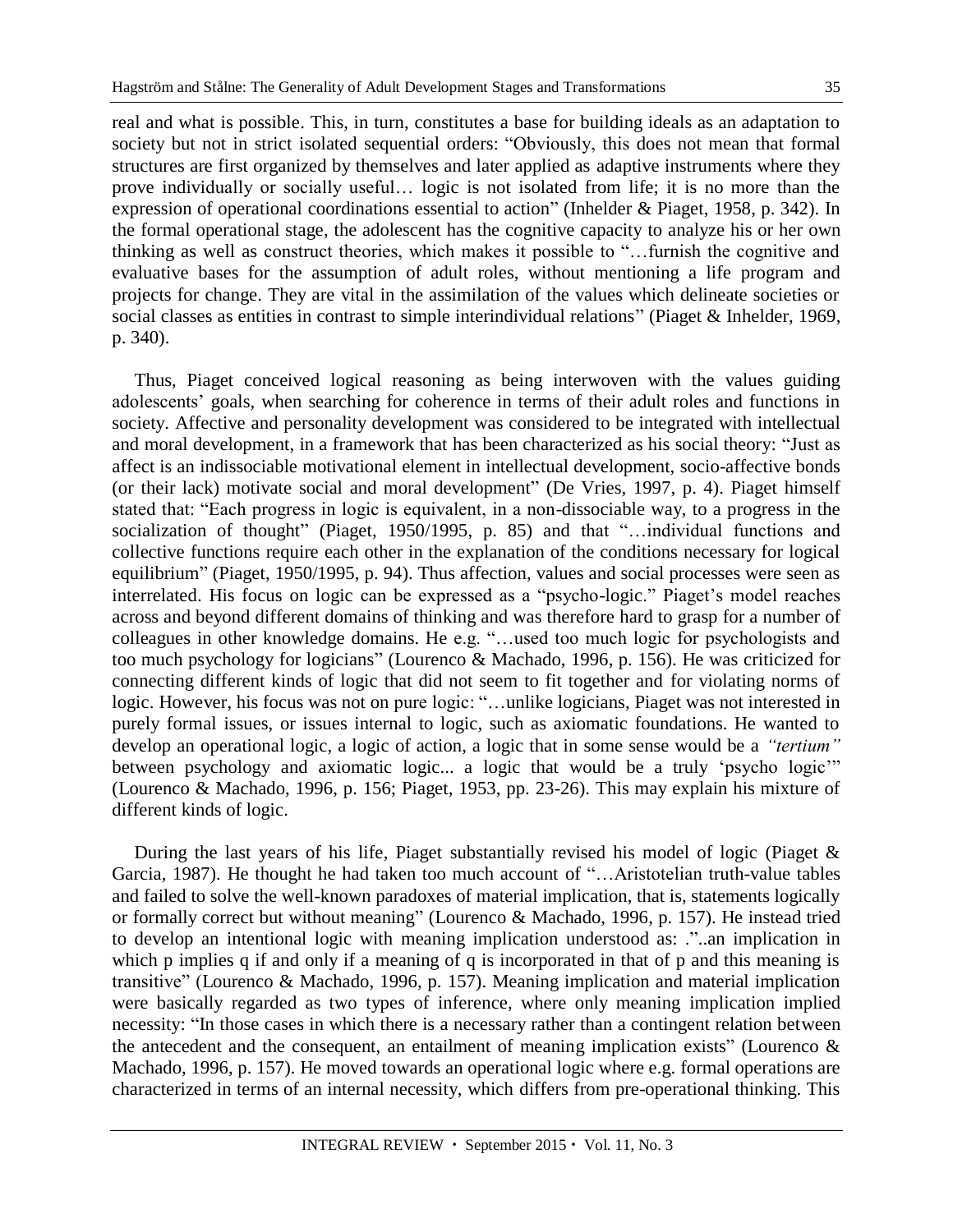real and what is possible. This, in turn, constitutes a base for building ideals as an adaptation to society but not in strict isolated sequential orders: "Obviously, this does not mean that formal structures are first organized by themselves and later applied as adaptive instruments where they prove individually or socially useful… logic is not isolated from life; it is no more than the expression of operational coordinations essential to action" (Inhelder & Piaget, 1958, p. 342). In the formal operational stage, the adolescent has the cognitive capacity to analyze his or her own thinking as well as construct theories, which makes it possible to "…furnish the cognitive and evaluative bases for the assumption of adult roles, without mentioning a life program and projects for change. They are vital in the assimilation of the values which delineate societies or social classes as entities in contrast to simple interindividual relations" (Piaget & Inhelder, 1969, p. 340).

Thus, Piaget conceived logical reasoning as being interwoven with the values guiding adolescents' goals, when searching for coherence in terms of their adult roles and functions in society. Affective and personality development was considered to be integrated with intellectual and moral development, in a framework that has been characterized as his social theory: "Just as affect is an indissociable motivational element in intellectual development, socio-affective bonds (or their lack) motivate social and moral development" (De Vries, 1997, p. 4). Piaget himself stated that: "Each progress in logic is equivalent, in a non-dissociable way, to a progress in the socialization of thought" (Piaget, 1950/1995, p. 85) and that "…individual functions and collective functions require each other in the explanation of the conditions necessary for logical equilibrium" (Piaget, 1950/1995, p. 94). Thus affection, values and social processes were seen as interrelated. His focus on logic can be expressed as a "psycho-logic." Piaget's model reaches across and beyond different domains of thinking and was therefore hard to grasp for a number of colleagues in other knowledge domains. He e.g. "…used too much logic for psychologists and too much psychology for logicians" (Lourenco & Machado, 1996, p. 156). He was criticized for connecting different kinds of logic that did not seem to fit together and for violating norms of logic. However, his focus was not on pure logic: "…unlike logicians, Piaget was not interested in purely formal issues, or issues internal to logic, such as axiomatic foundations. He wanted to develop an operational logic, a logic of action, a logic that in some sense would be a *"tertium"* between psychology and axiomatic logic... a logic that would be a truly 'psycho logic'" (Lourenco & Machado, 1996, p. 156; Piaget, 1953, pp. 23-26). This may explain his mixture of different kinds of logic.

During the last years of his life, Piaget substantially revised his model of logic (Piaget & Garcia, 1987). He thought he had taken too much account of "…Aristotelian truth-value tables and failed to solve the well-known paradoxes of material implication, that is, statements logically or formally correct but without meaning" (Lourenco & Machado, 1996, p. 157). He instead tried to develop an intentional logic with meaning implication understood as: ."..an implication in which p implies q if and only if a meaning of q is incorporated in that of p and this meaning is transitive" (Lourenco & Machado, 1996, p. 157). Meaning implication and material implication were basically regarded as two types of inference, where only meaning implication implied necessity: "In those cases in which there is a necessary rather than a contingent relation between the antecedent and the consequent, an entailment of meaning implication exists" (Lourenco & Machado, 1996, p. 157). He moved towards an operational logic where e.g. formal operations are characterized in terms of an internal necessity, which differs from pre-operational thinking. This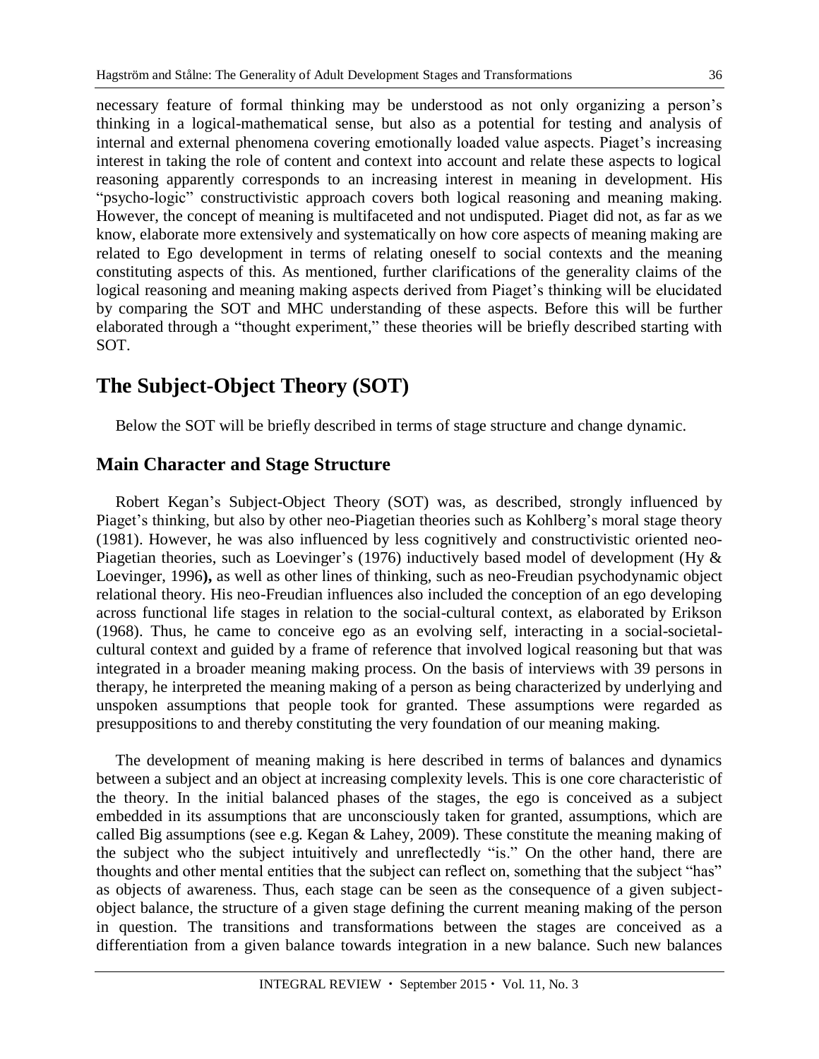necessary feature of formal thinking may be understood as not only organizing a person's thinking in a logical-mathematical sense, but also as a potential for testing and analysis of internal and external phenomena covering emotionally loaded value aspects. Piaget's increasing interest in taking the role of content and context into account and relate these aspects to logical reasoning apparently corresponds to an increasing interest in meaning in development. His "psycho-logic" constructivistic approach covers both logical reasoning and meaning making. However, the concept of meaning is multifaceted and not undisputed. Piaget did not, as far as we know, elaborate more extensively and systematically on how core aspects of meaning making are related to Ego development in terms of relating oneself to social contexts and the meaning constituting aspects of this. As mentioned, further clarifications of the generality claims of the logical reasoning and meaning making aspects derived from Piaget's thinking will be elucidated by comparing the SOT and MHC understanding of these aspects. Before this will be further elaborated through a "thought experiment," these theories will be briefly described starting with SOT.

## The Subject-Object Theory (SOT)

Below the SOT will be briefly described in terms of stage structure and change dynamic.

### Main Character and Stage Structure

Robert Kegan's Subject-Object Theory (SOT) was, as described, strongly influenced by Piaget's thinking, but also by other neo-Piagetian theories such as Kohlberg's moral stage theory (1981). However, he was also influenced by less cognitively and constructivistic oriented neo-Piagetian theories, such as Loevinger's (1976) inductively based model of development (Hy & Loevinger, 1996**),** as well as other lines of thinking, such as neo-Freudian psychodynamic object relational theory. His neo-Freudian influences also included the conception of an ego developing across functional life stages in relation to the social-cultural context, as elaborated by Erikson (1968). Thus, he came to conceive ego as an evolving self, interacting in a social-societal-cultural context and guided by a frame of reference that involved logical reasoning but that was integrated in a broader meaning making process. On the basis of interviews with 39 persons in therapy, he interpreted the meaning making of a person as being characterized by underlying and unspoken assumptions that people took for granted. These assumptions were regarded as presuppositions to and thereby constituting the very foundation of our meaning making.

The development of meaning making is here described in terms of balances and dynamics between a subject and an object at increasing complexity levels. This is one core characteristic of the theory. In the initial balanced phases of the stages, the ego is conceived as a subject embedded in its assumptions that are unconsciously taken for granted, assumptions, which are called Big assumptions (see e.g. Kegan & Lahey, 2009). These constitute the meaning making of the subject who the subject intuitively and unreflectedly "is." On the other hand, there are thoughts and other mental entities that the subject can reflect on, something that the subject "has" as objects of awareness. Thus, each stage can be seen as the consequence of a given subject-object balance, the structure of a given stage defining the current meaning making of the person in question. The transitions and transformations between the stages are conceived as a differentiation from a given balance towards integration in a new balance. Such new balances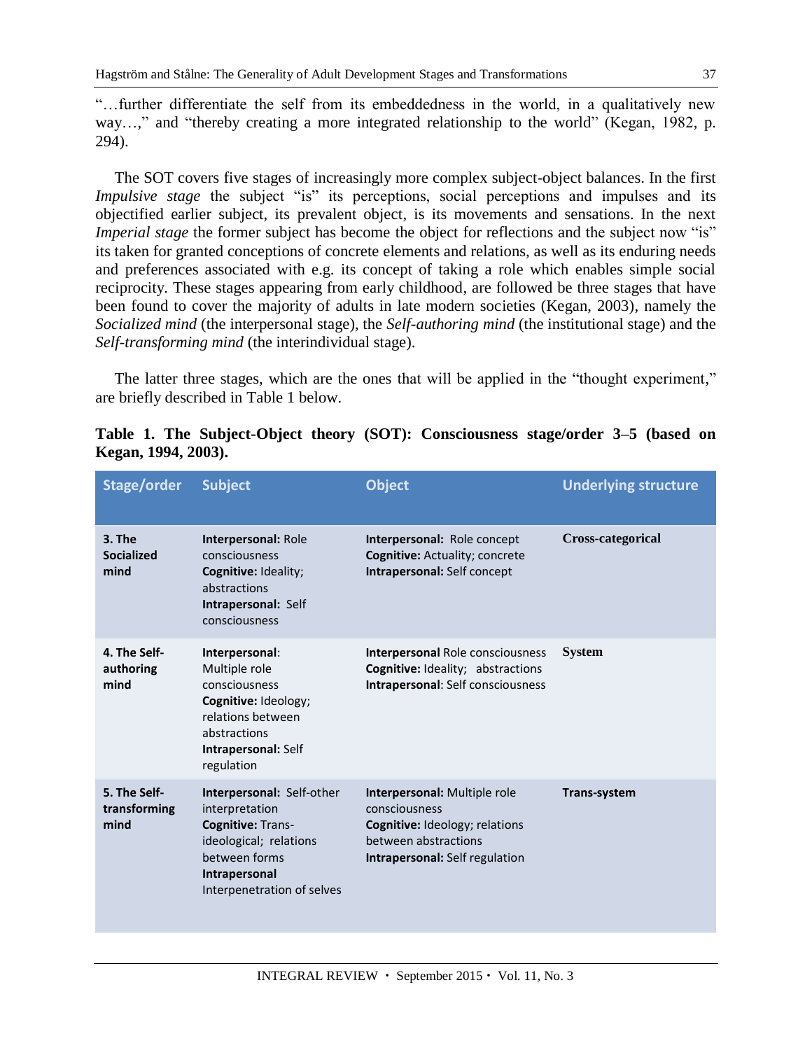"…further differentiate the self from its embeddedness in the world, in a qualitatively new way…," and "thereby creating a more integrated relationship to the world" (Kegan, 1982, p. 294).

The SOT covers five stages of increasingly more complex subject-object balances. In the first *Impulsive stage* the subject "is" its perceptions, social perceptions and impulses and its objectified earlier subject, its prevalent object, is its movements and sensations. In the next *Imperial stage* the former subject has become the object for reflections and the subject now "is" its taken for granted conceptions of concrete elements and relations, as well as its enduring needs and preferences associated with e.g. its concept of taking a role which enables simple social reciprocity. These stages appearing from early childhood, are followed be three stages that have been found to cover the majority of adults in late modern societies (Kegan, 2003), namely the *Socialized mind* (the interpersonal stage), the *Self-authoring mind* (the institutional stage) and the *Self-transforming mind* (the interindividual stage).

The latter three stages, which are the ones that will be applied in the "thought experiment," are briefly described in Table 1 below.

**Table 1. The Subject-Object theory (SOT): Consciousness stage/order 3–5 (based on Kegan, 1994, 2003).**

| Stage/order | Subject | Object | Underlying structure |
|---|---|---|---|
| **3. The Socialized mind** | **Interpersonal:** Role consciousness<br>**Cognitive:** Ideality; abstractions<br>**Intrapersonal:** Self consciousness | **Interpersonal:** Role concept<br>**Cognitive:** Actuality; concrete<br>**Intrapersonal:** Self concept | **Cross-categorical** |
| **4. The Self-authoring mind** | **Interpersonal**: Multiple role consciousness<br>**Cognitive:** Ideology; relations between abstractions<br>**Intrapersonal:** Self regulation | **Interpersonal** Role consciousness<br>**Cognitive:** Ideality; abstractions<br>**Intrapersonal**: Self consciousness | **System** |
| **5. The Self-transforming mind** | **Interpersonal:** Self-other interpretation<br>**Cognitive:** Trans-ideological; relations between forms<br>**Intrapersonal** Interpenetration of selves | **Interpersonal:** Multiple role consciousness<br>**Cognitive:** Ideology; relations between abstractions<br>**Intrapersonal:** Self regulation | **Trans-system** |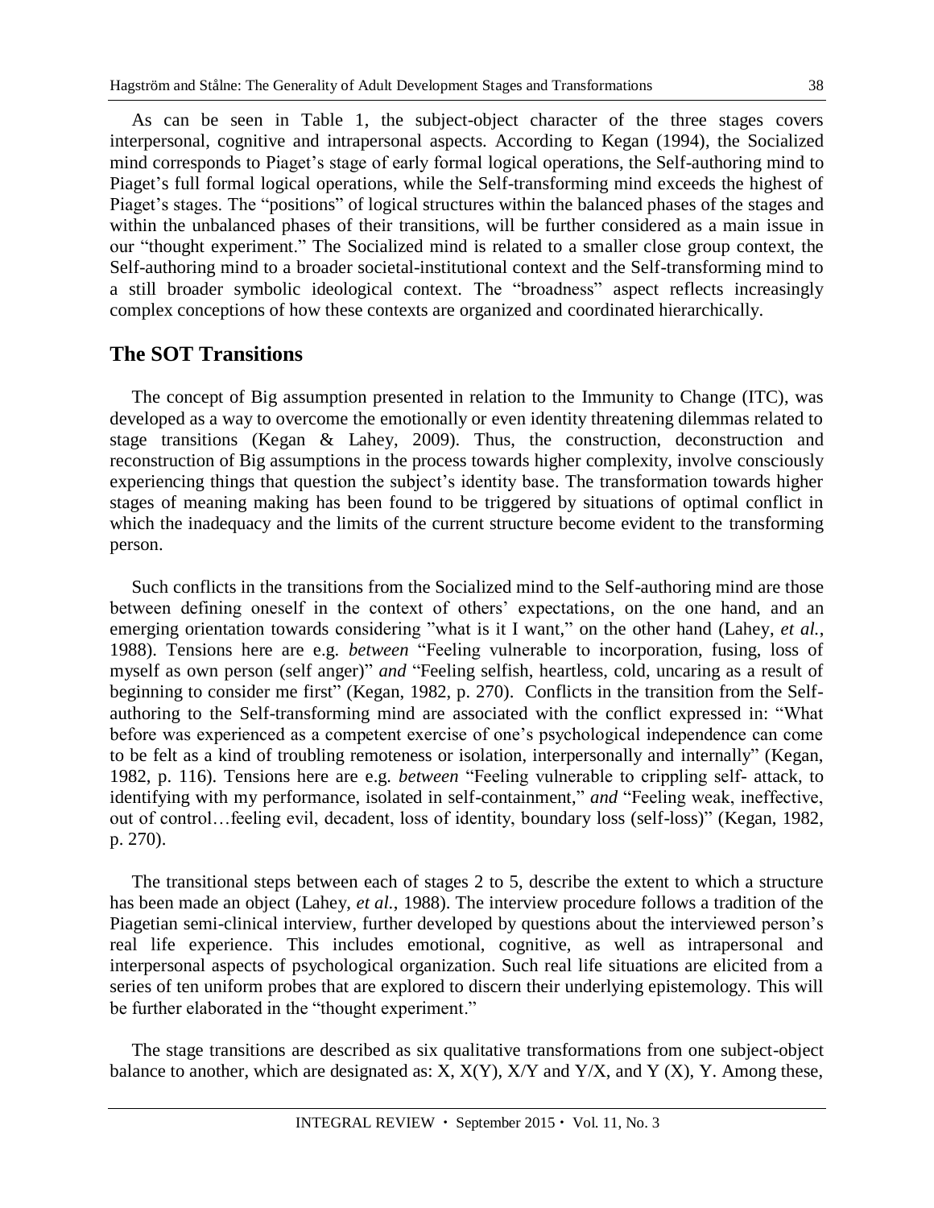As can be seen in Table 1, the subject-object character of the three stages covers interpersonal, cognitive and intrapersonal aspects. According to Kegan (1994), the Socialized mind corresponds to Piaget's stage of early formal logical operations, the Self-authoring mind to Piaget's full formal logical operations, while the Self-transforming mind exceeds the highest of Piaget's stages. The "positions" of logical structures within the balanced phases of the stages and within the unbalanced phases of their transitions, will be further considered as a main issue in our "thought experiment." The Socialized mind is related to a smaller close group context, the Self-authoring mind to a broader societal-institutional context and the Self-transforming mind to a still broader symbolic ideological context. The "broadness" aspect reflects increasingly complex conceptions of how these contexts are organized and coordinated hierarchically.

## The SOT Transitions

The concept of Big assumption presented in relation to the Immunity to Change (ITC), was developed as a way to overcome the emotionally or even identity threatening dilemmas related to stage transitions (Kegan & Lahey, 2009). Thus, the construction, deconstruction and reconstruction of Big assumptions in the process towards higher complexity, involve consciously experiencing things that question the subject's identity base. The transformation towards higher stages of meaning making has been found to be triggered by situations of optimal conflict in which the inadequacy and the limits of the current structure become evident to the transforming person.

Such conflicts in the transitions from the Socialized mind to the Self-authoring mind are those between defining oneself in the context of others' expectations, on the one hand, and an emerging orientation towards considering "what is it I want," on the other hand (Lahey, *et al.*, 1988). Tensions here are e.g. *between* "Feeling vulnerable to incorporation, fusing, loss of myself as own person (self anger)" *and* "Feeling selfish, heartless, cold, uncaring as a result of beginning to consider me first" (Kegan, 1982, p. 270). Conflicts in the transition from the Self-authoring to the Self-transforming mind are associated with the conflict expressed in: "What before was experienced as a competent exercise of one's psychological independence can come to be felt as a kind of troubling remoteness or isolation, interpersonally and internally" (Kegan, 1982, p. 116). Tensions here are e.g. *between* "Feeling vulnerable to crippling self- attack, to identifying with my performance, isolated in self-containment," *and* "Feeling weak, ineffective, out of control…feeling evil, decadent, loss of identity, boundary loss (self-loss)" (Kegan, 1982, p. 270).

The transitional steps between each of stages 2 to 5, describe the extent to which a structure has been made an object (Lahey, *et al.*, 1988). The interview procedure follows a tradition of the Piagetian semi-clinical interview, further developed by questions about the interviewed person's real life experience. This includes emotional, cognitive, as well as intrapersonal and interpersonal aspects of psychological organization. Such real life situations are elicited from a series of ten uniform probes that are explored to discern their underlying epistemology. This will be further elaborated in the "thought experiment."

The stage transitions are described as six qualitative transformations from one subject-object balance to another, which are designated as: X, X(Y), X/Y and Y/X, and Y (X), Y. Among these,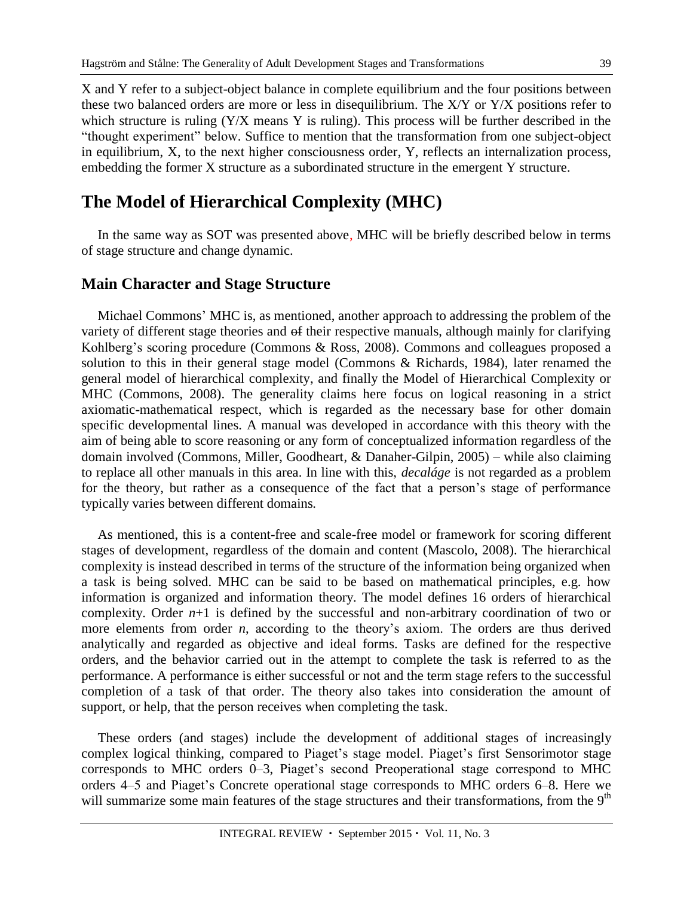X and Y refer to a subject-object balance in complete equilibrium and the four positions between these two balanced orders are more or less in disequilibrium. The X/Y or Y/X positions refer to which structure is ruling (Y/X means Y is ruling). This process will be further described in the "thought experiment" below. Suffice to mention that the transformation from one subject-object in equilibrium, X, to the next higher consciousness order, Y, reflects an internalization process, embedding the former X structure as a subordinated structure in the emergent Y structure.

# The Model of Hierarchical Complexity (MHC)

In the same way as SOT was presented above, MHC will be briefly described below in terms of stage structure and change dynamic.

## Main Character and Stage Structure

Michael Commons' MHC is, as mentioned, another approach to addressing the problem of the variety of different stage theories and ~~of~~ their respective manuals, although mainly for clarifying Kohlberg's scoring procedure (Commons & Ross, 2008). Commons and colleagues proposed a solution to this in their general stage model (Commons & Richards, 1984), later renamed the general model of hierarchical complexity, and finally the Model of Hierarchical Complexity or MHC (Commons, 2008). The generality claims here focus on logical reasoning in a strict axiomatic-mathematical respect, which is regarded as the necessary base for other domain specific developmental lines. A manual was developed in accordance with this theory with the aim of being able to score reasoning or any form of conceptualized information regardless of the domain involved (Commons, Miller, Goodheart, & Danaher-Gilpin, 2005) – while also claiming to replace all other manuals in this area. In line with this, *decaláge* is not regarded as a problem for the theory, but rather as a consequence of the fact that a person's stage of performance typically varies between different domains.

As mentioned, this is a content-free and scale-free model or framework for scoring different stages of development, regardless of the domain and content (Mascolo, 2008). The hierarchical complexity is instead described in terms of the structure of the information being organized when a task is being solved. MHC can be said to be based on mathematical principles, e.g. how information is organized and information theory. The model defines 16 orders of hierarchical complexity. Order $n$+1 is defined by the successful and non-arbitrary coordination of two or more elements from order $n$, according to the theory's axiom. The orders are thus derived analytically and regarded as objective and ideal forms. Tasks are defined for the respective orders, and the behavior carried out in the attempt to complete the task is referred to as the performance. A performance is either successful or not and the term stage refers to the successful completion of a task of that order. The theory also takes into consideration the amount of support, or help, that the person receives when completing the task.

These orders (and stages) include the development of additional stages of increasingly complex logical thinking, compared to Piaget's stage model. Piaget's first Sensorimotor stage corresponds to MHC orders 0–3, Piaget's second Preoperational stage correspond to MHC orders 4–5 and Piaget's Concrete operational stage corresponds to MHC orders 6–8. Here we will summarize some main features of the stage structures and their transformations, from the 9$^{th}$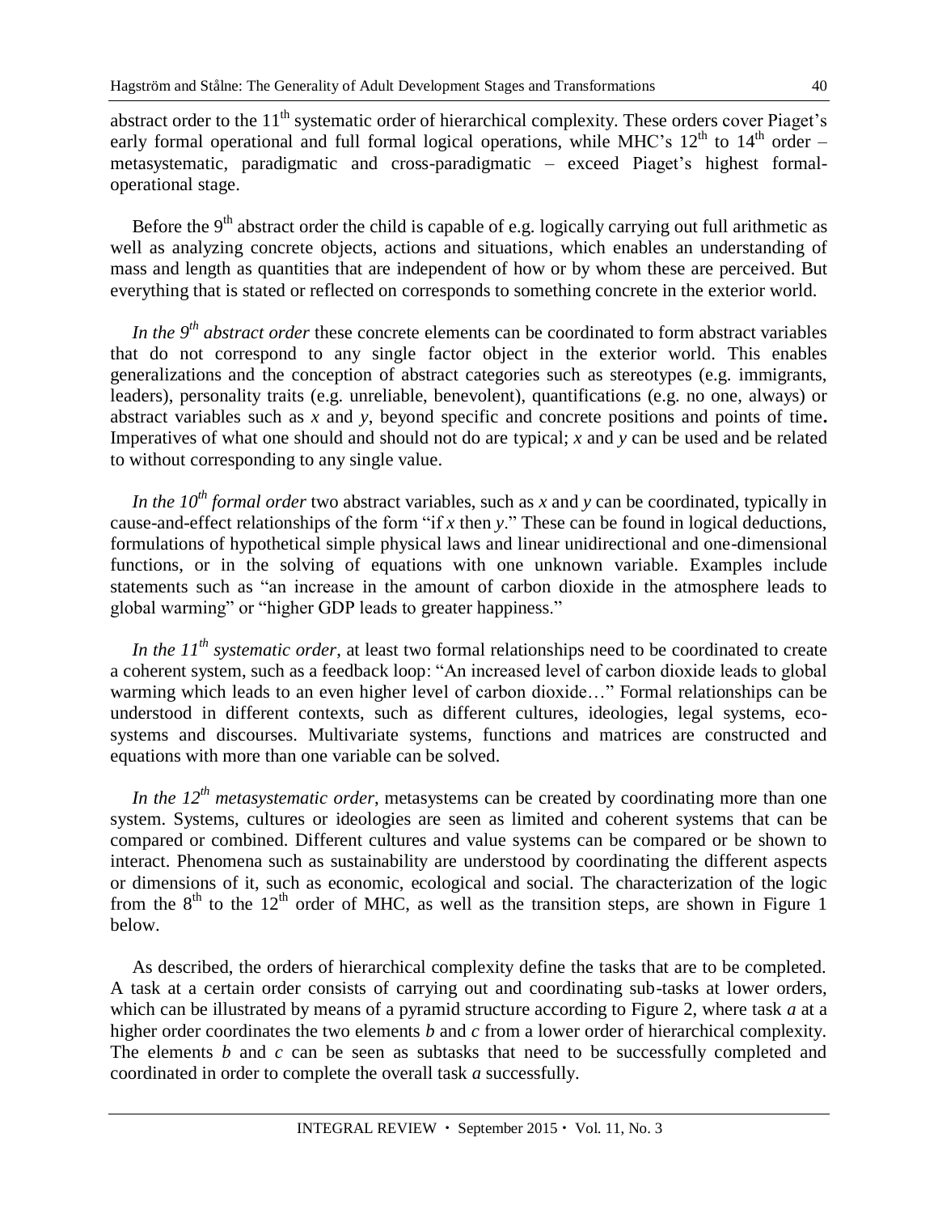abstract order to the 11th systematic order of hierarchical complexity. These orders cover Piaget's early formal operational and full formal logical operations, while MHC's 12th to 14th order – metasystematic, paradigmatic and cross-paradigmatic – exceed Piaget's highest formal-operational stage.

Before the 9th abstract order the child is capable of e.g. logically carrying out full arithmetic as well as analyzing concrete objects, actions and situations, which enables an understanding of mass and length as quantities that are independent of how or by whom these are perceived. But everything that is stated or reflected on corresponds to something concrete in the exterior world.

*In the 9th abstract order* these concrete elements can be coordinated to form abstract variables that do not correspond to any single factor object in the exterior world. This enables generalizations and the conception of abstract categories such as stereotypes (e.g. immigrants, leaders), personality traits (e.g. unreliable, benevolent), quantifications (e.g. no one, always) or abstract variables such as $x$ and $y$, beyond specific and concrete positions and points of time**.** Imperatives of what one should and should not do are typical; $x$ and $y$ can be used and be related to without corresponding to any single value.

*In the 10th formal order* two abstract variables, such as $x$ and $y$ can be coordinated, typically in cause-and-effect relationships of the form "if $x$ then $y$." These can be found in logical deductions, formulations of hypothetical simple physical laws and linear unidirectional and one-dimensional functions, or in the solving of equations with one unknown variable. Examples include statements such as "an increase in the amount of carbon dioxide in the atmosphere leads to global warming" or "higher GDP leads to greater happiness."

*In the 11th systematic order*, at least two formal relationships need to be coordinated to create a coherent system, such as a feedback loop: "An increased level of carbon dioxide leads to global warming which leads to an even higher level of carbon dioxide…" Formal relationships can be understood in different contexts, such as different cultures, ideologies, legal systems, eco-systems and discourses. Multivariate systems, functions and matrices are constructed and equations with more than one variable can be solved.

*In the 12th metasystematic order*, metasystems can be created by coordinating more than one system. Systems, cultures or ideologies are seen as limited and coherent systems that can be compared or combined. Different cultures and value systems can be compared or be shown to interact. Phenomena such as sustainability are understood by coordinating the different aspects or dimensions of it, such as economic, ecological and social. The characterization of the logic from the 8th to the 12th order of MHC, as well as the transition steps, are shown in Figure 1 below.

As described, the orders of hierarchical complexity define the tasks that are to be completed. A task at a certain order consists of carrying out and coordinating sub-tasks at lower orders, which can be illustrated by means of a pyramid structure according to Figure 2, where task ***a*** at a higher order coordinates the two elements ***b*** and ***c*** from a lower order of hierarchical complexity. The elements ***b*** and ***c*** can be seen as subtasks that need to be successfully completed and coordinated in order to complete the overall task ***a*** successfully.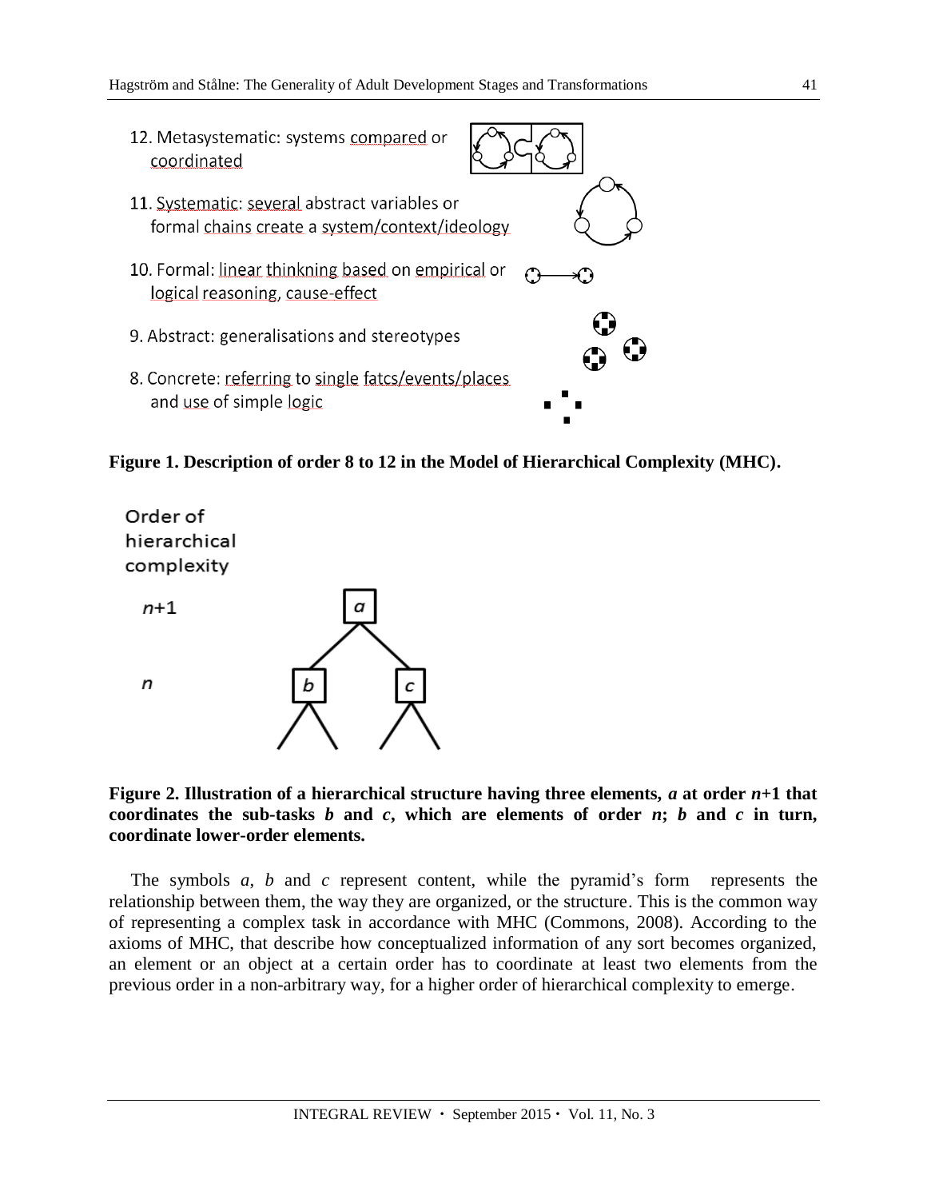12. Metasystematic: systems compared or coordinated

11. Systematic: several abstract variables or formal chains create a system/context/ideology

10. Formal: linear thinkning based on empirical or logical reasoning, cause-effect

9. Abstract: generalisations and stereotypes

8. Concrete: referring to single fatcs/events/places and use of simple logic

**Figure 1. Description of order 8 to 12 in the Model of Hierarchical Complexity (MHC).**

Order of hierarchical complexity

$n$+1

$n$

**Figure 2. Illustration of a hierarchical structure having three elements, *a* at order *n*+1 that coordinates the sub-tasks *b* and *c*, which are elements of order *n*; *b* and *c* in turn, coordinate lower-order elements.**

The symbols *a*, *b* and *c* represent content, while the pyramid's form represents the relationship between them, the way they are organized, or the structure. This is the common way of representing a complex task in accordance with MHC (Commons, 2008). According to the axioms of MHC, that describe how conceptualized information of any sort becomes organized, an element or an object at a certain order has to coordinate at least two elements from the previous order in a non-arbitrary way, for a higher order of hierarchical complexity to emerge.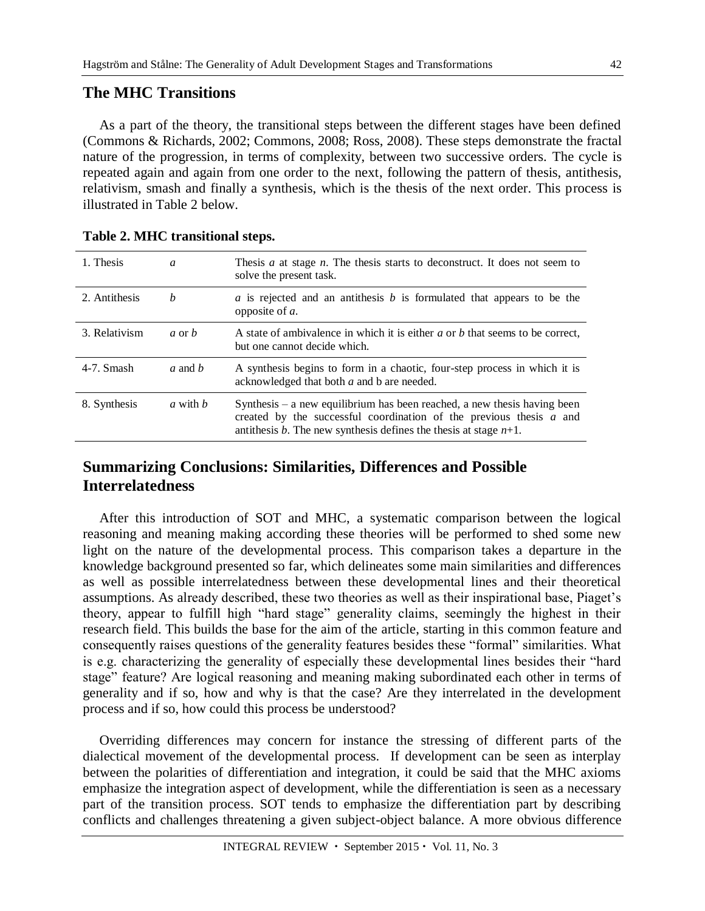## The MHC Transitions

As a part of the theory, the transitional steps between the different stages have been defined (Commons & Richards, 2002; Commons, 2008; Ross, 2008). These steps demonstrate the fractal nature of the progression, in terms of complexity, between two successive orders. The cycle is repeated again and again from one order to the next, following the pattern of thesis, antithesis, relativism, smash and finally a synthesis, which is the thesis of the next order. This process is illustrated in Table 2 below.

**Table 2. MHC transitional steps.**

| | | |
|---|---|---|
| 1. Thesis | *a* | Thesis *a* at stage *n*. The thesis starts to deconstruct. It does not seem to solve the present task. |
| 2. Antithesis | *b* | *a* is rejected and an antithesis *b* is formulated that appears to be the opposite of *a*. |
| 3. Relativism | *a* or *b* | A state of ambivalence in which it is either *a* or *b* that seems to be correct, but one cannot decide which. |
| 4-7. Smash | *a* and *b* | A synthesis begins to form in a chaotic, four-step process in which it is acknowledged that both *a* and b are needed. |
| 8. Synthesis | *a* with *b* | Synthesis – a new equilibrium has been reached, a new thesis having been created by the successful coordination of the previous thesis *a* and antithesis *b*. The new synthesis defines the thesis at stage *n*+1. |

## Summarizing Conclusions: Similarities, Differences and Possible Interrelatedness

After this introduction of SOT and MHC, a systematic comparison between the logical reasoning and meaning making according these theories will be performed to shed some new light on the nature of the developmental process. This comparison takes a departure in the knowledge background presented so far, which delineates some main similarities and differences as well as possible interrelatedness between these developmental lines and their theoretical assumptions. As already described, these two theories as well as their inspirational base, Piaget's theory, appear to fulfill high "hard stage" generality claims, seemingly the highest in their research field. This builds the base for the aim of the article, starting in this common feature and consequently raises questions of the generality features besides these "formal" similarities. What is e.g. characterizing the generality of especially these developmental lines besides their "hard stage" feature? Are logical reasoning and meaning making subordinated each other in terms of generality and if so, how and why is that the case? Are they interrelated in the development process and if so, how could this process be understood?

Overriding differences may concern for instance the stressing of different parts of the dialectical movement of the developmental process. If development can be seen as interplay between the polarities of differentiation and integration, it could be said that the MHC axioms emphasize the integration aspect of development, while the differentiation is seen as a necessary part of the transition process. SOT tends to emphasize the differentiation part by describing conflicts and challenges threatening a given subject-object balance. A more obvious difference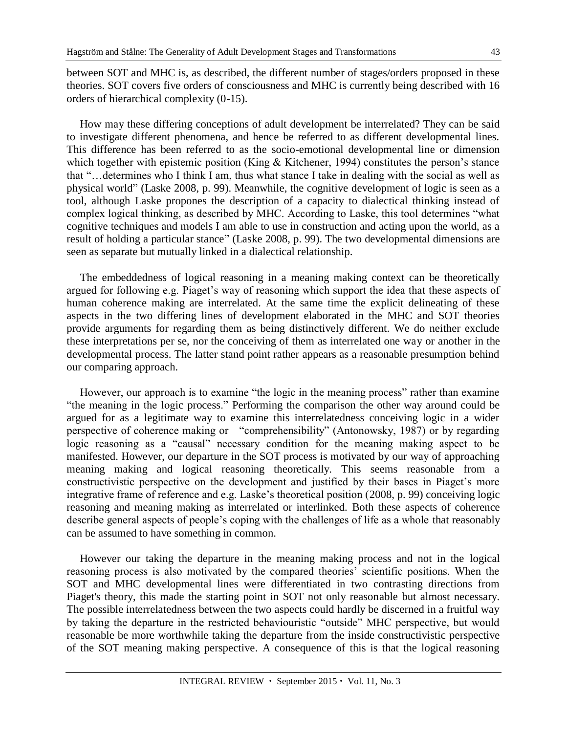between SOT and MHC is, as described, the different number of stages/orders proposed in these theories. SOT covers five orders of consciousness and MHC is currently being described with 16 orders of hierarchical complexity (0-15).

How may these differing conceptions of adult development be interrelated? They can be said to investigate different phenomena, and hence be referred to as different developmental lines. This difference has been referred to as the socio-emotional developmental line or dimension which together with epistemic position (King & Kitchener, 1994) constitutes the person's stance that "…determines who I think I am, thus what stance I take in dealing with the social as well as physical world" (Laske 2008, p. 99). Meanwhile, the cognitive development of logic is seen as a tool, although Laske propones the description of a capacity to dialectical thinking instead of complex logical thinking, as described by MHC. According to Laske, this tool determines "what cognitive techniques and models I am able to use in construction and acting upon the world, as a result of holding a particular stance" (Laske 2008, p. 99). The two developmental dimensions are seen as separate but mutually linked in a dialectical relationship.

The embeddedness of logical reasoning in a meaning making context can be theoretically argued for following e.g. Piaget's way of reasoning which support the idea that these aspects of human coherence making are interrelated. At the same time the explicit delineating of these aspects in the two differing lines of development elaborated in the MHC and SOT theories provide arguments for regarding them as being distinctively different. We do neither exclude these interpretations per se, nor the conceiving of them as interrelated one way or another in the developmental process. The latter stand point rather appears as a reasonable presumption behind our comparing approach.

However, our approach is to examine "the logic in the meaning process" rather than examine "the meaning in the logic process." Performing the comparison the other way around could be argued for as a legitimate way to examine this interrelatedness conceiving logic in a wider perspective of coherence making or "comprehensibility" (Antonowsky, 1987) or by regarding logic reasoning as a "causal" necessary condition for the meaning making aspect to be manifested. However, our departure in the SOT process is motivated by our way of approaching meaning making and logical reasoning theoretically. This seems reasonable from a constructivistic perspective on the development and justified by their bases in Piaget's more integrative frame of reference and e.g. Laske's theoretical position (2008, p. 99) conceiving logic reasoning and meaning making as interrelated or interlinked. Both these aspects of coherence describe general aspects of people's coping with the challenges of life as a whole that reasonably can be assumed to have something in common.

However our taking the departure in the meaning making process and not in the logical reasoning process is also motivated by the compared theories' scientific positions. When the SOT and MHC developmental lines were differentiated in two contrasting directions from Piaget's theory, this made the starting point in SOT not only reasonable but almost necessary. The possible interrelatedness between the two aspects could hardly be discerned in a fruitful way by taking the departure in the restricted behaviouristic "outside" MHC perspective, but would reasonable be more worthwhile taking the departure from the inside constructivistic perspective of the SOT meaning making perspective. A consequence of this is that the logical reasoning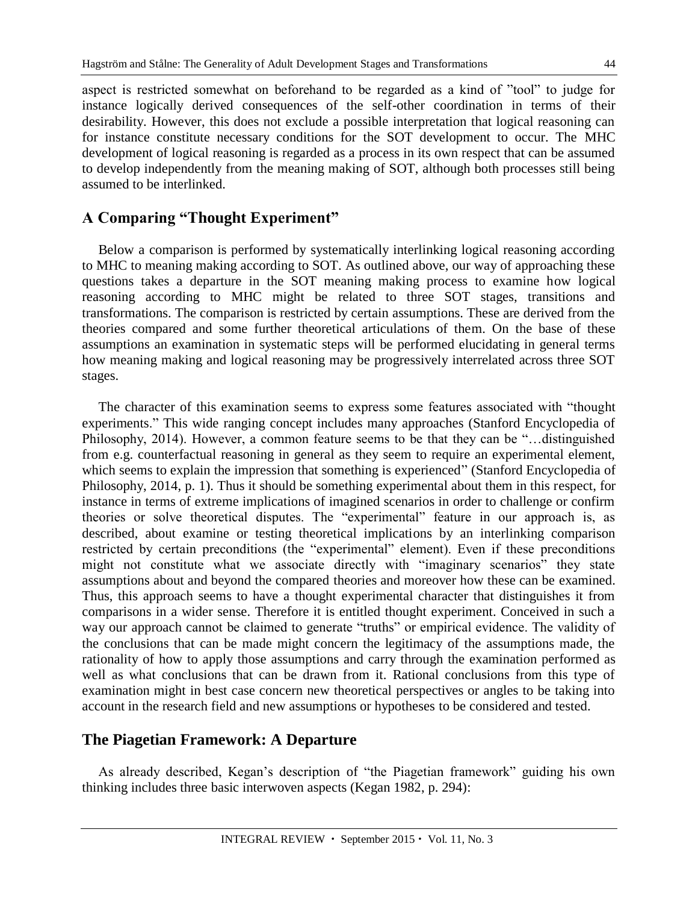aspect is restricted somewhat on beforehand to be regarded as a kind of ”tool” to judge for instance logically derived consequences of the self-other coordination in terms of their desirability. However, this does not exclude a possible interpretation that logical reasoning can for instance constitute necessary conditions for the SOT development to occur. The MHC development of logical reasoning is regarded as a process in its own respect that can be assumed to develop independently from the meaning making of SOT, although both processes still being assumed to be interlinked.

## A Comparing "Thought Experiment"

Below a comparison is performed by systematically interlinking logical reasoning according to MHC to meaning making according to SOT. As outlined above, our way of approaching these questions takes a departure in the SOT meaning making process to examine how logical reasoning according to MHC might be related to three SOT stages, transitions and transformations. The comparison is restricted by certain assumptions. These are derived from the theories compared and some further theoretical articulations of them. On the base of these assumptions an examination in systematic steps will be performed elucidating in general terms how meaning making and logical reasoning may be progressively interrelated across three SOT stages.

The character of this examination seems to express some features associated with "thought experiments." This wide ranging concept includes many approaches (Stanford Encyclopedia of Philosophy, 2014). However, a common feature seems to be that they can be "…distinguished from e.g. counterfactual reasoning in general as they seem to require an experimental element, which seems to explain the impression that something is experienced" (Stanford Encyclopedia of Philosophy, 2014, p. 1). Thus it should be something experimental about them in this respect, for instance in terms of extreme implications of imagined scenarios in order to challenge or confirm theories or solve theoretical disputes. The "experimental" feature in our approach is, as described, about examine or testing theoretical implications by an interlinking comparison restricted by certain preconditions (the "experimental" element). Even if these preconditions might not constitute what we associate directly with "imaginary scenarios" they state assumptions about and beyond the compared theories and moreover how these can be examined. Thus, this approach seems to have a thought experimental character that distinguishes it from comparisons in a wider sense. Therefore it is entitled thought experiment. Conceived in such a way our approach cannot be claimed to generate "truths" or empirical evidence. The validity of the conclusions that can be made might concern the legitimacy of the assumptions made, the rationality of how to apply those assumptions and carry through the examination performed as well as what conclusions that can be drawn from it. Rational conclusions from this type of examination might in best case concern new theoretical perspectives or angles to be taking into account in the research field and new assumptions or hypotheses to be considered and tested.

## The Piagetian Framework: A Departure

As already described, Kegan's description of "the Piagetian framework" guiding his own thinking includes three basic interwoven aspects (Kegan 1982, p. 294):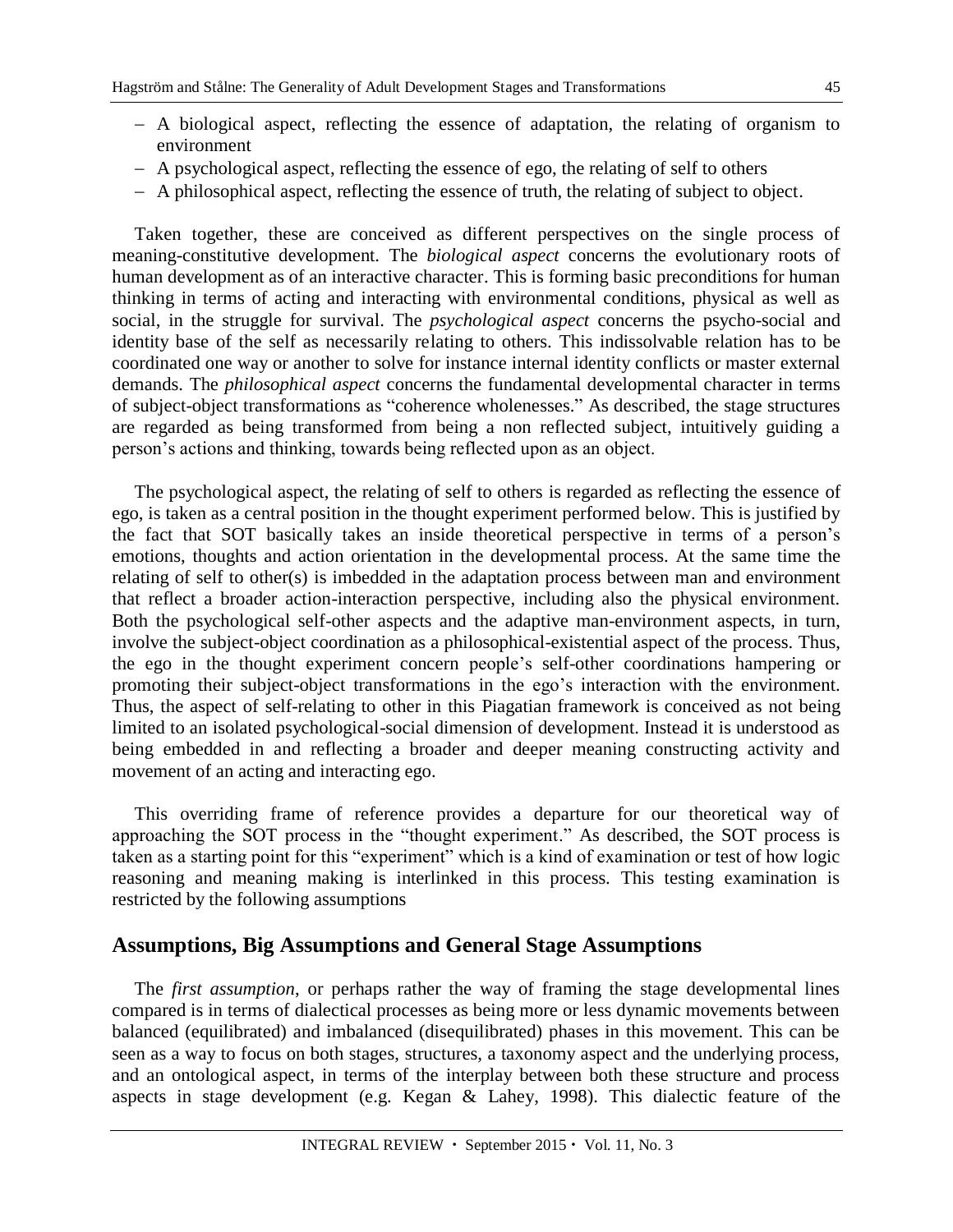- A biological aspect, reflecting the essence of adaptation, the relating of organism to environment
- A psychological aspect, reflecting the essence of ego, the relating of self to others
- A philosophical aspect, reflecting the essence of truth, the relating of subject to object.

Taken together, these are conceived as different perspectives on the single process of meaning-constitutive development. The *biological aspect* concerns the evolutionary roots of human development as of an interactive character. This is forming basic preconditions for human thinking in terms of acting and interacting with environmental conditions, physical as well as social, in the struggle for survival. The *psychological aspect* concerns the psycho-social and identity base of the self as necessarily relating to others. This indissolvable relation has to be coordinated one way or another to solve for instance internal identity conflicts or master external demands. The *philosophical aspect* concerns the fundamental developmental character in terms of subject-object transformations as "coherence wholenesses." As described, the stage structures are regarded as being transformed from being a non reflected subject, intuitively guiding a person's actions and thinking, towards being reflected upon as an object.

The psychological aspect, the relating of self to others is regarded as reflecting the essence of ego, is taken as a central position in the thought experiment performed below. This is justified by the fact that SOT basically takes an inside theoretical perspective in terms of a person's emotions, thoughts and action orientation in the developmental process. At the same time the relating of self to other(s) is imbedded in the adaptation process between man and environment that reflect a broader action-interaction perspective, including also the physical environment. Both the psychological self-other aspects and the adaptive man-environment aspects, in turn, involve the subject-object coordination as a philosophical-existential aspect of the process. Thus, the ego in the thought experiment concern people's self-other coordinations hampering or promoting their subject-object transformations in the ego's interaction with the environment. Thus, the aspect of self-relating to other in this Piagatian framework is conceived as not being limited to an isolated psychological-social dimension of development. Instead it is understood as being embedded in and reflecting a broader and deeper meaning constructing activity and movement of an acting and interacting ego.

This overriding frame of reference provides a departure for our theoretical way of approaching the SOT process in the "thought experiment." As described, the SOT process is taken as a starting point for this "experiment" which is a kind of examination or test of how logic reasoning and meaning making is interlinked in this process. This testing examination is restricted by the following assumptions

## Assumptions, Big Assumptions and General Stage Assumptions

The *first assumption*, or perhaps rather the way of framing the stage developmental lines compared is in terms of dialectical processes as being more or less dynamic movements between balanced (equilibrated) and imbalanced (disequilibrated) phases in this movement. This can be seen as a way to focus on both stages, structures, a taxonomy aspect and the underlying process, and an ontological aspect, in terms of the interplay between both these structure and process aspects in stage development (e.g. Kegan & Lahey, 1998). This dialectic feature of the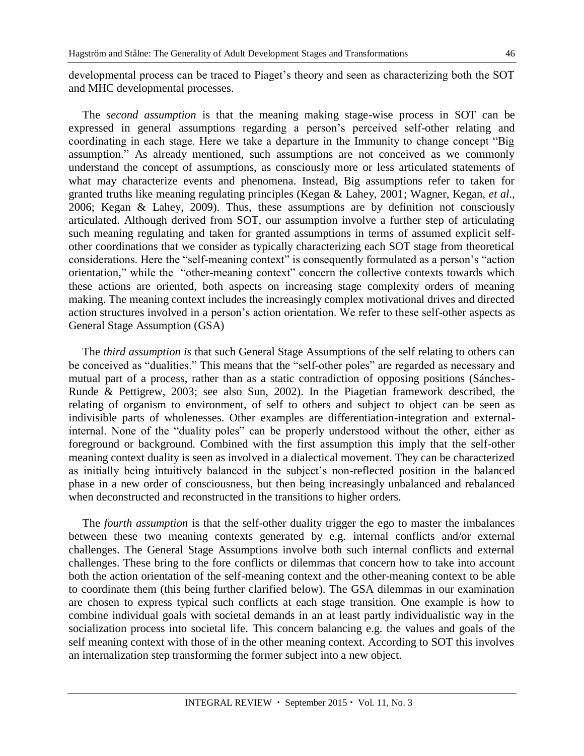developmental process can be traced to Piaget's theory and seen as characterizing both the SOT and MHC developmental processes.

The *second assumption* is that the meaning making stage-wise process in SOT can be expressed in general assumptions regarding a person's perceived self-other relating and coordinating in each stage. Here we take a departure in the Immunity to change concept "Big assumption." As already mentioned, such assumptions are not conceived as we commonly understand the concept of assumptions, as consciously more or less articulated statements of what may characterize events and phenomena. Instead, Big assumptions refer to taken for granted truths like meaning regulating principles (Kegan & Lahey, 2001; Wagner, Kegan, *et al*., 2006; Kegan & Lahey, 2009). Thus, these assumptions are by definition not consciously articulated. Although derived from SOT, our assumption involve a further step of articulating such meaning regulating and taken for granted assumptions in terms of assumed explicit self-other coordinations that we consider as typically characterizing each SOT stage from theoretical considerations. Here the "self-meaning context" is consequently formulated as a person's "action orientation," while the "other-meaning context" concern the collective contexts towards which these actions are oriented, both aspects on increasing stage complexity orders of meaning making. The meaning context includes the increasingly complex motivational drives and directed action structures involved in a person's action orientation. We refer to these self-other aspects as General Stage Assumption (GSA)

The *third assumption is* that such General Stage Assumptions of the self relating to others can be conceived as "dualities." This means that the "self-other poles" are regarded as necessary and mutual part of a process, rather than as a static contradiction of opposing positions (Sánches-Runde & Pettigrew, 2003; see also Sun, 2002). In the Piagetian framework described, the relating of organism to environment, of self to others and subject to object can be seen as indivisible parts of wholenesses. Other examples are differentiation-integration and external-internal. None of the "duality poles" can be properly understood without the other, either as foreground or background. Combined with the first assumption this imply that the self-other meaning context duality is seen as involved in a dialectical movement. They can be characterized as initially being intuitively balanced in the subject's non-reflected position in the balanced phase in a new order of consciousness, but then being increasingly unbalanced and rebalanced when deconstructed and reconstructed in the transitions to higher orders.

The *fourth assumption* is that the self-other duality trigger the ego to master the imbalances between these two meaning contexts generated by e.g. internal conflicts and/or external challenges. The General Stage Assumptions involve both such internal conflicts and external challenges. These bring to the fore conflicts or dilemmas that concern how to take into account both the action orientation of the self-meaning context and the other-meaning context to be able to coordinate them (this being further clarified below). The GSA dilemmas in our examination are chosen to express typical such conflicts at each stage transition. One example is how to combine individual goals with societal demands in an at least partly individualistic way in the socialization process into societal life. This concern balancing e.g. the values and goals of the self meaning context with those of in the other meaning context. According to SOT this involves an internalization step transforming the former subject into a new object.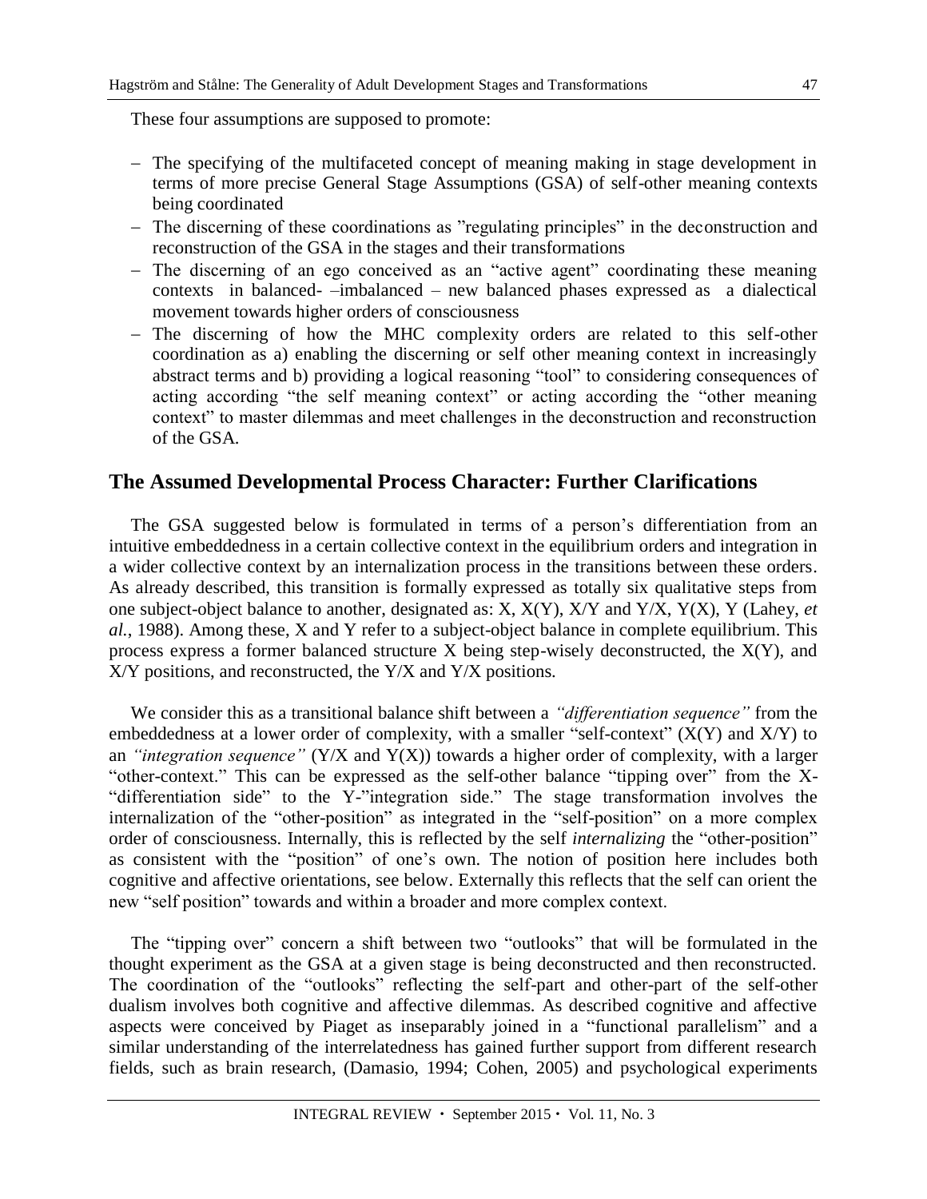These four assumptions are supposed to promote:

- The specifying of the multifaceted concept of meaning making in stage development in terms of more precise General Stage Assumptions (GSA) of self-other meaning contexts being coordinated
- The discerning of these coordinations as "regulating principles" in the deconstruction and reconstruction of the GSA in the stages and their transformations
- The discerning of an ego conceived as an "active agent" coordinating these meaning contexts in balanced- –imbalanced – new balanced phases expressed as a dialectical movement towards higher orders of consciousness
- The discerning of how the MHC complexity orders are related to this self-other coordination as a) enabling the discerning or self other meaning context in increasingly abstract terms and b) providing a logical reasoning "tool" to considering consequences of acting according "the self meaning context" or acting according the "other meaning context" to master dilemmas and meet challenges in the deconstruction and reconstruction of the GSA.

## The Assumed Developmental Process Character: Further Clarifications

The GSA suggested below is formulated in terms of a person's differentiation from an intuitive embeddedness in a certain collective context in the equilibrium orders and integration in a wider collective context by an internalization process in the transitions between these orders. As already described, this transition is formally expressed as totally six qualitative steps from one subject-object balance to another, designated as: X, X(Y), X/Y and Y/X, Y(X), Y (Lahey, *et al.*, 1988). Among these, X and Y refer to a subject-object balance in complete equilibrium. This process express a former balanced structure X being step-wisely deconstructed, the X(Y), and X/Y positions, and reconstructed, the Y/X and Y/X positions.

We consider this as a transitional balance shift between a *"differentiation sequence"* from the embeddedness at a lower order of complexity, with a smaller "self-context" (X(Y) and X/Y) to an *"integration sequence"* (Y/X and Y(X)) towards a higher order of complexity, with a larger "other-context." This can be expressed as the self-other balance "tipping over" from the X-"differentiation side" to the Y-"integration side." The stage transformation involves the internalization of the "other-position" as integrated in the "self-position" on a more complex order of consciousness. Internally, this is reflected by the self *internalizing* the "other-position" as consistent with the "position" of one's own. The notion of position here includes both cognitive and affective orientations, see below. Externally this reflects that the self can orient the new "self position" towards and within a broader and more complex context.

The "tipping over" concern a shift between two "outlooks" that will be formulated in the thought experiment as the GSA at a given stage is being deconstructed and then reconstructed. The coordination of the "outlooks" reflecting the self-part and other-part of the self-other dualism involves both cognitive and affective dilemmas. As described cognitive and affective aspects were conceived by Piaget as inseparably joined in a "functional parallelism" and a similar understanding of the interrelatedness has gained further support from different research fields, such as brain research, (Damasio, 1994; Cohen, 2005) and psychological experiments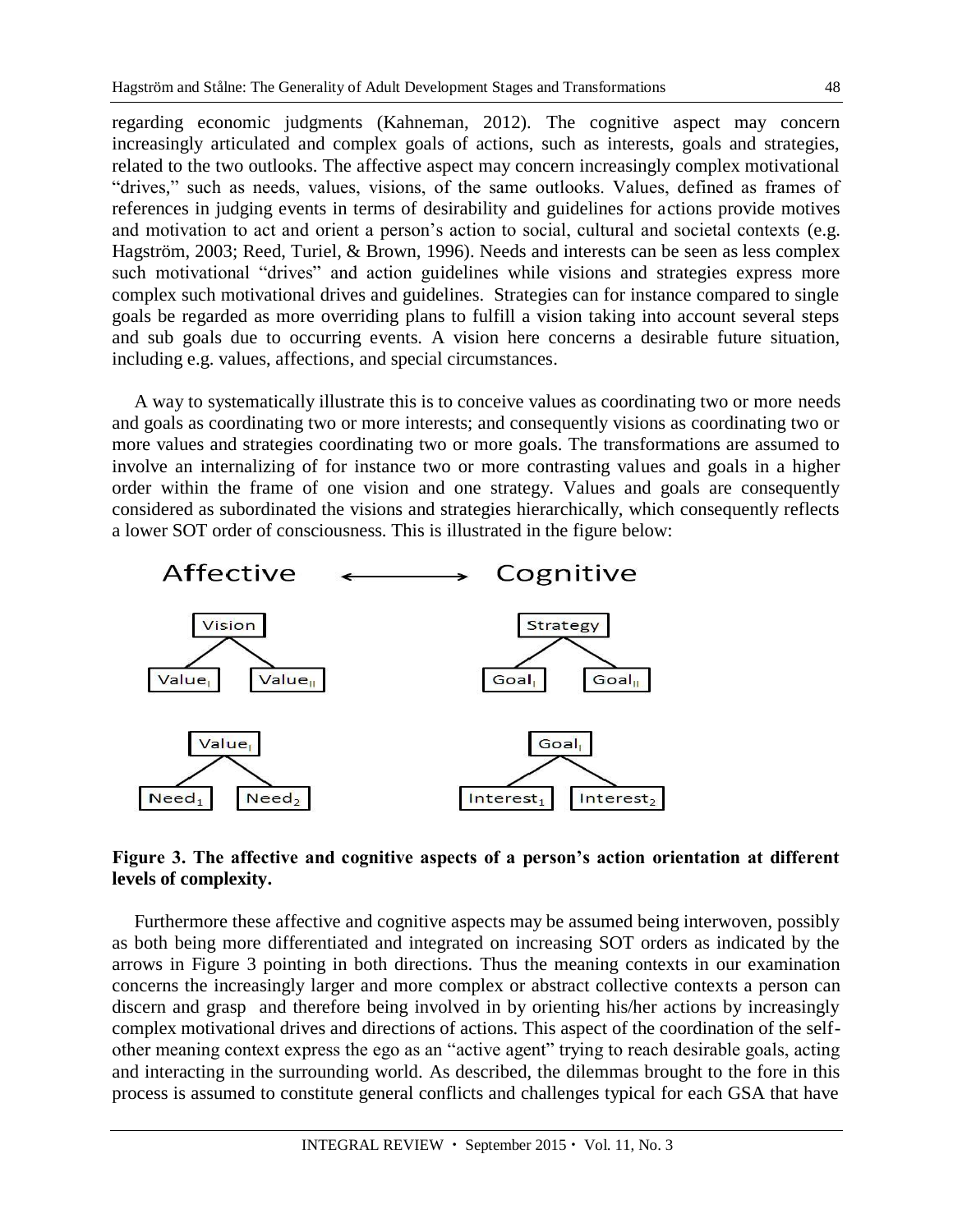regarding economic judgments (Kahneman, 2012). The cognitive aspect may concern increasingly articulated and complex goals of actions, such as interests, goals and strategies, related to the two outlooks. The affective aspect may concern increasingly complex motivational "drives," such as needs, values, visions, of the same outlooks. Values, defined as frames of references in judging events in terms of desirability and guidelines for actions provide motives and motivation to act and orient a person's action to social, cultural and societal contexts (e.g. Hagström, 2003; Reed, Turiel, & Brown, 1996). Needs and interests can be seen as less complex such motivational "drives" and action guidelines while visions and strategies express more complex such motivational drives and guidelines. Strategies can for instance compared to single goals be regarded as more overriding plans to fulfill a vision taking into account several steps and sub goals due to occurring events. A vision here concerns a desirable future situation, including e.g. values, affections, and special circumstances.

A way to systematically illustrate this is to conceive values as coordinating two or more needs and goals as coordinating two or more interests; and consequently visions as coordinating two or more values and strategies coordinating two or more goals. The transformations are assumed to involve an internalizing of for instance two or more contrasting values and goals in a higher order within the frame of one vision and one strategy. Values and goals are consequently considered as subordinated the visions and strategies hierarchically, which consequently reflects a lower SOT order of consciousness. This is illustrated in the figure below:

Affective ⟷ Cognitive

Vision → $\text{Value}_{\text{I}}$, $\text{Value}_{\text{II}}$ Strategy → $\text{Goal}_{\text{I}}$, $\text{Goal}_{\text{II}}$

$\text{Value}_{\text{I}}$ → $\text{Need}_1$, $\text{Need}_2$ $\text{Goal}_{\text{I}}$ → $\text{Interest}_1$, $\text{Interest}_2$

**Figure 3. The affective and cognitive aspects of a person's action orientation at different levels of complexity.**

Furthermore these affective and cognitive aspects may be assumed being interwoven, possibly as both being more differentiated and integrated on increasing SOT orders as indicated by the arrows in Figure 3 pointing in both directions. Thus the meaning contexts in our examination concerns the increasingly larger and more complex or abstract collective contexts a person can discern and grasp and therefore being involved in by orienting his/her actions by increasingly complex motivational drives and directions of actions. This aspect of the coordination of the self-other meaning context express the ego as an "active agent" trying to reach desirable goals, acting and interacting in the surrounding world. As described, the dilemmas brought to the fore in this process is assumed to constitute general conflicts and challenges typical for each GSA that have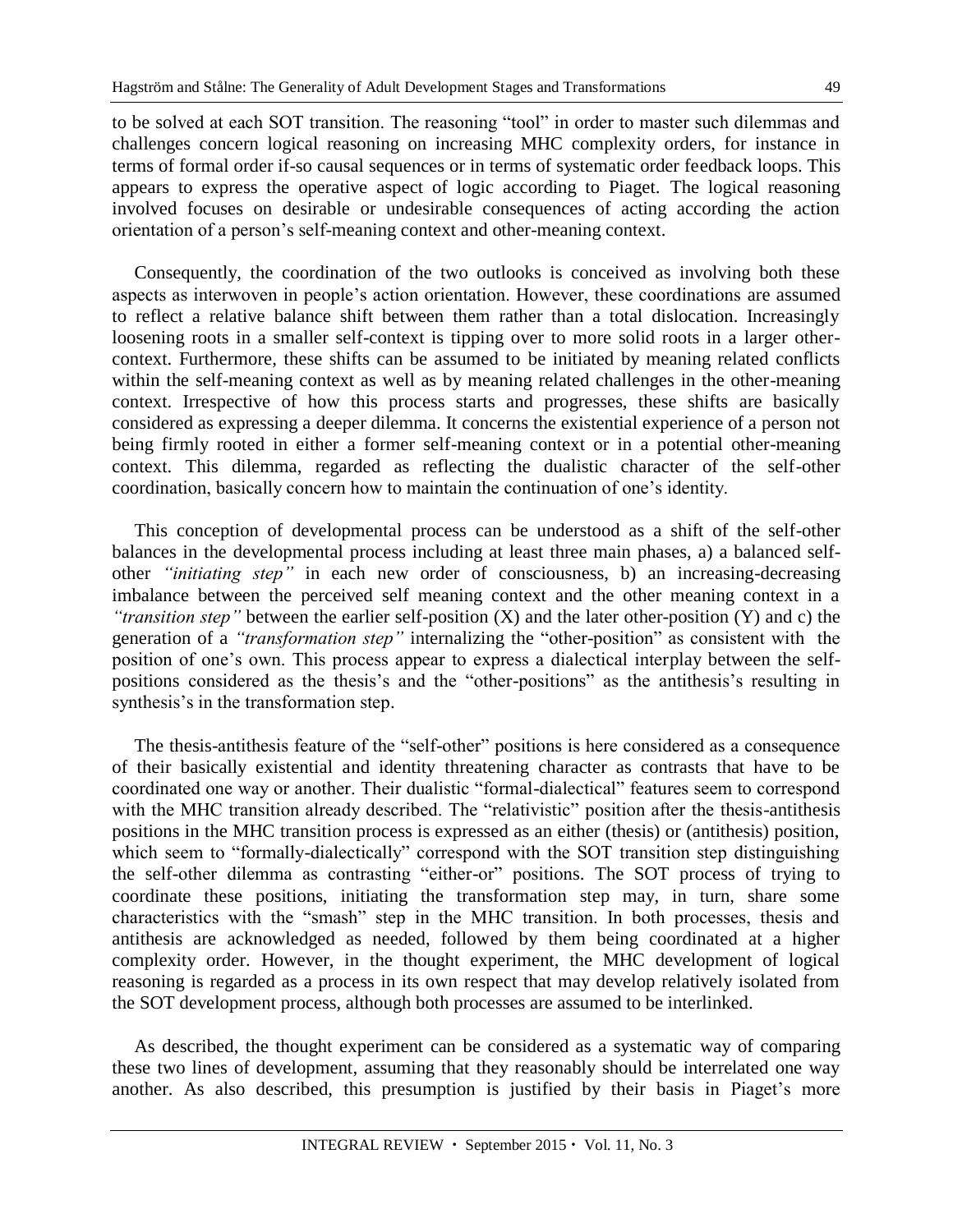to be solved at each SOT transition. The reasoning "tool" in order to master such dilemmas and challenges concern logical reasoning on increasing MHC complexity orders, for instance in terms of formal order if-so causal sequences or in terms of systematic order feedback loops. This appears to express the operative aspect of logic according to Piaget. The logical reasoning involved focuses on desirable or undesirable consequences of acting according the action orientation of a person's self-meaning context and other-meaning context.

Consequently, the coordination of the two outlooks is conceived as involving both these aspects as interwoven in people's action orientation. However, these coordinations are assumed to reflect a relative balance shift between them rather than a total dislocation. Increasingly loosening roots in a smaller self-context is tipping over to more solid roots in a larger other-context. Furthermore, these shifts can be assumed to be initiated by meaning related conflicts within the self-meaning context as well as by meaning related challenges in the other-meaning context. Irrespective of how this process starts and progresses, these shifts are basically considered as expressing a deeper dilemma. It concerns the existential experience of a person not being firmly rooted in either a former self-meaning context or in a potential other-meaning context. This dilemma, regarded as reflecting the dualistic character of the self-other coordination, basically concern how to maintain the continuation of one's identity.

This conception of developmental process can be understood as a shift of the self-other balances in the developmental process including at least three main phases, a) a balanced self-other *"initiating step"* in each new order of consciousness, b) an increasing-decreasing imbalance between the perceived self meaning context and the other meaning context in a *"transition step"* between the earlier self-position (X) and the later other-position (Y) and c) the generation of a *"transformation step"* internalizing the "other-position" as consistent with the position of one's own. This process appear to express a dialectical interplay between the self-positions considered as the thesis's and the "other-positions" as the antithesis's resulting in synthesis's in the transformation step.

The thesis-antithesis feature of the "self-other" positions is here considered as a consequence of their basically existential and identity threatening character as contrasts that have to be coordinated one way or another. Their dualistic "formal-dialectical" features seem to correspond with the MHC transition already described. The "relativistic" position after the thesis-antithesis positions in the MHC transition process is expressed as an either (thesis) or (antithesis) position, which seem to "formally-dialectically" correspond with the SOT transition step distinguishing the self-other dilemma as contrasting "either-or" positions. The SOT process of trying to coordinate these positions, initiating the transformation step may, in turn, share some characteristics with the "smash" step in the MHC transition. In both processes, thesis and antithesis are acknowledged as needed, followed by them being coordinated at a higher complexity order. However, in the thought experiment, the MHC development of logical reasoning is regarded as a process in its own respect that may develop relatively isolated from the SOT development process, although both processes are assumed to be interlinked.

As described, the thought experiment can be considered as a systematic way of comparing these two lines of development, assuming that they reasonably should be interrelated one way another. As also described, this presumption is justified by their basis in Piaget's more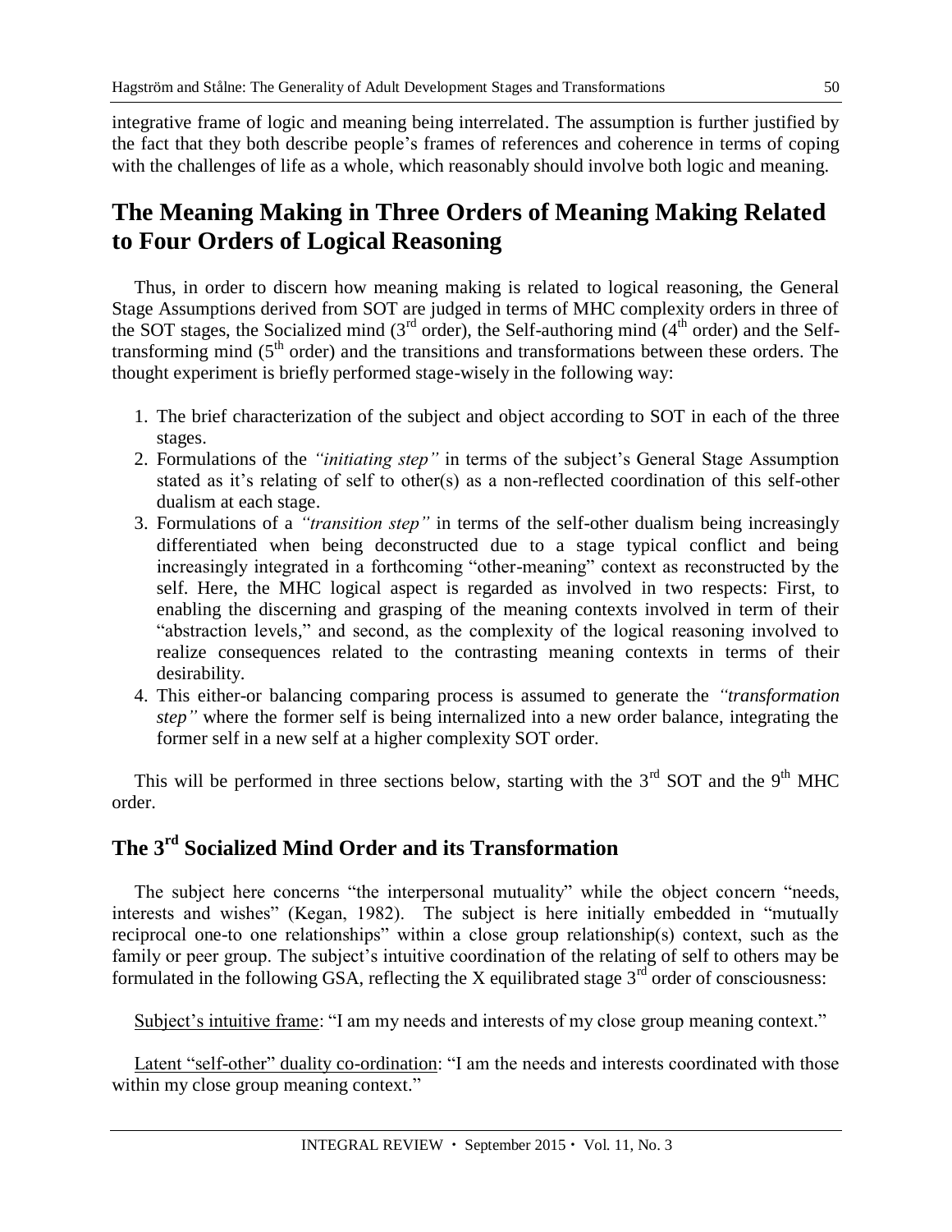integrative frame of logic and meaning being interrelated. The assumption is further justified by the fact that they both describe people's frames of references and coherence in terms of coping with the challenges of life as a whole, which reasonably should involve both logic and meaning.

## The Meaning Making in Three Orders of Meaning Making Related to Four Orders of Logical Reasoning

Thus, in order to discern how meaning making is related to logical reasoning, the General Stage Assumptions derived from SOT are judged in terms of MHC complexity orders in three of the SOT stages, the Socialized mind (3rd order), the Self-authoring mind (4th order) and the Self-transforming mind (5th order) and the transitions and transformations between these orders. The thought experiment is briefly performed stage-wisely in the following way:

1. The brief characterization of the subject and object according to SOT in each of the three stages.
2. Formulations of the *"initiating step"* in terms of the subject's General Stage Assumption stated as it's relating of self to other(s) as a non-reflected coordination of this self-other dualism at each stage.
3. Formulations of a *"transition step"* in terms of the self-other dualism being increasingly differentiated when being deconstructed due to a stage typical conflict and being increasingly integrated in a forthcoming "other-meaning" context as reconstructed by the self. Here, the MHC logical aspect is regarded as involved in two respects: First, to enabling the discerning and grasping of the meaning contexts involved in term of their "abstraction levels," and second, as the complexity of the logical reasoning involved to realize consequences related to the contrasting meaning contexts in terms of their desirability.
4. This either-or balancing comparing process is assumed to generate the *"transformation step"* where the former self is being internalized into a new order balance, integrating the former self in a new self at a higher complexity SOT order.

This will be performed in three sections below, starting with the 3rd SOT and the 9th MHC order.

## The 3rd Socialized Mind Order and its Transformation

The subject here concerns "the interpersonal mutuality" while the object concern "needs, interests and wishes" (Kegan, 1982). The subject is here initially embedded in "mutually reciprocal one-to one relationships" within a close group relationship(s) context, such as the family or peer group. The subject's intuitive coordination of the relating of self to others may be formulated in the following GSA, reflecting the X equilibrated stage 3rd order of consciousness:

Subject's intuitive frame: "I am my needs and interests of my close group meaning context."

Latent "self-other" duality co-ordination: "I am the needs and interests coordinated with those within my close group meaning context."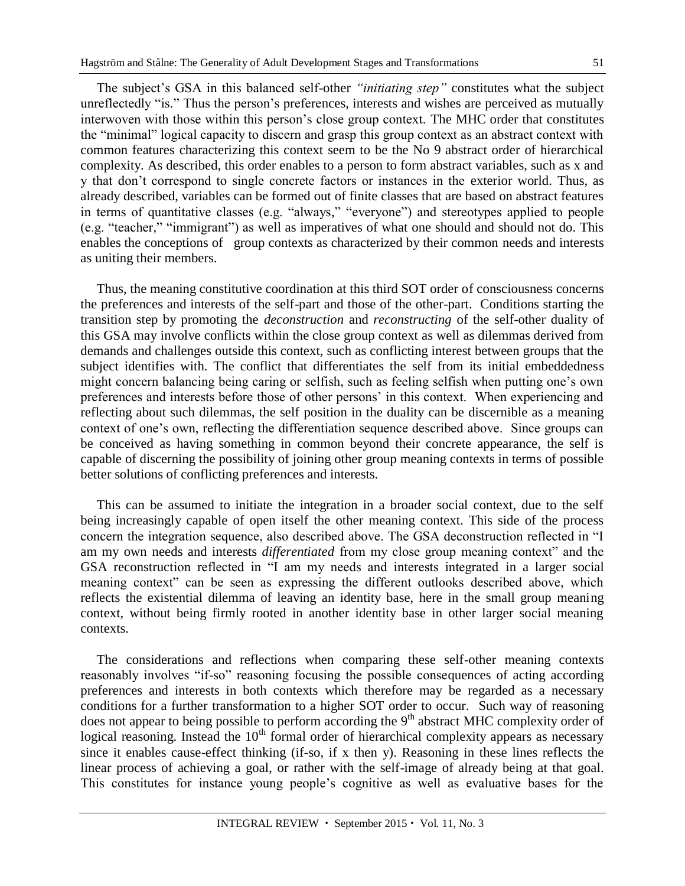The subject's GSA in this balanced self-other *"initiating step"* constitutes what the subject unreflectedly "is." Thus the person's preferences, interests and wishes are perceived as mutually interwoven with those within this person's close group context. The MHC order that constitutes the "minimal" logical capacity to discern and grasp this group context as an abstract context with common features characterizing this context seem to be the No 9 abstract order of hierarchical complexity. As described, this order enables to a person to form abstract variables, such as x and y that don't correspond to single concrete factors or instances in the exterior world. Thus, as already described, variables can be formed out of finite classes that are based on abstract features in terms of quantitative classes (e.g. "always," "everyone") and stereotypes applied to people (e.g. "teacher," "immigrant") as well as imperatives of what one should and should not do. This enables the conceptions of group contexts as characterized by their common needs and interests as uniting their members.

Thus, the meaning constitutive coordination at this third SOT order of consciousness concerns the preferences and interests of the self-part and those of the other-part. Conditions starting the transition step by promoting the *deconstruction* and *reconstructing* of the self-other duality of this GSA may involve conflicts within the close group context as well as dilemmas derived from demands and challenges outside this context, such as conflicting interest between groups that the subject identifies with. The conflict that differentiates the self from its initial embeddedness might concern balancing being caring or selfish, such as feeling selfish when putting one's own preferences and interests before those of other persons' in this context. When experiencing and reflecting about such dilemmas, the self position in the duality can be discernible as a meaning context of one's own, reflecting the differentiation sequence described above. Since groups can be conceived as having something in common beyond their concrete appearance, the self is capable of discerning the possibility of joining other group meaning contexts in terms of possible better solutions of conflicting preferences and interests.

This can be assumed to initiate the integration in a broader social context, due to the self being increasingly capable of open itself the other meaning context. This side of the process concern the integration sequence, also described above. The GSA deconstruction reflected in "I am my own needs and interests *differentiated* from my close group meaning context" and the GSA reconstruction reflected in "I am my needs and interests integrated in a larger social meaning context" can be seen as expressing the different outlooks described above, which reflects the existential dilemma of leaving an identity base, here in the small group meaning context, without being firmly rooted in another identity base in other larger social meaning contexts.

The considerations and reflections when comparing these self-other meaning contexts reasonably involves "if-so" reasoning focusing the possible consequences of acting according preferences and interests in both contexts which therefore may be regarded as a necessary conditions for a further transformation to a higher SOT order to occur. Such way of reasoning does not appear to being possible to perform according the 9th abstract MHC complexity order of logical reasoning. Instead the 10th formal order of hierarchical complexity appears as necessary since it enables cause-effect thinking (if-so, if x then y). Reasoning in these lines reflects the linear process of achieving a goal, or rather with the self-image of already being at that goal. This constitutes for instance young people's cognitive as well as evaluative bases for the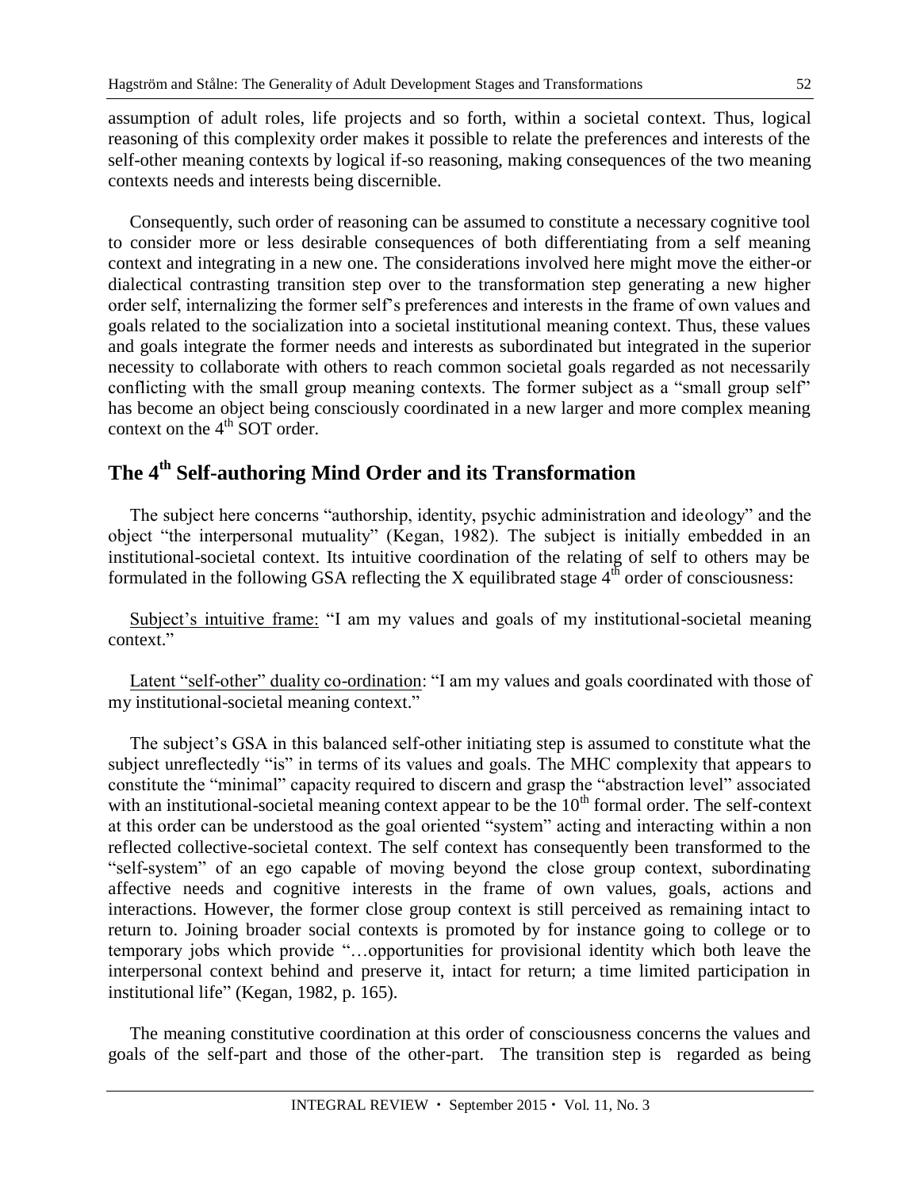assumption of adult roles, life projects and so forth, within a societal context. Thus, logical reasoning of this complexity order makes it possible to relate the preferences and interests of the self-other meaning contexts by logical if-so reasoning, making consequences of the two meaning contexts needs and interests being discernible.

Consequently, such order of reasoning can be assumed to constitute a necessary cognitive tool to consider more or less desirable consequences of both differentiating from a self meaning context and integrating in a new one. The considerations involved here might move the either-or dialectical contrasting transition step over to the transformation step generating a new higher order self, internalizing the former self's preferences and interests in the frame of own values and goals related to the socialization into a societal institutional meaning context. Thus, these values and goals integrate the former needs and interests as subordinated but integrated in the superior necessity to collaborate with others to reach common societal goals regarded as not necessarily conflicting with the small group meaning contexts. The former subject as a "small group self" has become an object being consciously coordinated in a new larger and more complex meaning context on the 4th SOT order.

## The 4th Self-authoring Mind Order and its Transformation

The subject here concerns "authorship, identity, psychic administration and ideology" and the object "the interpersonal mutuality" (Kegan, 1982). The subject is initially embedded in an institutional-societal context. Its intuitive coordination of the relating of self to others may be formulated in the following GSA reflecting the X equilibrated stage 4th order of consciousness:

Subject's intuitive frame: "I am my values and goals of my institutional-societal meaning context."

Latent "self-other" duality co-ordination: "I am my values and goals coordinated with those of my institutional-societal meaning context."

The subject's GSA in this balanced self-other initiating step is assumed to constitute what the subject unreflectedly "is" in terms of its values and goals. The MHC complexity that appears to constitute the "minimal" capacity required to discern and grasp the "abstraction level" associated with an institutional-societal meaning context appear to be the 10th formal order. The self-context at this order can be understood as the goal oriented "system" acting and interacting within a non reflected collective-societal context. The self context has consequently been transformed to the "self-system" of an ego capable of moving beyond the close group context, subordinating affective needs and cognitive interests in the frame of own values, goals, actions and interactions. However, the former close group context is still perceived as remaining intact to return to. Joining broader social contexts is promoted by for instance going to college or to temporary jobs which provide "…opportunities for provisional identity which both leave the interpersonal context behind and preserve it, intact for return; a time limited participation in institutional life" (Kegan, 1982, p. 165).

The meaning constitutive coordination at this order of consciousness concerns the values and goals of the self-part and those of the other-part. The transition step is regarded as being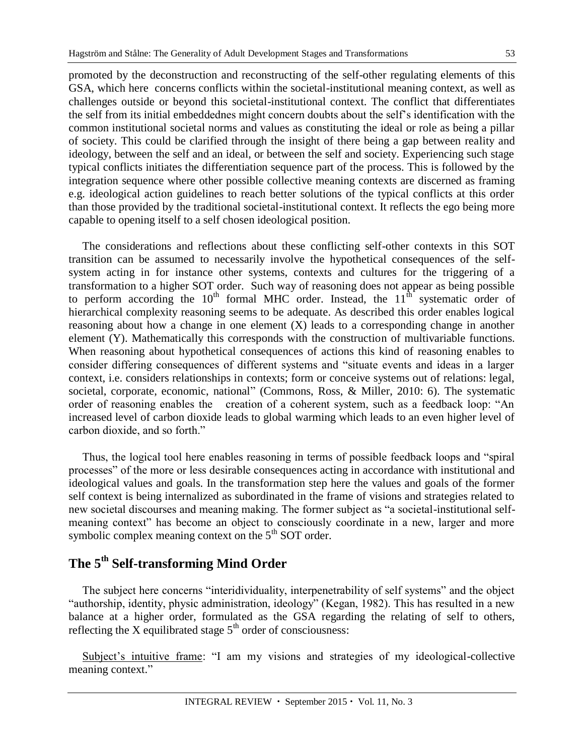promoted by the deconstruction and reconstructing of the self-other regulating elements of this GSA, which here concerns conflicts within the societal-institutional meaning context, as well as challenges outside or beyond this societal-institutional context. The conflict that differentiates the self from its initial embeddednes might concern doubts about the self's identification with the common institutional societal norms and values as constituting the ideal or role as being a pillar of society. This could be clarified through the insight of there being a gap between reality and ideology, between the self and an ideal, or between the self and society. Experiencing such stage typical conflicts initiates the differentiation sequence part of the process. This is followed by the integration sequence where other possible collective meaning contexts are discerned as framing e.g. ideological action guidelines to reach better solutions of the typical conflicts at this order than those provided by the traditional societal-institutional context. It reflects the ego being more capable to opening itself to a self chosen ideological position.

The considerations and reflections about these conflicting self-other contexts in this SOT transition can be assumed to necessarily involve the hypothetical consequences of the self-system acting in for instance other systems, contexts and cultures for the triggering of a transformation to a higher SOT order. Such way of reasoning does not appear as being possible to perform according the 10th formal MHC order. Instead, the 11th systematic order of hierarchical complexity reasoning seems to be adequate. As described this order enables logical reasoning about how a change in one element (X) leads to a corresponding change in another element (Y). Mathematically this corresponds with the construction of multivariable functions. When reasoning about hypothetical consequences of actions this kind of reasoning enables to consider differing consequences of different systems and "situate events and ideas in a larger context, i.e. considers relationships in contexts; form or conceive systems out of relations: legal, societal, corporate, economic, national" (Commons, Ross, & Miller, 2010: 6). The systematic order of reasoning enables the creation of a coherent system, such as a feedback loop: "An increased level of carbon dioxide leads to global warming which leads to an even higher level of carbon dioxide, and so forth."

Thus, the logical tool here enables reasoning in terms of possible feedback loops and "spiral processes" of the more or less desirable consequences acting in accordance with institutional and ideological values and goals. In the transformation step here the values and goals of the former self context is being internalized as subordinated in the frame of visions and strategies related to new societal discourses and meaning making. The former subject as "a societal-institutional self-meaning context" has become an object to consciously coordinate in a new, larger and more symbolic complex meaning context on the 5th SOT order.

## The 5th Self-transforming Mind Order

The subject here concerns "interidividuality, interpenetrability of self systems" and the object "authorship, identity, physic administration, ideology" (Kegan, 1982). This has resulted in a new balance at a higher order, formulated as the GSA regarding the relating of self to others, reflecting the X equilibrated stage 5th order of consciousness:

Subject's intuitive frame: "I am my visions and strategies of my ideological-collective meaning context."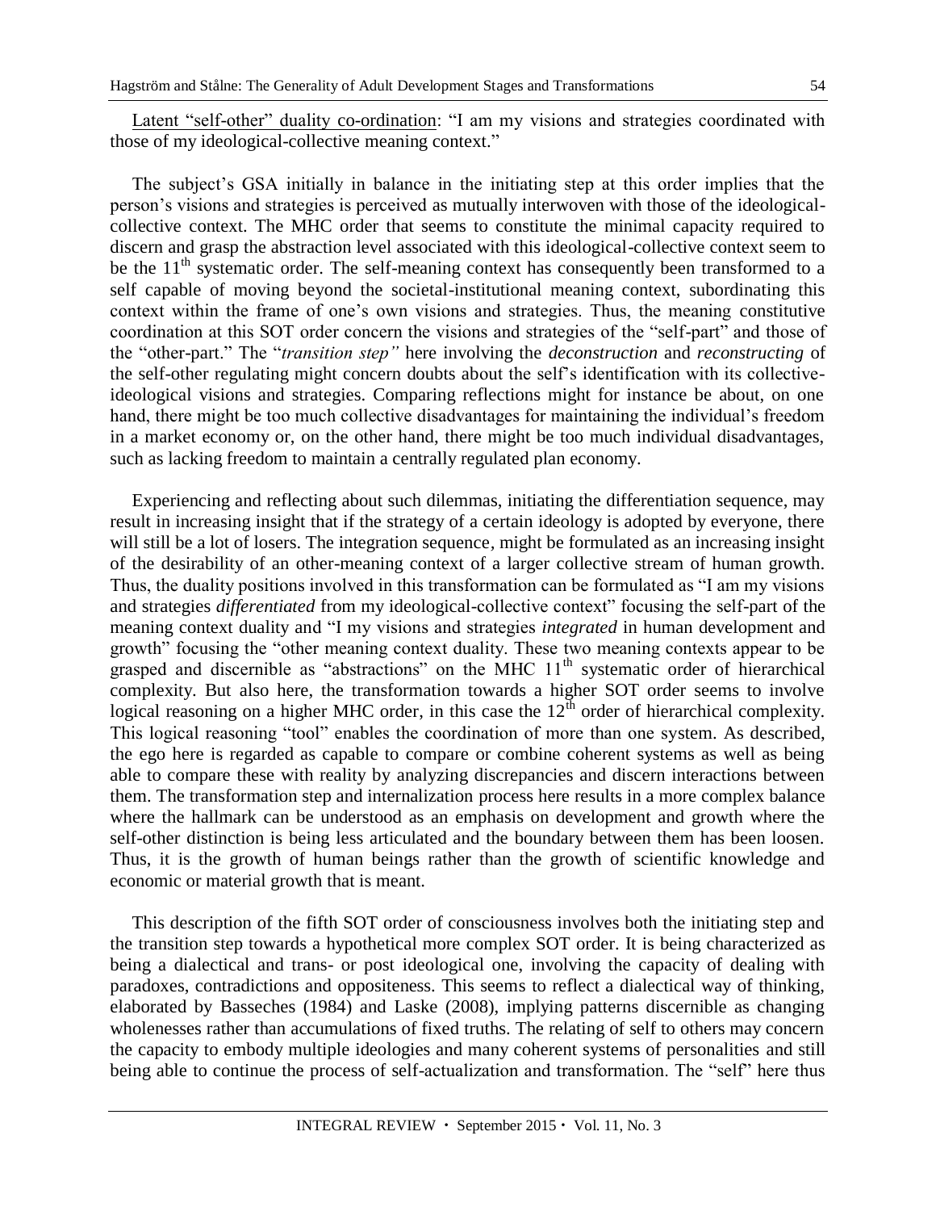Latent “self-other” duality co-ordination: “I am my visions and strategies coordinated with those of my ideological-collective meaning context.”

The subject’s GSA initially in balance in the initiating step at this order implies that the person’s visions and strategies is perceived as mutually interwoven with those of the ideological-collective context. The MHC order that seems to constitute the minimal capacity required to discern and grasp the abstraction level associated with this ideological-collective context seem to be the 11th systematic order. The self-meaning context has consequently been transformed to a self capable of moving beyond the societal-institutional meaning context, subordinating this context within the frame of one’s own visions and strategies. Thus, the meaning constitutive coordination at this SOT order concern the visions and strategies of the “self-part” and those of the “other-part.” The “*transition step”* here involving the *deconstruction* and *reconstructing* of the self-other regulating might concern doubts about the self’s identification with its collective-ideological visions and strategies. Comparing reflections might for instance be about, on one hand, there might be too much collective disadvantages for maintaining the individual’s freedom in a market economy or, on the other hand, there might be too much individual disadvantages, such as lacking freedom to maintain a centrally regulated plan economy.

Experiencing and reflecting about such dilemmas, initiating the differentiation sequence, may result in increasing insight that if the strategy of a certain ideology is adopted by everyone, there will still be a lot of losers. The integration sequence, might be formulated as an increasing insight of the desirability of an other-meaning context of a larger collective stream of human growth. Thus, the duality positions involved in this transformation can be formulated as “I am my visions and strategies *differentiated* from my ideological-collective context” focusing the self-part of the meaning context duality and “I my visions and strategies *integrated* in human development and growth” focusing the “other meaning context duality. These two meaning contexts appear to be grasped and discernible as “abstractions” on the MHC 11th systematic order of hierarchical complexity. But also here, the transformation towards a higher SOT order seems to involve logical reasoning on a higher MHC order, in this case the 12th order of hierarchical complexity. This logical reasoning “tool” enables the coordination of more than one system. As described, the ego here is regarded as capable to compare or combine coherent systems as well as being able to compare these with reality by analyzing discrepancies and discern interactions between them. The transformation step and internalization process here results in a more complex balance where the hallmark can be understood as an emphasis on development and growth where the self-other distinction is being less articulated and the boundary between them has been loosen. Thus, it is the growth of human beings rather than the growth of scientific knowledge and economic or material growth that is meant.

This description of the fifth SOT order of consciousness involves both the initiating step and the transition step towards a hypothetical more complex SOT order. It is being characterized as being a dialectical and trans- or post ideological one, involving the capacity of dealing with paradoxes, contradictions and oppositeness. This seems to reflect a dialectical way of thinking, elaborated by Basseches (1984) and Laske (2008), implying patterns discernible as changing wholenesses rather than accumulations of fixed truths. The relating of self to others may concern the capacity to embody multiple ideologies and many coherent systems of personalities and still being able to continue the process of self-actualization and transformation. The “self” here thus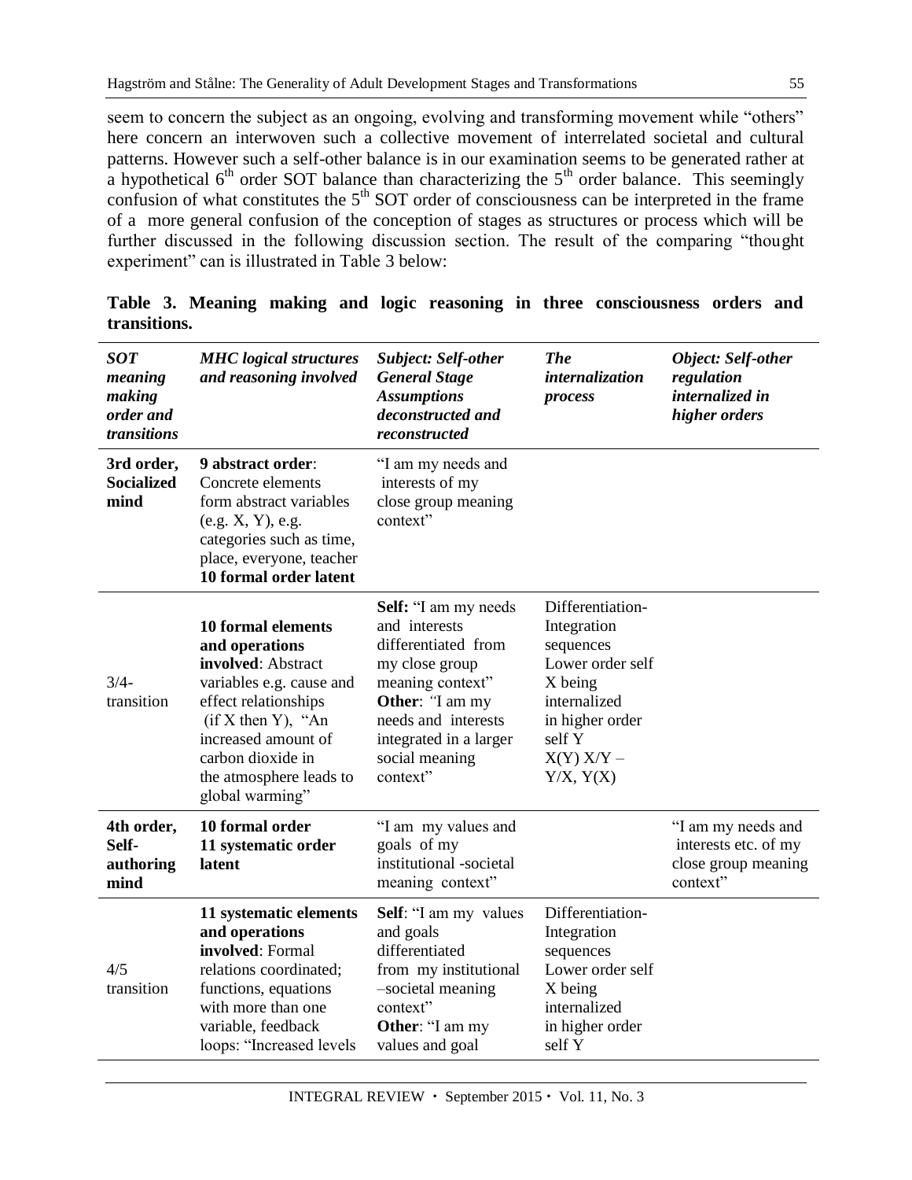seem to concern the subject as an ongoing, evolving and transforming movement while "others" here concern an interwoven such a collective movement of interrelated societal and cultural patterns. However such a self-other balance is in our examination seems to be generated rather at a hypothetical 6th order SOT balance than characterizing the 5th order balance. This seemingly confusion of what constitutes the 5th SOT order of consciousness can be interpreted in the frame of a more general confusion of the conception of stages as structures or process which will be further discussed in the following discussion section. The result of the comparing "thought experiment" can is illustrated in Table 3 below:

**Table 3. Meaning making and logic reasoning in three consciousness orders and transitions.**

| *SOT meaning making order and transitions* | *MHC logical structures and reasoning involved* | *Subject: Self-other General Stage Assumptions deconstructed and reconstructed* | *The internalization process* | *Object: Self-other regulation internalized in higher orders* |
|---|---|---|---|---|
| **3rd order, Socialized mind** | **9 abstract order**: Concrete elements form abstract variables (e.g. X, Y), e.g. categories such as time, place, everyone, teacher **10 formal order latent** | "I am my needs and interests of my close group meaning context" | | |
| 3/4-transition | **10 formal elements and operations involved**: Abstract variables e.g. cause and effect relationships (if X then Y), "An increased amount of carbon dioxide in the atmosphere leads to global warming" | **Self:** "I am my needs and interests differentiated from my close group meaning context" **Other**: "I am my needs and interests integrated in a larger social meaning context" | Differentiation-Integration sequences Lower order self X being internalized in higher order self Y X(Y) X/Y – Y/X, Y(X) | |
| **4th order, Self-authoring mind** | **10 formal order 11 systematic order latent** | "I am my values and goals of my institutional -societal meaning context" | | "I am my needs and interests etc. of my close group meaning context" |
| 4/5 transition | **11 systematic elements and operations involved**: Formal relations coordinated; functions, equations with more than one variable, feedback loops: "Increased levels | **Self**: "I am my values and goals differentiated from my institutional –societal meaning context" **Other**: "I am my values and goal | Differentiation-Integration sequences Lower order self X being internalized in higher order self Y | |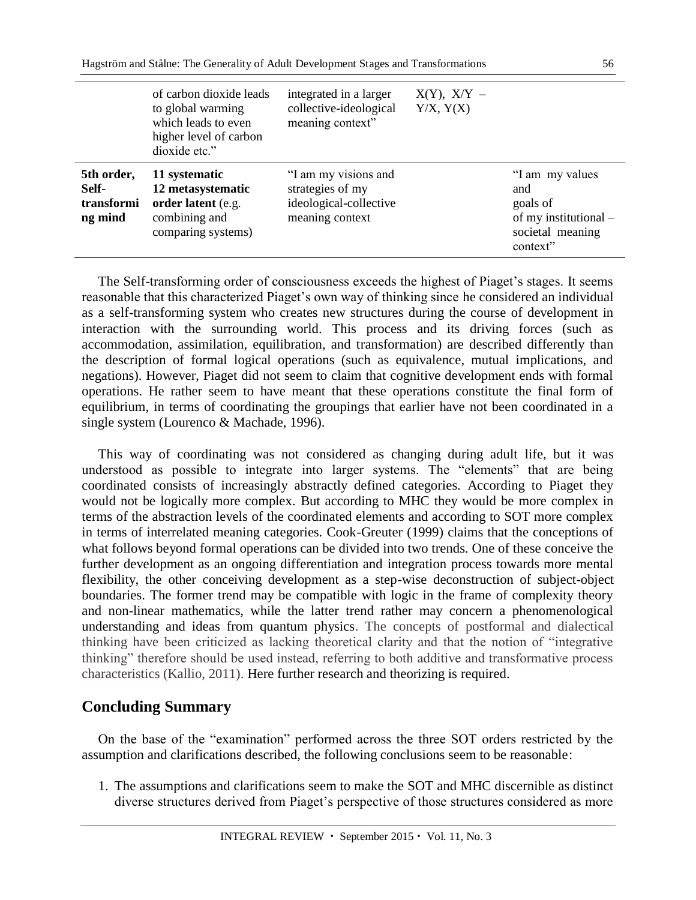|  | of carbon dioxide leads to global warming which leads to even higher level of carbon dioxide etc." | integrated in a larger collective-ideological meaning context" | X(Y), X/Y – Y/X, Y(X) |  |
|---|---|---|---|---|
| **5th order, Self-transforming mind** | **11 systematic 12 metasystematic order latent** (e.g. combining and comparing systems) | "I am my visions and strategies of my ideological-collective meaning context |  | "I am my values and goals of of my institutional – societal meaning context" |

The Self-transforming order of consciousness exceeds the highest of Piaget's stages. It seems reasonable that this characterized Piaget's own way of thinking since he considered an individual as a self-transforming system who creates new structures during the course of development in interaction with the surrounding world. This process and its driving forces (such as accommodation, assimilation, equilibration, and transformation) are described differently than the description of formal logical operations (such as equivalence, mutual implications, and negations). However, Piaget did not seem to claim that cognitive development ends with formal operations. He rather seem to have meant that these operations constitute the final form of equilibrium, in terms of coordinating the groupings that earlier have not been coordinated in a single system (Lourenco & Machade, 1996).

This way of coordinating was not considered as changing during adult life, but it was understood as possible to integrate into larger systems. The "elements" that are being coordinated consists of increasingly abstractly defined categories. According to Piaget they would not be logically more complex. But according to MHC they would be more complex in terms of the abstraction levels of the coordinated elements and according to SOT more complex in terms of interrelated meaning categories. Cook-Greuter (1999) claims that the conceptions of what follows beyond formal operations can be divided into two trends. One of these conceive the further development as an ongoing differentiation and integration process towards more mental flexibility, the other conceiving development as a step-wise deconstruction of subject-object boundaries. The former trend may be compatible with logic in the frame of complexity theory and non-linear mathematics, while the latter trend rather may concern a phenomenological understanding and ideas from quantum physics. The concepts of postformal and dialectical thinking have been criticized as lacking theoretical clarity and that the notion of "integrative thinking" therefore should be used instead, referring to both additive and transformative process characteristics (Kallio, 2011). Here further research and theorizing is required.

## Concluding Summary

On the base of the "examination" performed across the three SOT orders restricted by the assumption and clarifications described, the following conclusions seem to be reasonable:

1. The assumptions and clarifications seem to make the SOT and MHC discernible as distinct diverse structures derived from Piaget's perspective of those structures considered as more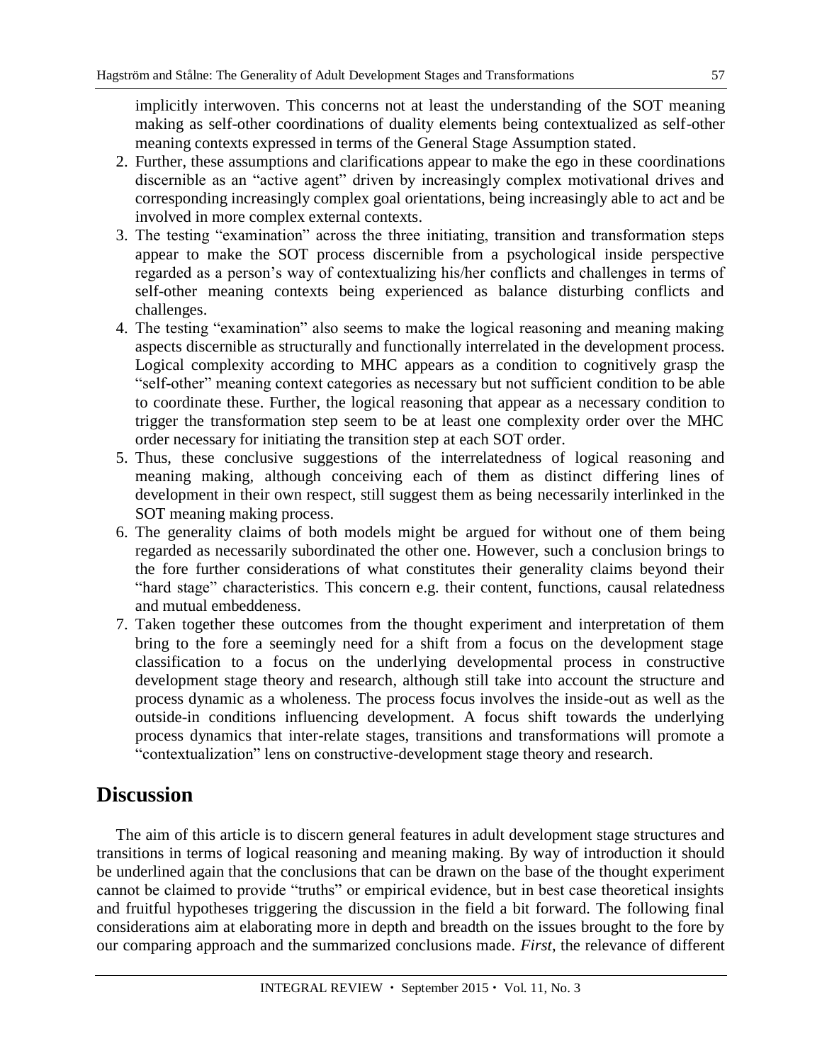implicitly interwoven. This concerns not at least the understanding of the SOT meaning making as self-other coordinations of duality elements being contextualized as self-other meaning contexts expressed in terms of the General Stage Assumption stated.

2. Further, these assumptions and clarifications appear to make the ego in these coordinations discernible as an "active agent" driven by increasingly complex motivational drives and corresponding increasingly complex goal orientations, being increasingly able to act and be involved in more complex external contexts.
3. The testing "examination" across the three initiating, transition and transformation steps appear to make the SOT process discernible from a psychological inside perspective regarded as a person's way of contextualizing his/her conflicts and challenges in terms of self-other meaning contexts being experienced as balance disturbing conflicts and challenges.
4. The testing "examination" also seems to make the logical reasoning and meaning making aspects discernible as structurally and functionally interrelated in the development process. Logical complexity according to MHC appears as a condition to cognitively grasp the "self-other" meaning context categories as necessary but not sufficient condition to be able to coordinate these. Further, the logical reasoning that appear as a necessary condition to trigger the transformation step seem to be at least one complexity order over the MHC order necessary for initiating the transition step at each SOT order.
5. Thus, these conclusive suggestions of the interrelatedness of logical reasoning and meaning making, although conceiving each of them as distinct differing lines of development in their own respect, still suggest them as being necessarily interlinked in the SOT meaning making process.
6. The generality claims of both models might be argued for without one of them being regarded as necessarily subordinated the other one. However, such a conclusion brings to the fore further considerations of what constitutes their generality claims beyond their "hard stage" characteristics. This concern e.g. their content, functions, causal relatedness and mutual embeddeness.
7. Taken together these outcomes from the thought experiment and interpretation of them bring to the fore a seemingly need for a shift from a focus on the development stage classification to a focus on the underlying developmental process in constructive development stage theory and research, although still take into account the structure and process dynamic as a wholeness. The process focus involves the inside-out as well as the outside-in conditions influencing development. A focus shift towards the underlying process dynamics that inter-relate stages, transitions and transformations will promote a "contextualization" lens on constructive-development stage theory and research.

## Discussion

The aim of this article is to discern general features in adult development stage structures and transitions in terms of logical reasoning and meaning making. By way of introduction it should be underlined again that the conclusions that can be drawn on the base of the thought experiment cannot be claimed to provide "truths" or empirical evidence, but in best case theoretical insights and fruitful hypotheses triggering the discussion in the field a bit forward. The following final considerations aim at elaborating more in depth and breadth on the issues brought to the fore by our comparing approach and the summarized conclusions made. *First*, the relevance of different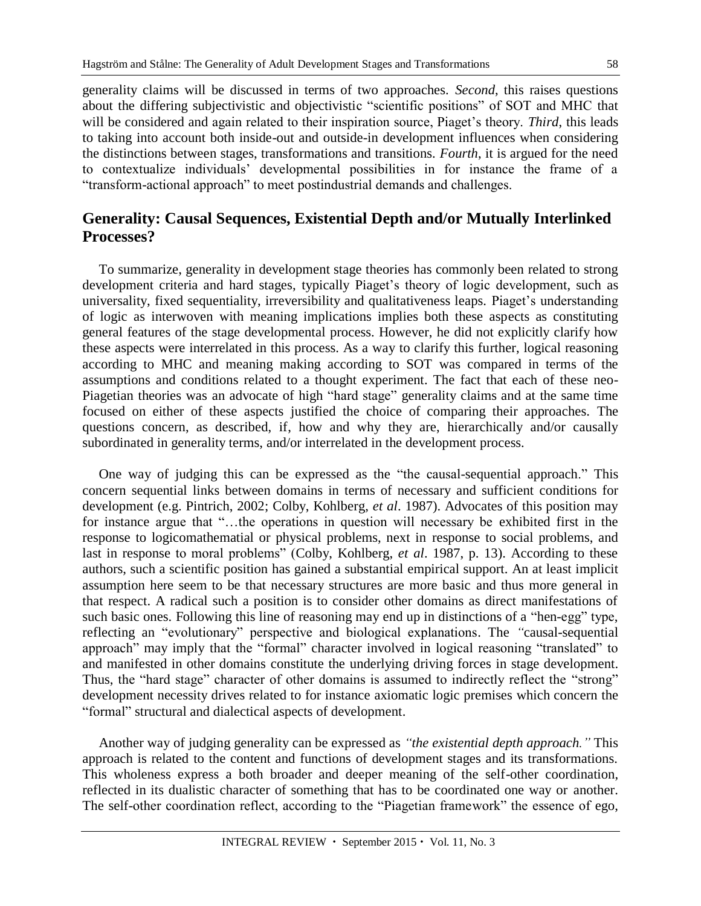generality claims will be discussed in terms of two approaches. *Second*, this raises questions about the differing subjectivistic and objectivistic "scientific positions" of SOT and MHC that will be considered and again related to their inspiration source, Piaget's theory. *Third*, this leads to taking into account both inside-out and outside-in development influences when considering the distinctions between stages, transformations and transitions. *Fourth*, it is argued for the need to contextualize individuals' developmental possibilities in for instance the frame of a "transform-actional approach" to meet postindustrial demands and challenges.

## Generality: Causal Sequences, Existential Depth and/or Mutually Interlinked Processes?

To summarize, generality in development stage theories has commonly been related to strong development criteria and hard stages, typically Piaget's theory of logic development, such as universality, fixed sequentiality, irreversibility and qualitativeness leaps. Piaget's understanding of logic as interwoven with meaning implications implies both these aspects as constituting general features of the stage developmental process. However, he did not explicitly clarify how these aspects were interrelated in this process. As a way to clarify this further, logical reasoning according to MHC and meaning making according to SOT was compared in terms of the assumptions and conditions related to a thought experiment. The fact that each of these neo-Piagetian theories was an advocate of high "hard stage" generality claims and at the same time focused on either of these aspects justified the choice of comparing their approaches. The questions concern, as described, if, how and why they are, hierarchically and/or causally subordinated in generality terms, and/or interrelated in the development process.

One way of judging this can be expressed as the "the causal-sequential approach." This concern sequential links between domains in terms of necessary and sufficient conditions for development (e.g. Pintrich, 2002; Colby, Kohlberg, *et al*. 1987). Advocates of this position may for instance argue that "…the operations in question will necessary be exhibited first in the response to logicomathematial or physical problems, next in response to social problems, and last in response to moral problems" (Colby, Kohlberg, *et al*. 1987, p. 13). According to these authors, such a scientific position has gained a substantial empirical support. An at least implicit assumption here seem to be that necessary structures are more basic and thus more general in that respect. A radical such a position is to consider other domains as direct manifestations of such basic ones. Following this line of reasoning may end up in distinctions of a "hen-egg" type, reflecting an "evolutionary" perspective and biological explanations. The *"*causal-sequential approach" may imply that the "formal" character involved in logical reasoning "translated" to and manifested in other domains constitute the underlying driving forces in stage development. Thus, the "hard stage" character of other domains is assumed to indirectly reflect the "strong" development necessity drives related to for instance axiomatic logic premises which concern the "formal" structural and dialectical aspects of development.

Another way of judging generality can be expressed as *"the existential depth approach."* This approach is related to the content and functions of development stages and its transformations. This wholeness express a both broader and deeper meaning of the self-other coordination, reflected in its dualistic character of something that has to be coordinated one way or another. The self-other coordination reflect, according to the "Piagetian framework" the essence of ego,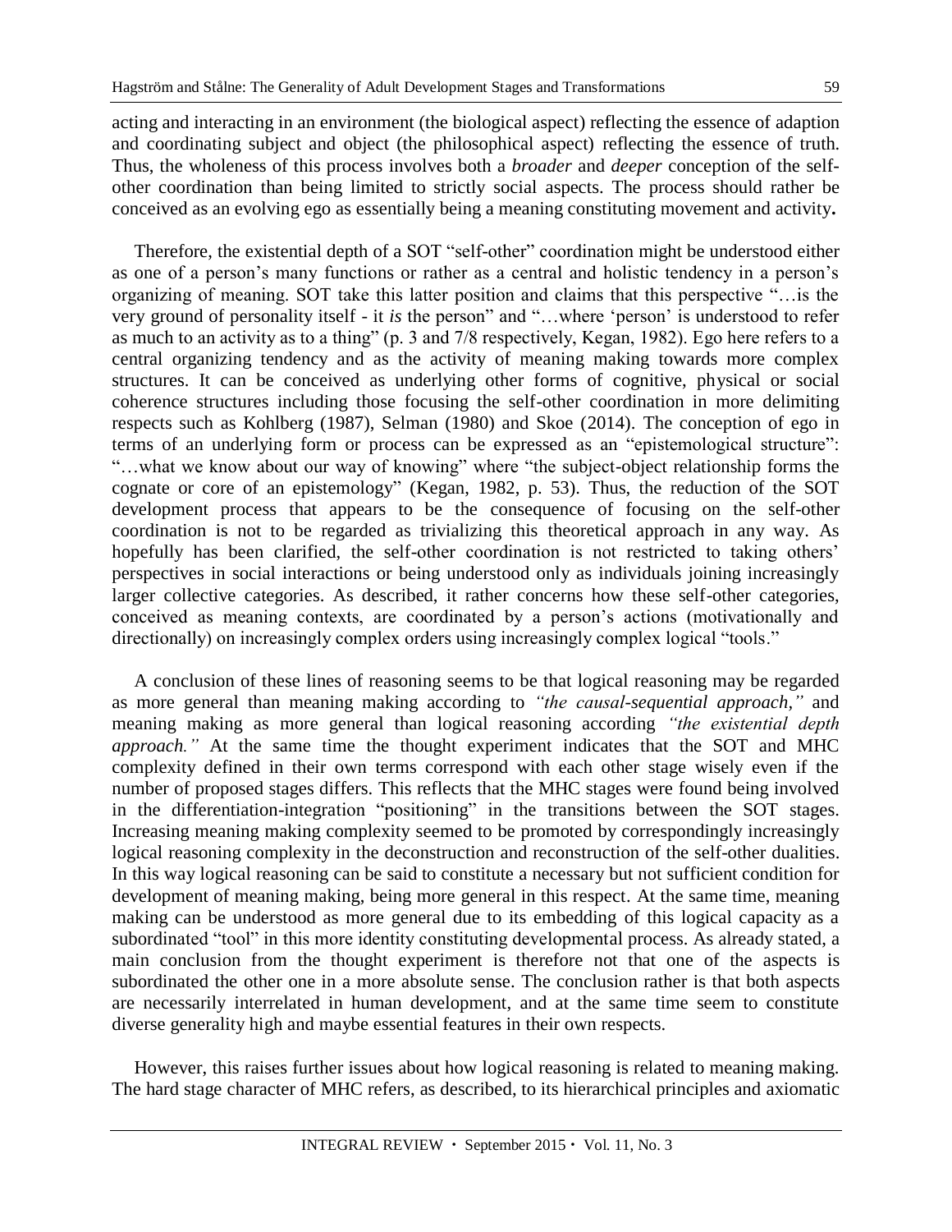acting and interacting in an environment (the biological aspect) reflecting the essence of adaption and coordinating subject and object (the philosophical aspect) reflecting the essence of truth. Thus, the wholeness of this process involves both a *broader* and *deeper* conception of the self-other coordination than being limited to strictly social aspects. The process should rather be conceived as an evolving ego as essentially being a meaning constituting movement and activity**.**

Therefore, the existential depth of a SOT "self-other" coordination might be understood either as one of a person's many functions or rather as a central and holistic tendency in a person's organizing of meaning. SOT take this latter position and claims that this perspective "…is the very ground of personality itself - it *is* the person" and "…where 'person' is understood to refer as much to an activity as to a thing" (p. 3 and 7/8 respectively, Kegan, 1982). Ego here refers to a central organizing tendency and as the activity of meaning making towards more complex structures. It can be conceived as underlying other forms of cognitive, physical or social coherence structures including those focusing the self-other coordination in more delimiting respects such as Kohlberg (1987), Selman (1980) and Skoe (2014). The conception of ego in terms of an underlying form or process can be expressed as an "epistemological structure": "…what we know about our way of knowing" where "the subject-object relationship forms the cognate or core of an epistemology" (Kegan, 1982, p. 53). Thus, the reduction of the SOT development process that appears to be the consequence of focusing on the self-other coordination is not to be regarded as trivializing this theoretical approach in any way. As hopefully has been clarified, the self-other coordination is not restricted to taking others' perspectives in social interactions or being understood only as individuals joining increasingly larger collective categories. As described, it rather concerns how these self-other categories, conceived as meaning contexts, are coordinated by a person's actions (motivationally and directionally) on increasingly complex orders using increasingly complex logical "tools."

A conclusion of these lines of reasoning seems to be that logical reasoning may be regarded as more general than meaning making according to *"the causal-sequential approach,"* and meaning making as more general than logical reasoning according *"the existential depth approach."* At the same time the thought experiment indicates that the SOT and MHC complexity defined in their own terms correspond with each other stage wisely even if the number of proposed stages differs. This reflects that the MHC stages were found being involved in the differentiation-integration "positioning" in the transitions between the SOT stages. Increasing meaning making complexity seemed to be promoted by correspondingly increasingly logical reasoning complexity in the deconstruction and reconstruction of the self-other dualities. In this way logical reasoning can be said to constitute a necessary but not sufficient condition for development of meaning making, being more general in this respect. At the same time, meaning making can be understood as more general due to its embedding of this logical capacity as a subordinated "tool" in this more identity constituting developmental process. As already stated, a main conclusion from the thought experiment is therefore not that one of the aspects is subordinated the other one in a more absolute sense. The conclusion rather is that both aspects are necessarily interrelated in human development, and at the same time seem to constitute diverse generality high and maybe essential features in their own respects.

However, this raises further issues about how logical reasoning is related to meaning making. The hard stage character of MHC refers, as described, to its hierarchical principles and axiomatic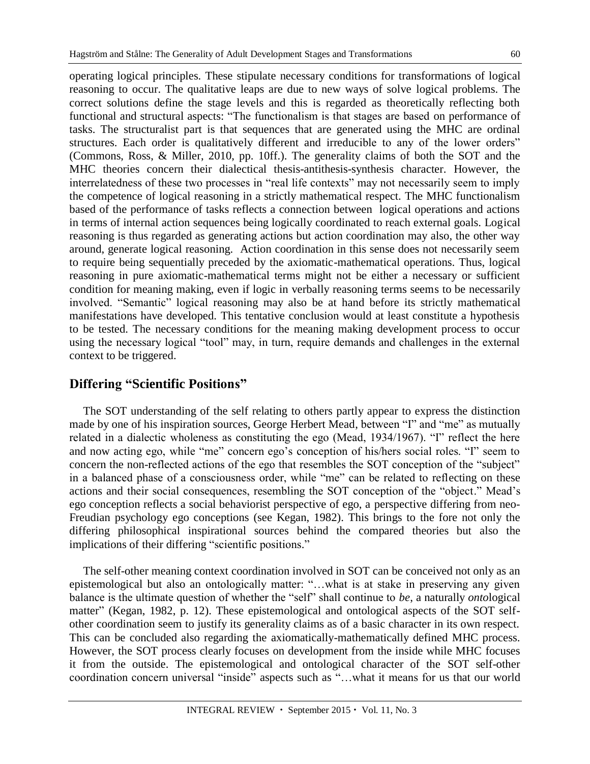operating logical principles. These stipulate necessary conditions for transformations of logical reasoning to occur. The qualitative leaps are due to new ways of solve logical problems. The correct solutions define the stage levels and this is regarded as theoretically reflecting both functional and structural aspects: "The functionalism is that stages are based on performance of tasks. The structuralist part is that sequences that are generated using the MHC are ordinal structures. Each order is qualitatively different and irreducible to any of the lower orders" (Commons, Ross, & Miller, 2010, pp. 10ff.). The generality claims of both the SOT and the MHC theories concern their dialectical thesis-antithesis-synthesis character. However, the interrelatedness of these two processes in "real life contexts" may not necessarily seem to imply the competence of logical reasoning in a strictly mathematical respect. The MHC functionalism based of the performance of tasks reflects a connection between logical operations and actions in terms of internal action sequences being logically coordinated to reach external goals. Logical reasoning is thus regarded as generating actions but action coordination may also, the other way around, generate logical reasoning. Action coordination in this sense does not necessarily seem to require being sequentially preceded by the axiomatic-mathematical operations. Thus, logical reasoning in pure axiomatic-mathematical terms might not be either a necessary or sufficient condition for meaning making, even if logic in verbally reasoning terms seems to be necessarily involved. "Semantic" logical reasoning may also be at hand before its strictly mathematical manifestations have developed. This tentative conclusion would at least constitute a hypothesis to be tested. The necessary conditions for the meaning making development process to occur using the necessary logical "tool" may, in turn, require demands and challenges in the external context to be triggered.

## Differing "Scientific Positions"

The SOT understanding of the self relating to others partly appear to express the distinction made by one of his inspiration sources, George Herbert Mead, between "I" and "me" as mutually related in a dialectic wholeness as constituting the ego (Mead, 1934/1967). "I" reflect the here and now acting ego, while "me" concern ego's conception of his/hers social roles. "I" seem to concern the non-reflected actions of the ego that resembles the SOT conception of the "subject" in a balanced phase of a consciousness order, while "me" can be related to reflecting on these actions and their social consequences, resembling the SOT conception of the "object." Mead's ego conception reflects a social behaviorist perspective of ego, a perspective differing from neo-Freudian psychology ego conceptions (see Kegan, 1982). This brings to the fore not only the differing philosophical inspirational sources behind the compared theories but also the implications of their differing "scientific positions."

The self-other meaning context coordination involved in SOT can be conceived not only as an epistemological but also an ontologically matter: "…what is at stake in preserving any given balance is the ultimate question of whether the "self" shall continue to *be*, a naturally *onto*logical matter" (Kegan, 1982, p. 12). These epistemological and ontological aspects of the SOT self-other coordination seem to justify its generality claims as of a basic character in its own respect. This can be concluded also regarding the axiomatically-mathematically defined MHC process. However, the SOT process clearly focuses on development from the inside while MHC focuses it from the outside. The epistemological and ontological character of the SOT self-other coordination concern universal "inside" aspects such as "…what it means for us that our world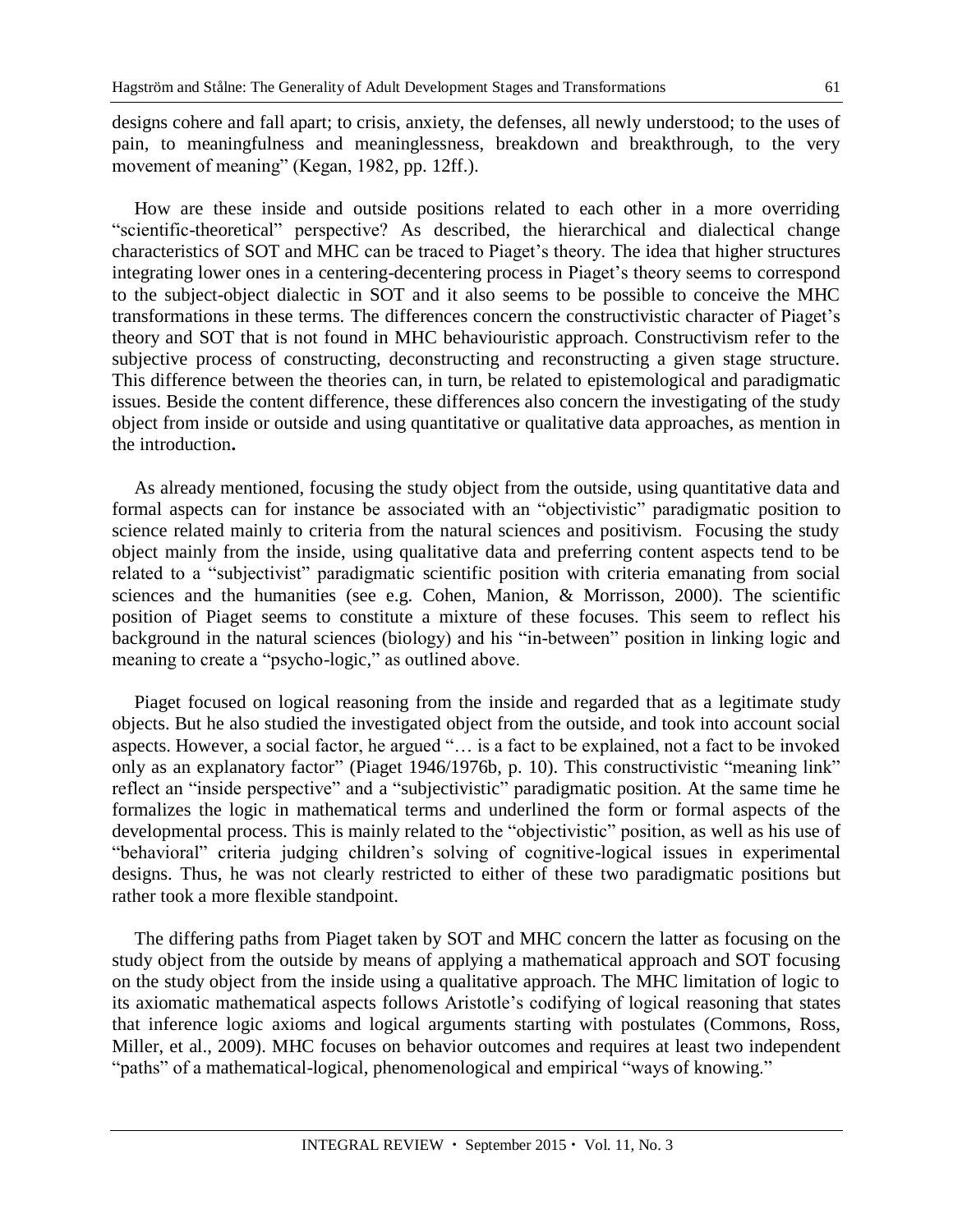designs cohere and fall apart; to crisis, anxiety, the defenses, all newly understood; to the uses of pain, to meaningfulness and meaninglessness, breakdown and breakthrough, to the very movement of meaning" (Kegan, 1982, pp. 12ff.).

How are these inside and outside positions related to each other in a more overriding "scientific-theoretical" perspective? As described, the hierarchical and dialectical change characteristics of SOT and MHC can be traced to Piaget's theory. The idea that higher structures integrating lower ones in a centering-decentering process in Piaget's theory seems to correspond to the subject-object dialectic in SOT and it also seems to be possible to conceive the MHC transformations in these terms. The differences concern the constructivistic character of Piaget's theory and SOT that is not found in MHC behaviouristic approach. Constructivism refer to the subjective process of constructing, deconstructing and reconstructing a given stage structure. This difference between the theories can, in turn, be related to epistemological and paradigmatic issues. Beside the content difference, these differences also concern the investigating of the study object from inside or outside and using quantitative or qualitative data approaches, as mention in the introduction**.**

As already mentioned, focusing the study object from the outside, using quantitative data and formal aspects can for instance be associated with an "objectivistic" paradigmatic position to science related mainly to criteria from the natural sciences and positivism. Focusing the study object mainly from the inside, using qualitative data and preferring content aspects tend to be related to a "subjectivist" paradigmatic scientific position with criteria emanating from social sciences and the humanities (see e.g. Cohen, Manion, & Morrisson, 2000). The scientific position of Piaget seems to constitute a mixture of these focuses. This seem to reflect his background in the natural sciences (biology) and his "in-between" position in linking logic and meaning to create a "psycho-logic," as outlined above.

Piaget focused on logical reasoning from the inside and regarded that as a legitimate study objects. But he also studied the investigated object from the outside, and took into account social aspects. However, a social factor, he argued "… is a fact to be explained, not a fact to be invoked only as an explanatory factor" (Piaget 1946/1976b, p. 10). This constructivistic "meaning link" reflect an "inside perspective" and a "subjectivistic" paradigmatic position. At the same time he formalizes the logic in mathematical terms and underlined the form or formal aspects of the developmental process. This is mainly related to the "objectivistic" position, as well as his use of "behavioral" criteria judging children's solving of cognitive-logical issues in experimental designs. Thus, he was not clearly restricted to either of these two paradigmatic positions but rather took a more flexible standpoint.

The differing paths from Piaget taken by SOT and MHC concern the latter as focusing on the study object from the outside by means of applying a mathematical approach and SOT focusing on the study object from the inside using a qualitative approach. The MHC limitation of logic to its axiomatic mathematical aspects follows Aristotle's codifying of logical reasoning that states that inference logic axioms and logical arguments starting with postulates (Commons, Ross, Miller, et al., 2009). MHC focuses on behavior outcomes and requires at least two independent "paths" of a mathematical-logical, phenomenological and empirical "ways of knowing."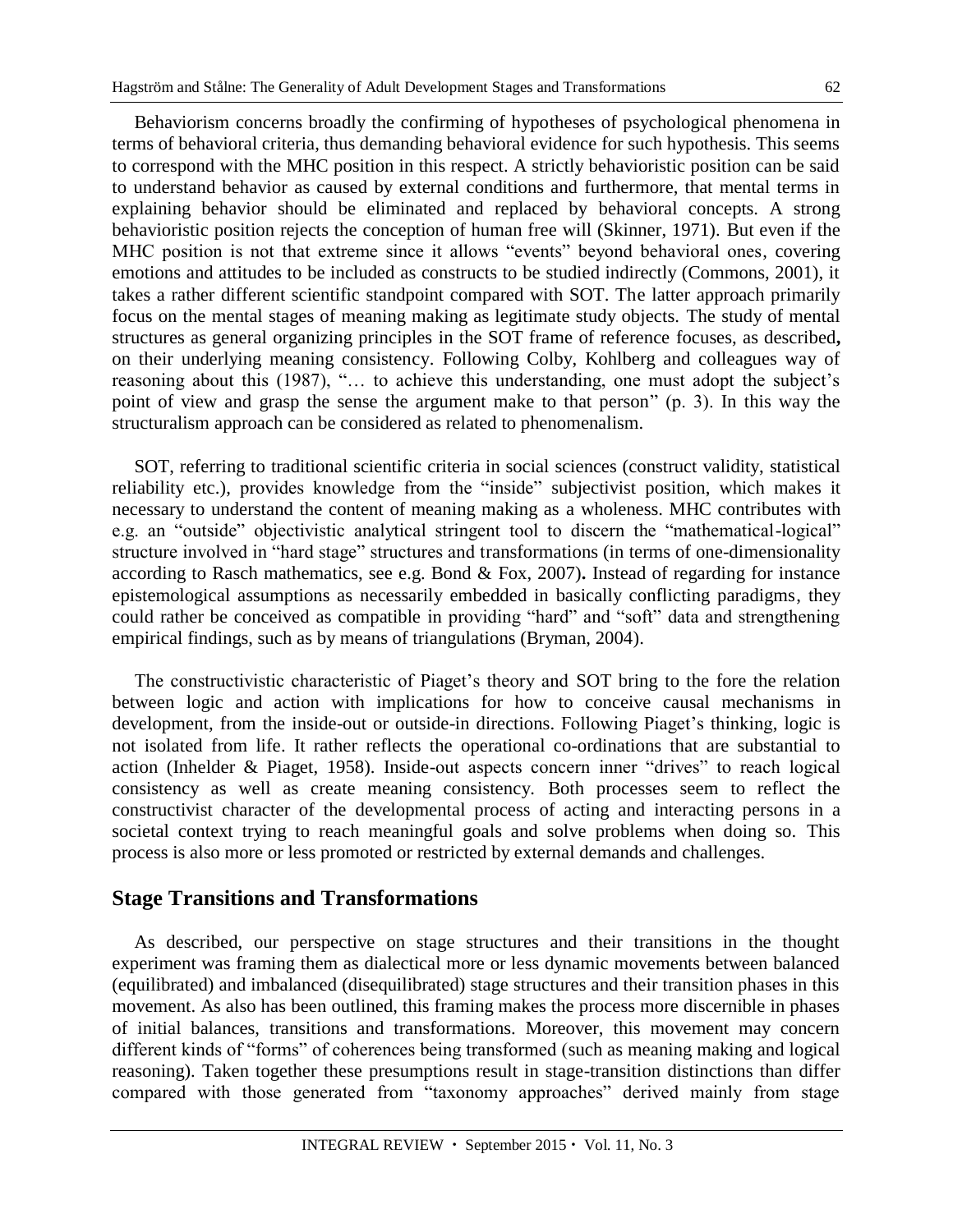Behaviorism concerns broadly the confirming of hypotheses of psychological phenomena in terms of behavioral criteria, thus demanding behavioral evidence for such hypothesis. This seems to correspond with the MHC position in this respect. A strictly behavioristic position can be said to understand behavior as caused by external conditions and furthermore, that mental terms in explaining behavior should be eliminated and replaced by behavioral concepts. A strong behavioristic position rejects the conception of human free will (Skinner, 1971). But even if the MHC position is not that extreme since it allows "events" beyond behavioral ones, covering emotions and attitudes to be included as constructs to be studied indirectly (Commons, 2001), it takes a rather different scientific standpoint compared with SOT. The latter approach primarily focus on the mental stages of meaning making as legitimate study objects. The study of mental structures as general organizing principles in the SOT frame of reference focuses, as described**,** on their underlying meaning consistency. Following Colby, Kohlberg and colleagues way of reasoning about this (1987), "… to achieve this understanding, one must adopt the subject's point of view and grasp the sense the argument make to that person" (p. 3). In this way the structuralism approach can be considered as related to phenomenalism.

SOT, referring to traditional scientific criteria in social sciences (construct validity, statistical reliability etc.), provides knowledge from the "inside" subjectivist position, which makes it necessary to understand the content of meaning making as a wholeness. MHC contributes with e.g. an "outside" objectivistic analytical stringent tool to discern the "mathematical-logical" structure involved in "hard stage" structures and transformations (in terms of one-dimensionality according to Rasch mathematics, see e.g. Bond & Fox, 2007)**.** Instead of regarding for instance epistemological assumptions as necessarily embedded in basically conflicting paradigms, they could rather be conceived as compatible in providing "hard" and "soft" data and strengthening empirical findings, such as by means of triangulations (Bryman, 2004).

The constructivistic characteristic of Piaget's theory and SOT bring to the fore the relation between logic and action with implications for how to conceive causal mechanisms in development, from the inside-out or outside-in directions. Following Piaget's thinking, logic is not isolated from life. It rather reflects the operational co-ordinations that are substantial to action (Inhelder & Piaget, 1958). Inside-out aspects concern inner "drives" to reach logical consistency as well as create meaning consistency. Both processes seem to reflect the constructivist character of the developmental process of acting and interacting persons in a societal context trying to reach meaningful goals and solve problems when doing so. This process is also more or less promoted or restricted by external demands and challenges.

## Stage Transitions and Transformations

As described, our perspective on stage structures and their transitions in the thought experiment was framing them as dialectical more or less dynamic movements between balanced (equilibrated) and imbalanced (disequilibrated) stage structures and their transition phases in this movement. As also has been outlined, this framing makes the process more discernible in phases of initial balances, transitions and transformations. Moreover, this movement may concern different kinds of "forms" of coherences being transformed (such as meaning making and logical reasoning). Taken together these presumptions result in stage-transition distinctions than differ compared with those generated from "taxonomy approaches" derived mainly from stage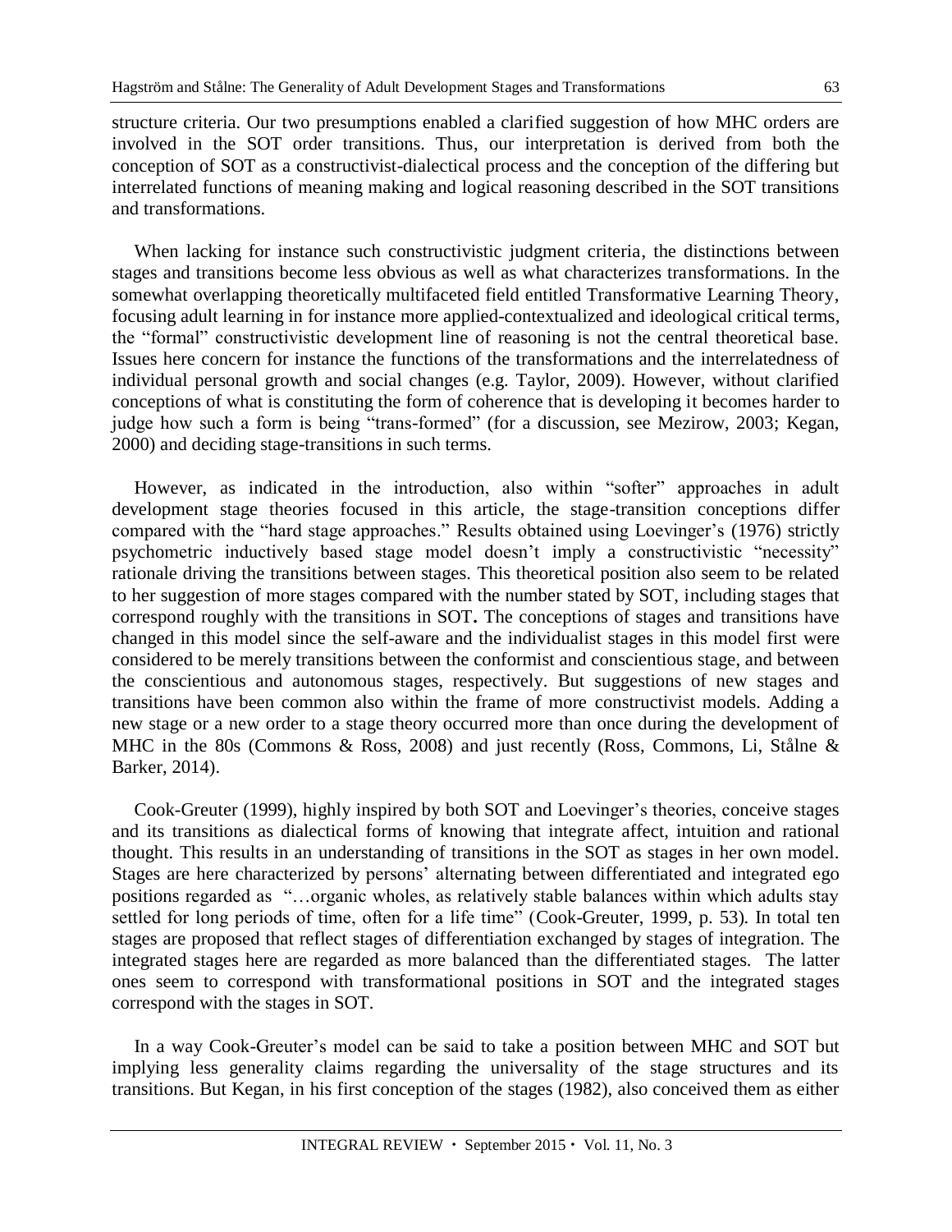structure criteria. Our two presumptions enabled a clarified suggestion of how MHC orders are involved in the SOT order transitions. Thus, our interpretation is derived from both the conception of SOT as a constructivist-dialectical process and the conception of the differing but interrelated functions of meaning making and logical reasoning described in the SOT transitions and transformations.

When lacking for instance such constructivistic judgment criteria, the distinctions between stages and transitions become less obvious as well as what characterizes transformations. In the somewhat overlapping theoretically multifaceted field entitled Transformative Learning Theory, focusing adult learning in for instance more applied-contextualized and ideological critical terms, the "formal" constructivistic development line of reasoning is not the central theoretical base. Issues here concern for instance the functions of the transformations and the interrelatedness of individual personal growth and social changes (e.g. Taylor, 2009). However, without clarified conceptions of what is constituting the form of coherence that is developing it becomes harder to judge how such a form is being "trans-formed" (for a discussion, see Mezirow, 2003; Kegan, 2000) and deciding stage-transitions in such terms.

However, as indicated in the introduction, also within "softer" approaches in adult development stage theories focused in this article, the stage-transition conceptions differ compared with the "hard stage approaches." Results obtained using Loevinger's (1976) strictly psychometric inductively based stage model doesn't imply a constructivistic "necessity" rationale driving the transitions between stages. This theoretical position also seem to be related to her suggestion of more stages compared with the number stated by SOT, including stages that correspond roughly with the transitions in SOT**.** The conceptions of stages and transitions have changed in this model since the self-aware and the individualist stages in this model first were considered to be merely transitions between the conformist and conscientious stage, and between the conscientious and autonomous stages, respectively. But suggestions of new stages and transitions have been common also within the frame of more constructivist models. Adding a new stage or a new order to a stage theory occurred more than once during the development of MHC in the 80s (Commons & Ross, 2008) and just recently (Ross, Commons, Li, Stålne & Barker, 2014).

Cook-Greuter (1999), highly inspired by both SOT and Loevinger's theories, conceive stages and its transitions as dialectical forms of knowing that integrate affect, intuition and rational thought. This results in an understanding of transitions in the SOT as stages in her own model. Stages are here characterized by persons' alternating between differentiated and integrated ego positions regarded as "…organic wholes, as relatively stable balances within which adults stay settled for long periods of time, often for a life time" (Cook-Greuter, 1999, p. 53). In total ten stages are proposed that reflect stages of differentiation exchanged by stages of integration. The integrated stages here are regarded as more balanced than the differentiated stages. The latter ones seem to correspond with transformational positions in SOT and the integrated stages correspond with the stages in SOT.

In a way Cook-Greuter's model can be said to take a position between MHC and SOT but implying less generality claims regarding the universality of the stage structures and its transitions. But Kegan, in his first conception of the stages (1982), also conceived them as either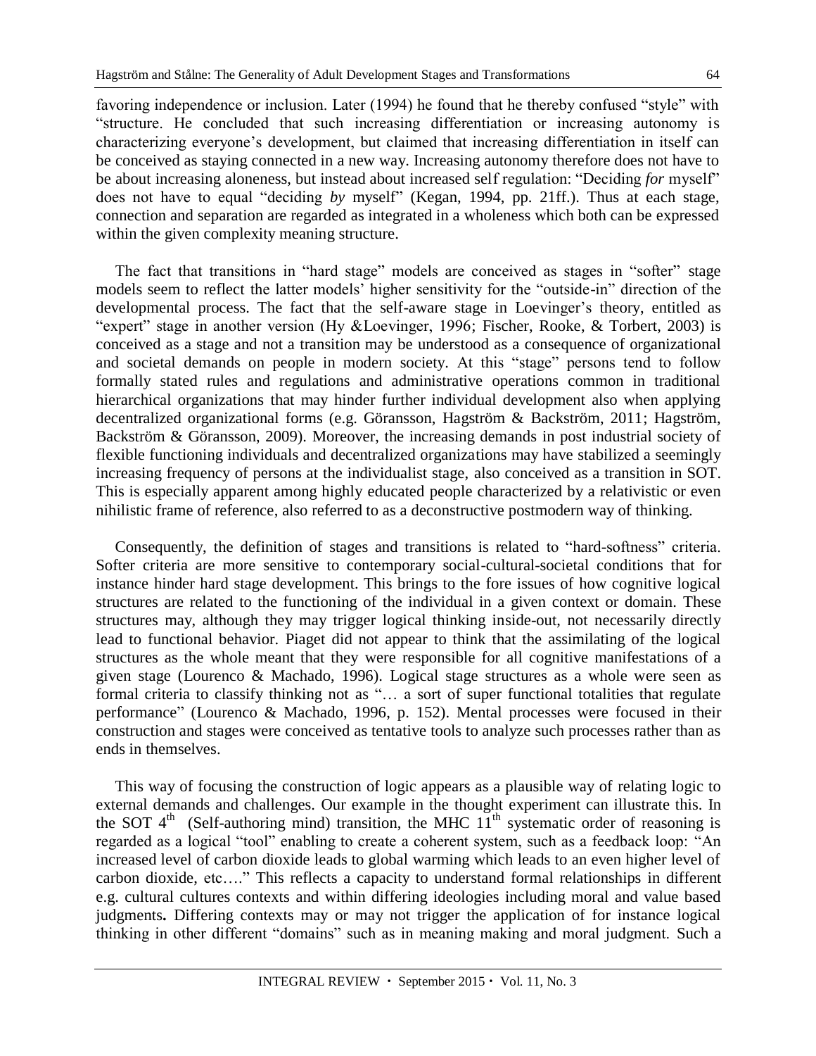favoring independence or inclusion. Later (1994) he found that he thereby confused "style" with "structure. He concluded that such increasing differentiation or increasing autonomy is characterizing everyone's development, but claimed that increasing differentiation in itself can be conceived as staying connected in a new way. Increasing autonomy therefore does not have to be about increasing aloneness, but instead about increased self regulation: "Deciding *for* myself" does not have to equal "deciding *by* myself" (Kegan, 1994, pp. 21ff.). Thus at each stage, connection and separation are regarded as integrated in a wholeness which both can be expressed within the given complexity meaning structure.

The fact that transitions in "hard stage" models are conceived as stages in "softer" stage models seem to reflect the latter models' higher sensitivity for the "outside-in" direction of the developmental process. The fact that the self-aware stage in Loevinger's theory, entitled as "expert" stage in another version (Hy &Loevinger, 1996; Fischer, Rooke, & Torbert, 2003) is conceived as a stage and not a transition may be understood as a consequence of organizational and societal demands on people in modern society. At this "stage" persons tend to follow formally stated rules and regulations and administrative operations common in traditional hierarchical organizations that may hinder further individual development also when applying decentralized organizational forms (e.g. Göransson, Hagström & Backström, 2011; Hagström, Backström & Göransson, 2009). Moreover, the increasing demands in post industrial society of flexible functioning individuals and decentralized organizations may have stabilized a seemingly increasing frequency of persons at the individualist stage, also conceived as a transition in SOT. This is especially apparent among highly educated people characterized by a relativistic or even nihilistic frame of reference, also referred to as a deconstructive postmodern way of thinking.

Consequently, the definition of stages and transitions is related to "hard-softness" criteria. Softer criteria are more sensitive to contemporary social-cultural-societal conditions that for instance hinder hard stage development. This brings to the fore issues of how cognitive logical structures are related to the functioning of the individual in a given context or domain. These structures may, although they may trigger logical thinking inside-out, not necessarily directly lead to functional behavior. Piaget did not appear to think that the assimilating of the logical structures as the whole meant that they were responsible for all cognitive manifestations of a given stage (Lourenco & Machado, 1996). Logical stage structures as a whole were seen as formal criteria to classify thinking not as "… a sort of super functional totalities that regulate performance" (Lourenco & Machado, 1996, p. 152). Mental processes were focused in their construction and stages were conceived as tentative tools to analyze such processes rather than as ends in themselves.

This way of focusing the construction of logic appears as a plausible way of relating logic to external demands and challenges. Our example in the thought experiment can illustrate this. In the SOT 4th (Self-authoring mind) transition, the MHC 11th systematic order of reasoning is regarded as a logical "tool" enabling to create a coherent system, such as a feedback loop: "An increased level of carbon dioxide leads to global warming which leads to an even higher level of carbon dioxide, etc…." This reflects a capacity to understand formal relationships in different e.g. cultural cultures contexts and within differing ideologies including moral and value based judgments**.** Differing contexts may or may not trigger the application of for instance logical thinking in other different "domains" such as in meaning making and moral judgment. Such a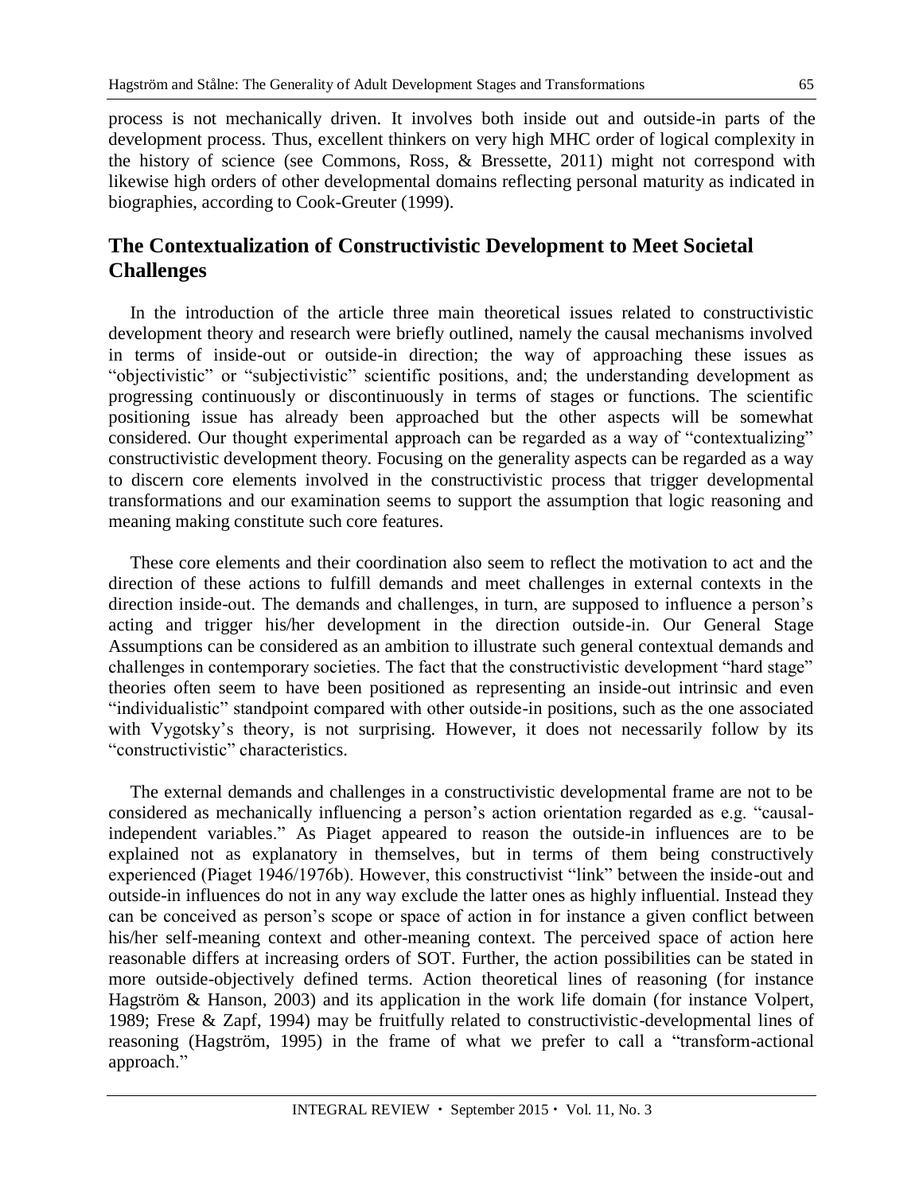process is not mechanically driven. It involves both inside out and outside-in parts of the development process. Thus, excellent thinkers on very high MHC order of logical complexity in the history of science (see Commons, Ross, & Bressette, 2011) might not correspond with likewise high orders of other developmental domains reflecting personal maturity as indicated in biographies, according to Cook-Greuter (1999).

## The Contextualization of Constructivistic Development to Meet Societal Challenges

In the introduction of the article three main theoretical issues related to constructivistic development theory and research were briefly outlined, namely the causal mechanisms involved in terms of inside-out or outside-in direction; the way of approaching these issues as "objectivistic" or "subjectivistic" scientific positions, and; the understanding development as progressing continuously or discontinuously in terms of stages or functions. The scientific positioning issue has already been approached but the other aspects will be somewhat considered. Our thought experimental approach can be regarded as a way of "contextualizing" constructivistic development theory. Focusing on the generality aspects can be regarded as a way to discern core elements involved in the constructivistic process that trigger developmental transformations and our examination seems to support the assumption that logic reasoning and meaning making constitute such core features.

These core elements and their coordination also seem to reflect the motivation to act and the direction of these actions to fulfill demands and meet challenges in external contexts in the direction inside-out. The demands and challenges, in turn, are supposed to influence a person's acting and trigger his/her development in the direction outside-in. Our General Stage Assumptions can be considered as an ambition to illustrate such general contextual demands and challenges in contemporary societies. The fact that the constructivistic development "hard stage" theories often seem to have been positioned as representing an inside-out intrinsic and even "individualistic" standpoint compared with other outside-in positions, such as the one associated with Vygotsky's theory, is not surprising. However, it does not necessarily follow by its "constructivistic" characteristics.

The external demands and challenges in a constructivistic developmental frame are not to be considered as mechanically influencing a person's action orientation regarded as e.g. "causal-independent variables." As Piaget appeared to reason the outside-in influences are to be explained not as explanatory in themselves, but in terms of them being constructively experienced (Piaget 1946/1976b). However, this constructivist "link" between the inside-out and outside-in influences do not in any way exclude the latter ones as highly influential. Instead they can be conceived as person's scope or space of action in for instance a given conflict between his/her self-meaning context and other-meaning context. The perceived space of action here reasonable differs at increasing orders of SOT. Further, the action possibilities can be stated in more outside-objectively defined terms. Action theoretical lines of reasoning (for instance Hagström & Hanson, 2003) and its application in the work life domain (for instance Volpert, 1989; Frese & Zapf, 1994) may be fruitfully related to constructivistic-developmental lines of reasoning (Hagström, 1995) in the frame of what we prefer to call a "transform-actional approach."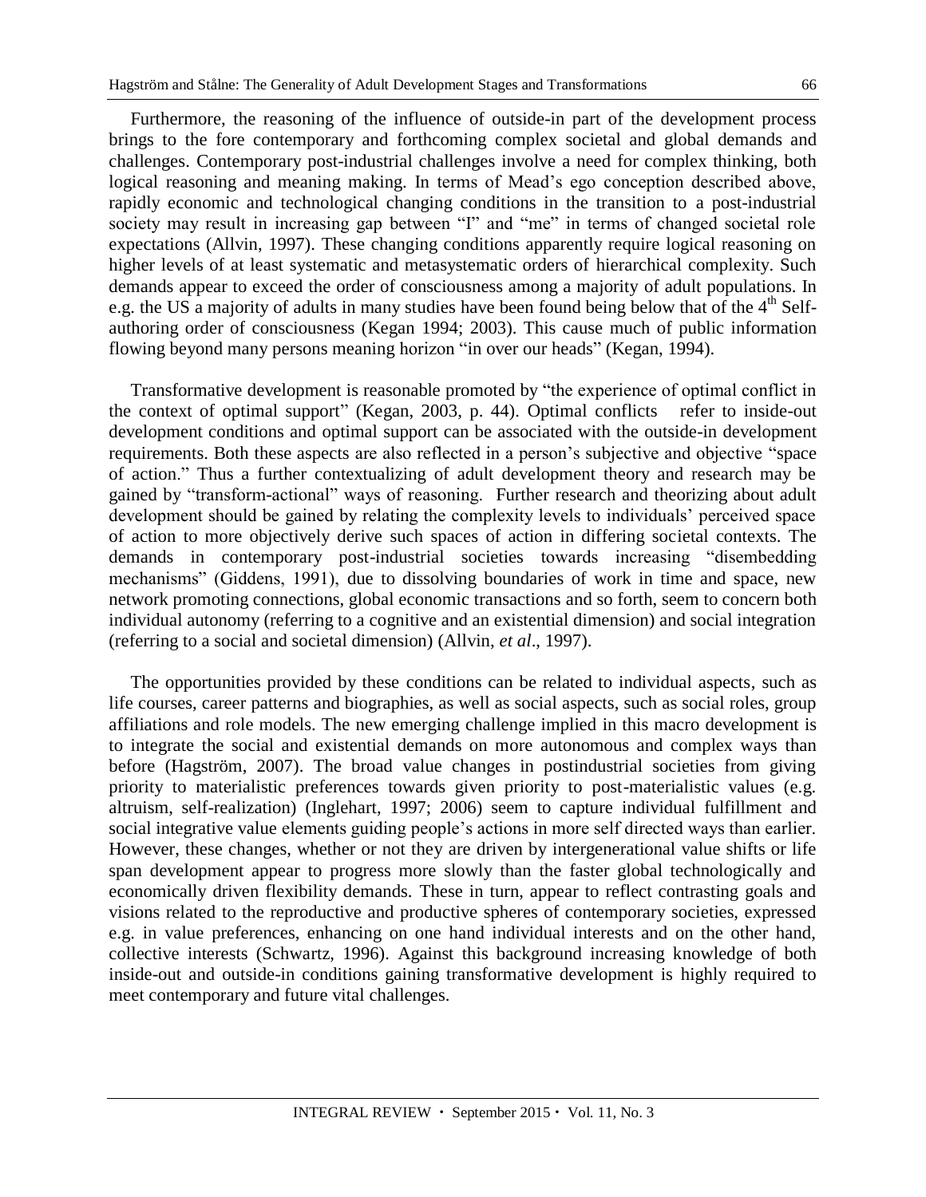Furthermore, the reasoning of the influence of outside-in part of the development process brings to the fore contemporary and forthcoming complex societal and global demands and challenges. Contemporary post-industrial challenges involve a need for complex thinking, both logical reasoning and meaning making. In terms of Mead's ego conception described above, rapidly economic and technological changing conditions in the transition to a post-industrial society may result in increasing gap between "I" and "me" in terms of changed societal role expectations (Allvin, 1997). These changing conditions apparently require logical reasoning on higher levels of at least systematic and metasystematic orders of hierarchical complexity. Such demands appear to exceed the order of consciousness among a majority of adult populations. In e.g. the US a majority of adults in many studies have been found being below that of the 4th Self-authoring order of consciousness (Kegan 1994; 2003). This cause much of public information flowing beyond many persons meaning horizon "in over our heads" (Kegan, 1994).

Transformative development is reasonable promoted by "the experience of optimal conflict in the context of optimal support" (Kegan, 2003, p. 44). Optimal conflicts refer to inside-out development conditions and optimal support can be associated with the outside-in development requirements. Both these aspects are also reflected in a person's subjective and objective "space of action." Thus a further contextualizing of adult development theory and research may be gained by "transform-actional" ways of reasoning. Further research and theorizing about adult development should be gained by relating the complexity levels to individuals' perceived space of action to more objectively derive such spaces of action in differing societal contexts. The demands in contemporary post-industrial societies towards increasing "disembedding mechanisms" (Giddens, 1991), due to dissolving boundaries of work in time and space, new network promoting connections, global economic transactions and so forth, seem to concern both individual autonomy (referring to a cognitive and an existential dimension) and social integration (referring to a social and societal dimension) (Allvin, *et al*., 1997).

The opportunities provided by these conditions can be related to individual aspects, such as life courses, career patterns and biographies, as well as social aspects, such as social roles, group affiliations and role models. The new emerging challenge implied in this macro development is to integrate the social and existential demands on more autonomous and complex ways than before (Hagström, 2007). The broad value changes in postindustrial societies from giving priority to materialistic preferences towards given priority to post-materialistic values (e.g. altruism, self-realization) (Inglehart, 1997; 2006) seem to capture individual fulfillment and social integrative value elements guiding people's actions in more self directed ways than earlier. However, these changes, whether or not they are driven by intergenerational value shifts or life span development appear to progress more slowly than the faster global technologically and economically driven flexibility demands. These in turn, appear to reflect contrasting goals and visions related to the reproductive and productive spheres of contemporary societies, expressed e.g. in value preferences, enhancing on one hand individual interests and on the other hand, collective interests (Schwartz, 1996). Against this background increasing knowledge of both inside-out and outside-in conditions gaining transformative development is highly required to meet contemporary and future vital challenges.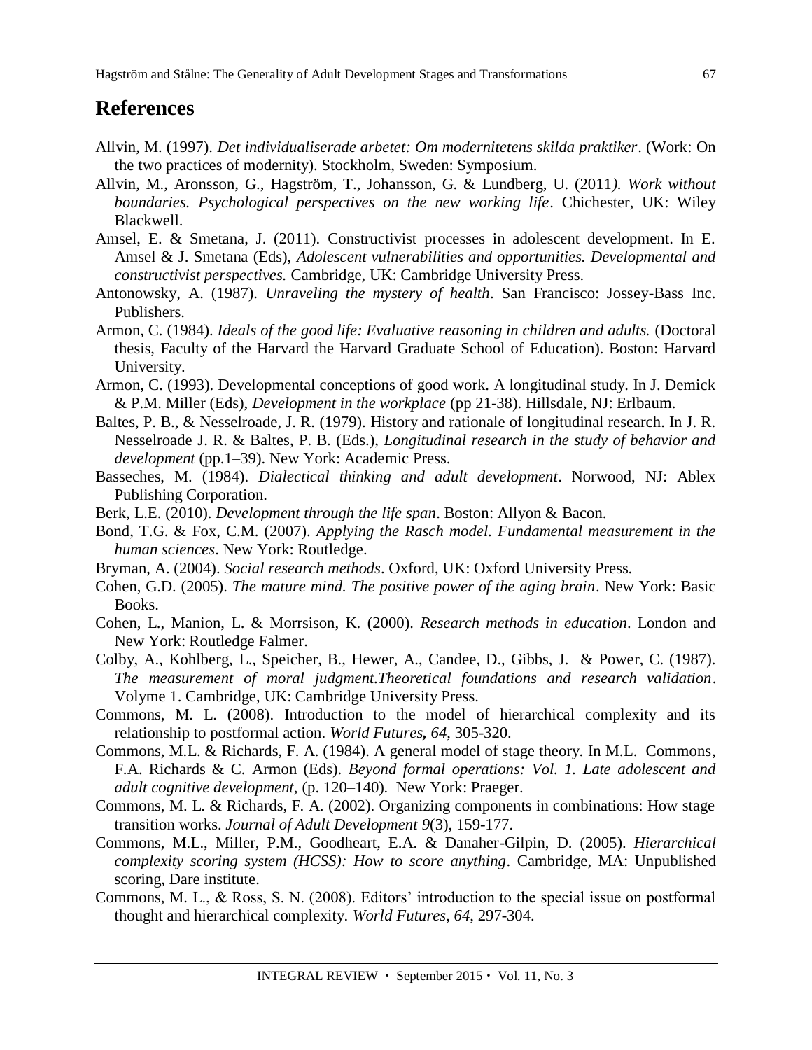## References

Allvin, M. (1997). *Det individualiserade arbetet: Om modernitetens skilda praktiker*. (Work: On the two practices of modernity). Stockholm, Sweden: Symposium.

Allvin, M., Aronsson, G., Hagström, T., Johansson, G. & Lundberg, U. (2011*). Work without boundaries. Psychological perspectives on the new working life*. Chichester, UK: Wiley Blackwell.

Amsel, E. & Smetana, J. (2011). Constructivist processes in adolescent development. In E. Amsel & J. Smetana (Eds), *Adolescent vulnerabilities and opportunities. Developmental and constructivist perspectives.* Cambridge, UK: Cambridge University Press.

Antonowsky, A. (1987). *Unraveling the mystery of health*. San Francisco: Jossey-Bass Inc. Publishers.

Armon, C. (1984). *Ideals of the good life: Evaluative reasoning in children and adults.* (Doctoral thesis, Faculty of the Harvard the Harvard Graduate School of Education). Boston: Harvard University.

Armon, C. (1993). Developmental conceptions of good work. A longitudinal study. In J. Demick & P.M. Miller (Eds), *Development in the workplace* (pp 21-38). Hillsdale, NJ: Erlbaum.

Baltes, P. B., & Nesselroade, J. R. (1979). History and rationale of longitudinal research. In J. R. Nesselroade J. R. & Baltes, P. B. (Eds.), *Longitudinal research in the study of behavior and development* (pp.1–39). New York: Academic Press.

Basseches, M. (1984). *Dialectical thinking and adult development*. Norwood, NJ: Ablex Publishing Corporation.

Berk, L.E. (2010). *Development through the life span*. Boston: Allyon & Bacon.

Bond, T.G. & Fox, C.M. (2007). *Applying the Rasch model. Fundamental measurement in the human sciences*. New York: Routledge.

Bryman, A. (2004). *Social research methods*. Oxford, UK: Oxford University Press.

Cohen, G.D. (2005). *The mature mind. The positive power of the aging brain*. New York: Basic Books.

Cohen, L., Manion, L. & Morrsison, K. (2000). *Research methods in education*. London and New York: Routledge Falmer.

Colby, A., Kohlberg, L., Speicher, B., Hewer, A., Candee, D., Gibbs, J. & Power, C. (1987). *The measurement of moral judgment.Theoretical foundations and research validation*. Volyme 1. Cambridge, UK: Cambridge University Press.

Commons, M. L. (2008). Introduction to the model of hierarchical complexity and its relationship to postformal action. *World Futures, 64*, 305-320.

Commons, M.L. & Richards, F. A. (1984). A general model of stage theory. In M.L. Commons, F.A. Richards & C. Armon (Eds). *Beyond formal operations: Vol. 1. Late adolescent and adult cognitive development*, (p. 120–140). New York: Praeger.

Commons, M. L. & Richards, F. A. (2002). Organizing components in combinations: How stage transition works. *Journal of Adult Development 9*(3), 159-177.

Commons, M.L., Miller, P.M., Goodheart, E.A. & Danaher-Gilpin, D. (2005). *Hierarchical complexity scoring system (HCSS): How to score anything*. Cambridge, MA: Unpublished scoring, Dare institute.

Commons, M. L., & Ross, S. N. (2008). Editors' introduction to the special issue on postformal thought and hierarchical complexity. *World Futures*, *64*, 297-304.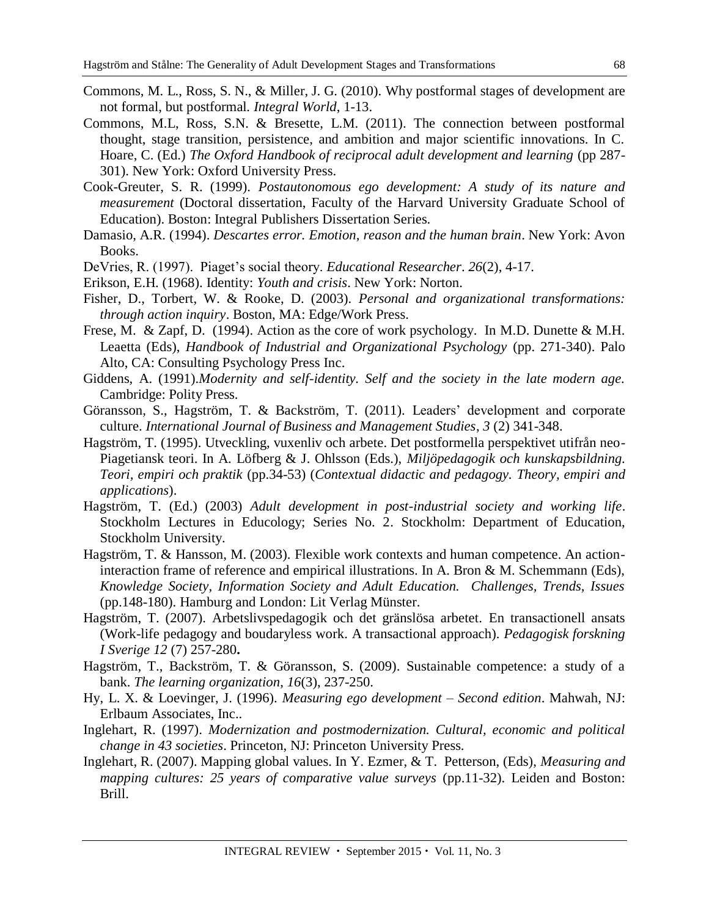Commons, M. L., Ross, S. N., & Miller, J. G. (2010). Why postformal stages of development are not formal, but postformal. *Integral World*, 1-13.

Commons, M.L, Ross, S.N. & Bresette, L.M. (2011). The connection between postformal thought, stage transition, persistence, and ambition and major scientific innovations. In C. Hoare, C. (Ed.) *The Oxford Handbook of reciprocal adult development and learning* (pp 287-301). New York: Oxford University Press.

Cook-Greuter, S. R. (1999). *Postautonomous ego development: A study of its nature and measurement* (Doctoral dissertation, Faculty of the Harvard University Graduate School of Education). Boston: Integral Publishers Dissertation Series.

Damasio, A.R. (1994). *Descartes error. Emotion, reason and the human brain*. New York: Avon Books.

DeVries, R. (1997). Piaget's social theory. *Educational Researcher*. *26*(2), 4-17.

Erikson, E.H. (1968). Identity: *Youth and crisis*. New York: Norton.

Fisher, D., Torbert, W. & Rooke, D. (2003). *Personal and organizational transformations: through action inquiry*. Boston, MA: Edge/Work Press.

Frese, M. & Zapf, D. (1994). Action as the core of work psychology. In M.D. Dunette & M.H. Leaetta (Eds), *Handbook of Industrial and Organizational Psychology* (pp. 271-340). Palo Alto, CA: Consulting Psychology Press Inc.

Giddens, A. (1991).*Modernity and self-identity. Self and the society in the late modern age.* Cambridge: Polity Press.

Göransson, S., Hagström, T. & Backström, T. (2011). Leaders' development and corporate culture. *International Journal of Business and Management Studies*, *3* (2) 341-348.

Hagström, T. (1995). Utveckling, vuxenliv och arbete. Det postformella perspektivet utifrån neo-Piagetiansk teori. In A. Löfberg & J. Ohlsson (Eds.), *Miljöpedagogik och kunskapsbildning. Teori, empiri och praktik* (pp.34-53) (*Contextual didactic and pedagogy. Theory, empiri and applications*).

Hagström, T. (Ed.) (2003) *Adult development in post-industrial society and working life*. Stockholm Lectures in Educology; Series No. 2. Stockholm: Department of Education, Stockholm University.

Hagström, T. & Hansson, M. (2003). Flexible work contexts and human competence. An action-interaction frame of reference and empirical illustrations. In A. Bron & M. Schemmann (Eds), *Knowledge Society, Information Society and Adult Education. Challenges, Trends, Issues* (pp.148-180). Hamburg and London: Lit Verlag Münster.

Hagström, T. (2007). Arbetslivspedagogik och det gränslösa arbetet. En transactionell ansats (Work-life pedagogy and boudaryless work. A transactional approach). *Pedagogisk forskning I Sverige 12* (7) 257-280**.**

Hagström, T., Backström, T. & Göransson, S. (2009). Sustainable competence: a study of a bank. *The learning organization*, *16*(3), 237-250.

Hy, L. X. & Loevinger, J. (1996). *Measuring ego development – Second edition*. Mahwah, NJ: Erlbaum Associates, Inc..

Inglehart, R. (1997). *Modernization and postmodernization. Cultural, economic and political change in 43 societies*. Princeton, NJ: Princeton University Press.

Inglehart, R. (2007). Mapping global values. In Y. Ezmer, & T. Petterson, (Eds), *Measuring and mapping cultures: 25 years of comparative value surveys* (pp.11-32). Leiden and Boston: Brill.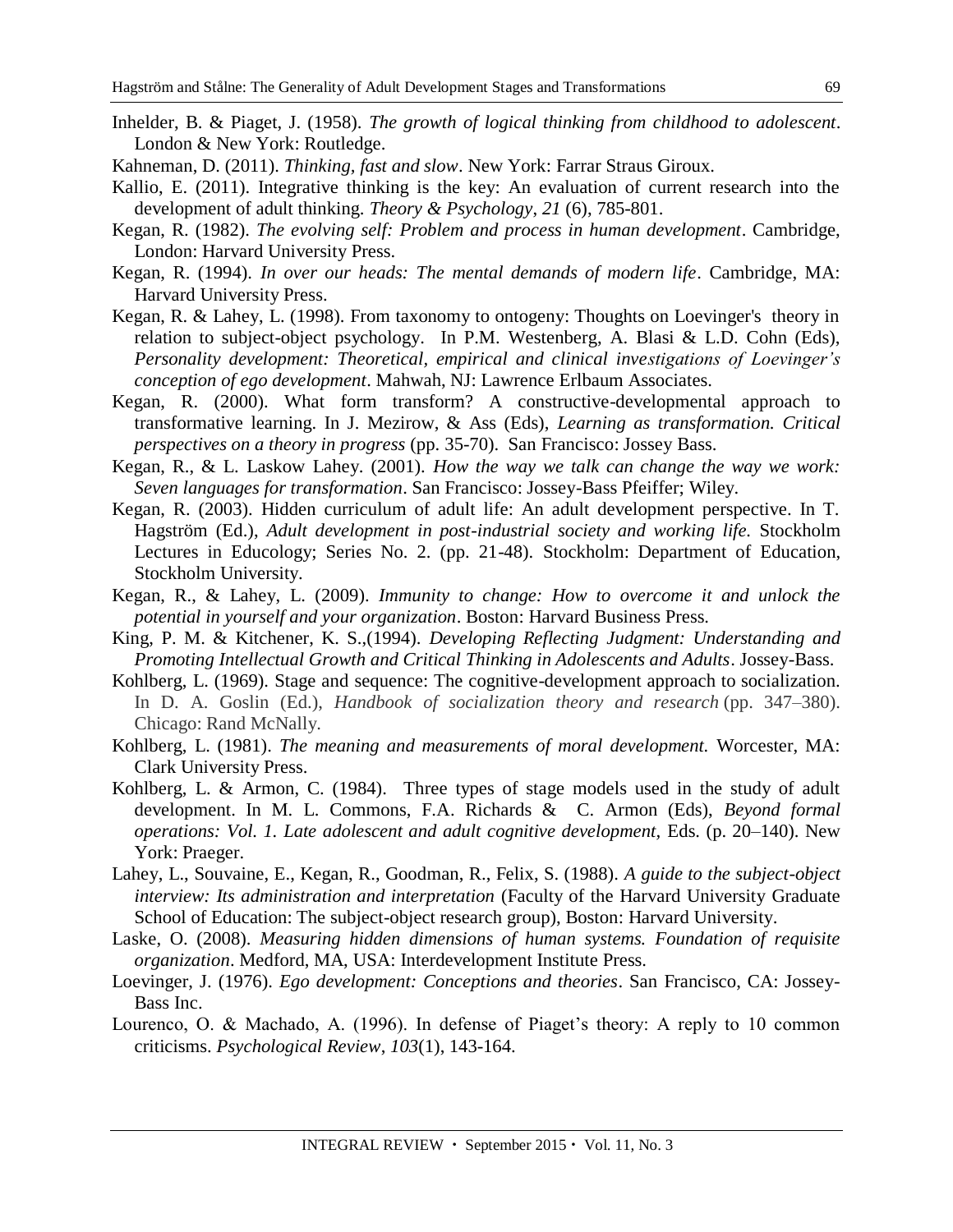Inhelder, B. & Piaget, J. (1958). *The growth of logical thinking from childhood to adolescent*. London & New York: Routledge.

Kahneman, D. (2011). *Thinking, fast and slow*. New York: Farrar Straus Giroux.

Kallio, E. (2011). Integrative thinking is the key: An evaluation of current research into the development of adult thinking. *Theory & Psychology*, *21* (6), 785-801.

Kegan, R. (1982). *The evolving self: Problem and process in human development*. Cambridge, London: Harvard University Press.

Kegan, R. (1994). *In over our heads: The mental demands of modern life*. Cambridge, MA: Harvard University Press.

Kegan, R. & Lahey, L. (1998). From taxonomy to ontogeny: Thoughts on Loevinger's theory in relation to subject-object psychology. In P.M. Westenberg, A. Blasi & L.D. Cohn (Eds), *Personality development: Theoretical, empirical and clinical investigations of Loevinger's conception of ego development*. Mahwah, NJ: Lawrence Erlbaum Associates.

Kegan, R. (2000). What form transform? A constructive-developmental approach to transformative learning. In J. Mezirow, & Ass (Eds), *Learning as transformation. Critical perspectives on a theory in progress* (pp. 35-70). San Francisco: Jossey Bass.

Kegan, R., & L. Laskow Lahey. (2001). *How the way we talk can change the way we work: Seven languages for transformation*. San Francisco: Jossey-Bass Pfeiffer; Wiley.

Kegan, R. (2003). Hidden curriculum of adult life: An adult development perspective. In T. Hagström (Ed.), *Adult development in post-industrial society and working life.* Stockholm Lectures in Educology; Series No. 2. (pp. 21-48). Stockholm: Department of Education, Stockholm University.

Kegan, R., & Lahey, L. (2009). *Immunity to change: How to overcome it and unlock the potential in yourself and your organization*. Boston: Harvard Business Press.

King, P. M. & Kitchener, K. S.,(1994). *Developing Reflecting Judgment: Understanding and Promoting Intellectual Growth and Critical Thinking in Adolescents and Adults*. Jossey-Bass.

Kohlberg, L. (1969). Stage and sequence: The cognitive-development approach to socialization. In D. A. Goslin (Ed.), *Handbook of socialization theory and research* (pp. 347–380). Chicago: Rand McNally.

Kohlberg, L. (1981). *The meaning and measurements of moral development.* Worcester, MA: Clark University Press.

Kohlberg, L. & Armon, C. (1984). Three types of stage models used in the study of adult development. In M. L. Commons, F.A. Richards & C. Armon (Eds), *Beyond formal operations: Vol. 1. Late adolescent and adult cognitive development*, Eds. (p. 20–140). New York: Praeger.

Lahey, L., Souvaine, E., Kegan, R., Goodman, R., Felix, S. (1988). *A guide to the subject-object interview: Its administration and interpretation* (Faculty of the Harvard University Graduate School of Education: The subject-object research group), Boston: Harvard University.

Laske, O. (2008). *Measuring hidden dimensions of human systems. Foundation of requisite organization*. Medford, MA, USA: Interdevelopment Institute Press.

Loevinger, J. (1976). *Ego development: Conceptions and theories*. San Francisco, CA: Jossey-Bass Inc.

Lourenco, O. & Machado, A. (1996). In defense of Piaget's theory: A reply to 10 common criticisms. *Psychological Review*, *103*(1), 143-164.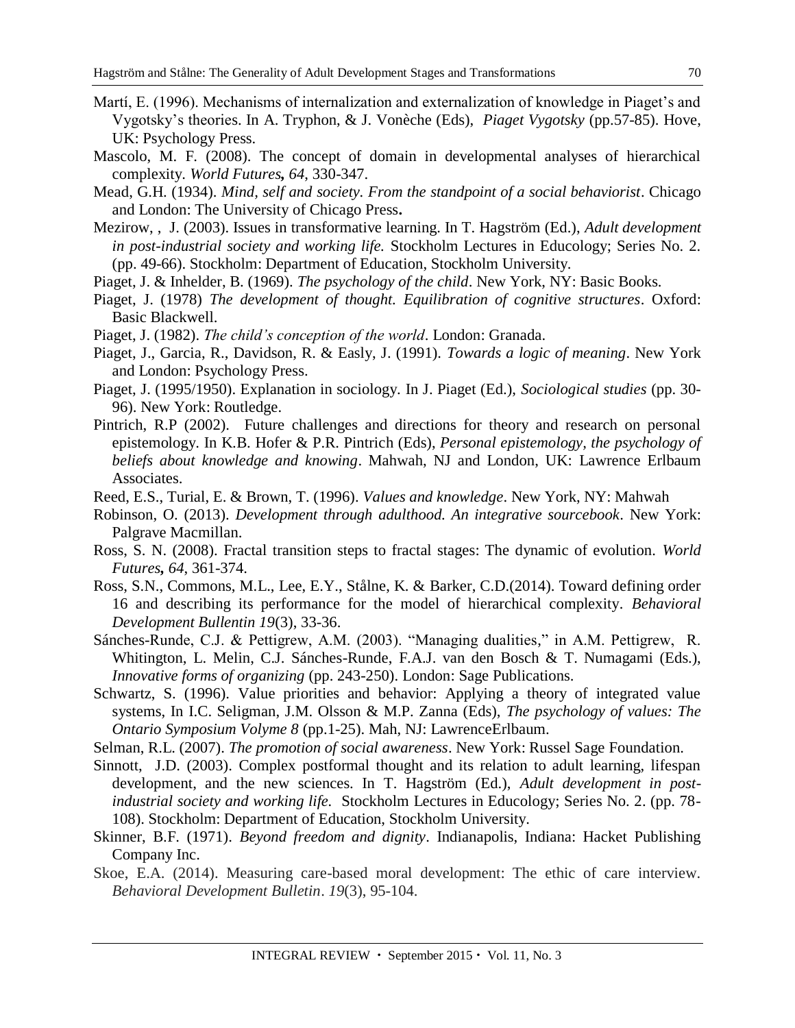Martí, E. (1996). Mechanisms of internalization and externalization of knowledge in Piaget's and Vygotsky's theories. In A. Tryphon, & J. Vonèche (Eds), *Piaget Vygotsky* (pp.57-85). Hove, UK: Psychology Press.

Mascolo, M. F. (2008). The concept of domain in developmental analyses of hierarchical complexity. *World Futures, 64*, 330-347.

Mead, G.H. (1934). *Mind, self and society. From the standpoint of a social behaviorist*. Chicago and London: The University of Chicago Press**.**

Mezirow, , J. (2003). Issues in transformative learning. In T. Hagström (Ed.), *Adult development in post-industrial society and working life.* Stockholm Lectures in Educology; Series No. 2. (pp. 49-66). Stockholm: Department of Education, Stockholm University.

Piaget, J. & Inhelder, B. (1969). *The psychology of the child*. New York, NY: Basic Books.

Piaget, J. (1978) *The development of thought. Equilibration of cognitive structures*. Oxford: Basic Blackwell.

Piaget, J. (1982). *The child's conception of the world*. London: Granada.

Piaget, J., Garcia, R., Davidson, R. & Easly, J. (1991). *Towards a logic of meaning*. New York and London: Psychology Press.

Piaget, J. (1995/1950). Explanation in sociology. In J. Piaget (Ed.), *Sociological studies* (pp. 30-96). New York: Routledge.

Pintrich, R.P (2002). Future challenges and directions for theory and research on personal epistemology. In K.B. Hofer & P.R. Pintrich (Eds), *Personal epistemology, the psychology of beliefs about knowledge and knowing*. Mahwah, NJ and London, UK: Lawrence Erlbaum Associates.

Reed, E.S., Turial, E. & Brown, T. (1996). *Values and knowledge*. New York, NY: Mahwah

Robinson, O. (2013). *Development through adulthood. An integrative sourcebook*. New York: Palgrave Macmillan.

Ross, S. N. (2008). Fractal transition steps to fractal stages: The dynamic of evolution. *World Futures, 64*, 361-374.

Ross, S.N., Commons, M.L., Lee, E.Y., Stålne, K. & Barker, C.D.(2014). Toward defining order 16 and describing its performance for the model of hierarchical complexity. *Behavioral Development Bullentin 19*(3), 33-36.

Sánches-Runde, C.J. & Pettigrew, A.M. (2003). "Managing dualities," in A.M. Pettigrew, R. Whitington, L. Melin, C.J. Sánches-Runde, F.A.J. van den Bosch & T. Numagami (Eds.), *Innovative forms of organizing* (pp. 243-250). London: Sage Publications.

Schwartz, S. (1996). Value priorities and behavior: Applying a theory of integrated value systems, In I.C. Seligman, J.M. Olsson & M.P. Zanna (Eds), *The psychology of values: The Ontario Symposium Volyme 8* (pp.1-25). Mah, NJ: LawrenceErlbaum.

Selman, R.L. (2007). *The promotion of social awareness*. New York: Russel Sage Foundation.

Sinnott, J.D. (2003). Complex postformal thought and its relation to adult learning, lifespan development, and the new sciences. In T. Hagström (Ed.), *Adult development in post-industrial society and working life.* Stockholm Lectures in Educology; Series No. 2. (pp. 78-108). Stockholm: Department of Education, Stockholm University.

Skinner, B.F. (1971). *Beyond freedom and dignity*. Indianapolis, Indiana: Hacket Publishing Company Inc.

Skoe, E.A. (2014). Measuring care-based moral development: The ethic of care interview. *Behavioral Development Bulletin*. *19*(3), 95-104.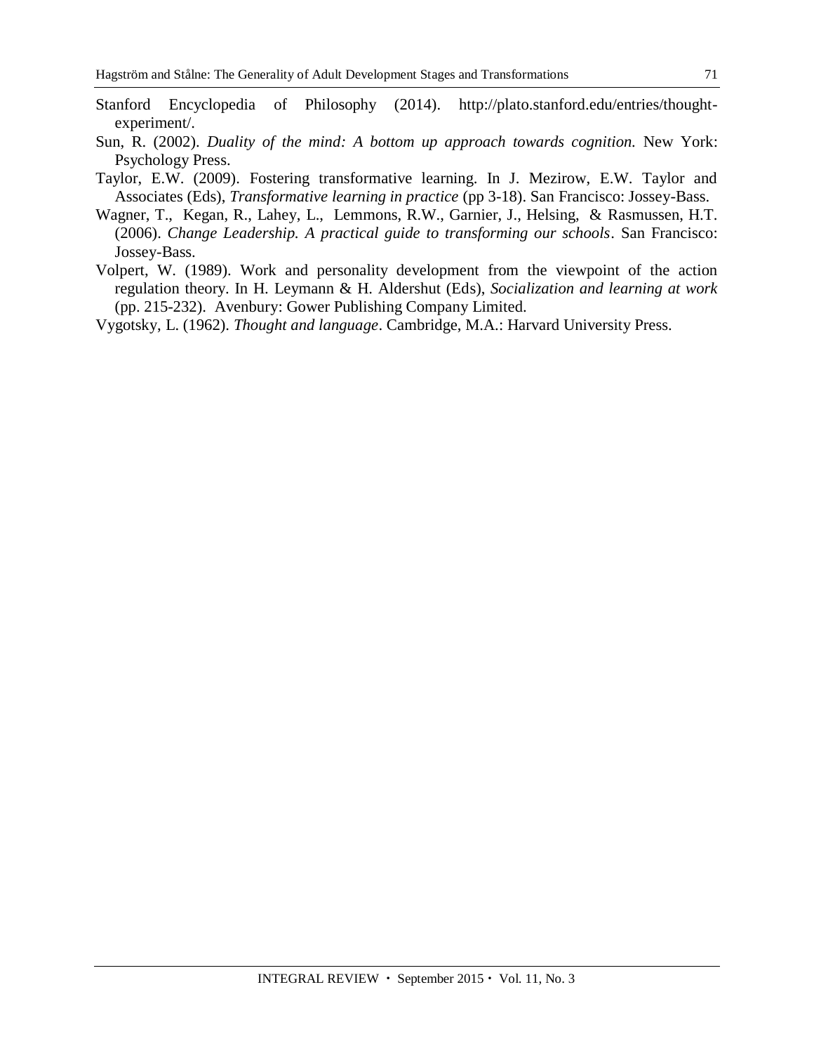Stanford Encyclopedia of Philosophy (2014). http://plato.stanford.edu/entries/thought-experiment/.

Sun, R. (2002). *Duality of the mind: A bottom up approach towards cognition.* New York: Psychology Press.

Taylor, E.W. (2009). Fostering transformative learning. In J. Mezirow, E.W. Taylor and Associates (Eds), *Transformative learning in practice* (pp 3-18). San Francisco: Jossey-Bass.

Wagner, T., Kegan, R., Lahey, L., Lemmons, R.W., Garnier, J., Helsing, & Rasmussen, H.T. (2006). *Change Leadership. A practical guide to transforming our schools*. San Francisco: Jossey-Bass.

Volpert, W. (1989). Work and personality development from the viewpoint of the action regulation theory. In H. Leymann & H. Aldershut (Eds), *Socialization and learning at work* (pp. 215-232). Avenbury: Gower Publishing Company Limited.

Vygotsky, L. (1962). *Thought and language*. Cambridge, M.A.: Harvard University Press.